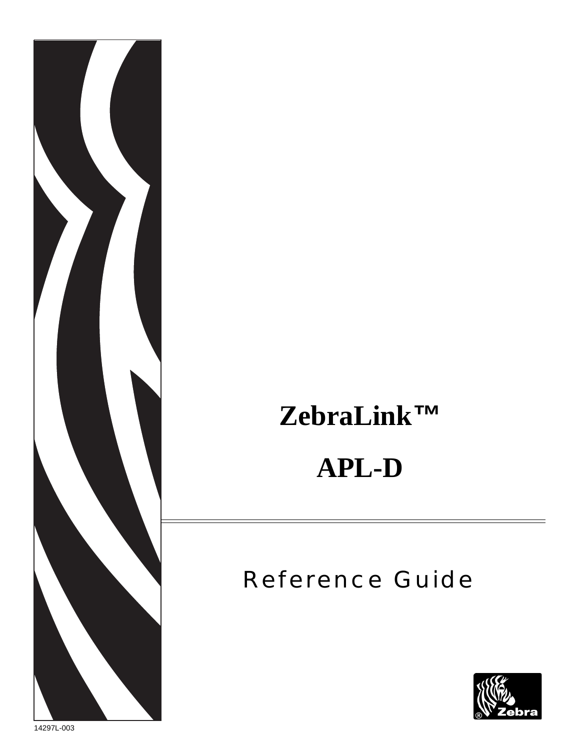# ZebraLink™

# APL-D

## Reference Guide

14297L-003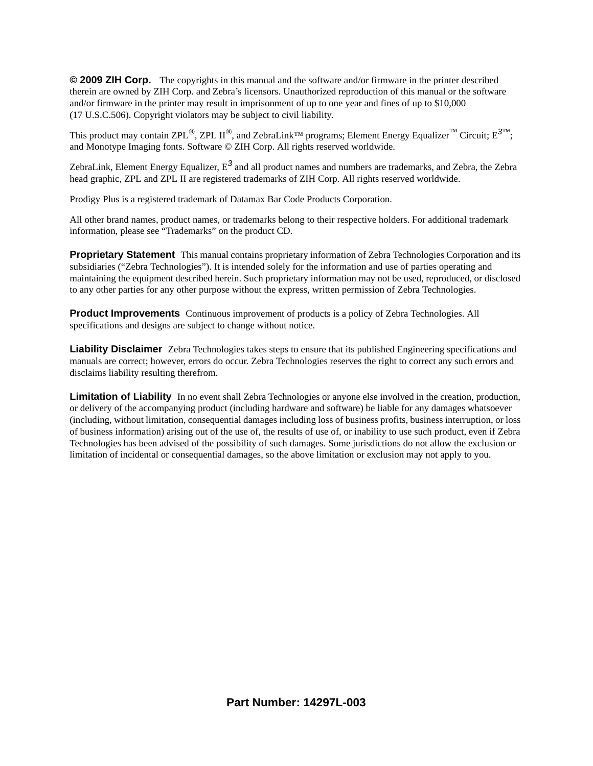**© 2009 ZIH Corp.** The copyrights in this manual and the software and/or firmware in the printer described therein are owned by ZIH Corp. and Zebra's licensors. Unauthorized reproduction of this manual or the software and/or firmware in the printer may result in imprisonment of up to one year and fines of up to $10,000 (17 U.S.C.506). Copyright violators may be subject to civil liability.

This product may contain ZPL®, ZPL II®, and ZebraLink™ programs; Element Energy Equalizer™ Circuit; E$^3$™; and Monotype Imaging fonts. Software © ZIH Corp. All rights reserved worldwide.

ZebraLink, Element Energy Equalizer, E$^3$ and all product names and numbers are trademarks, and Zebra, the Zebra head graphic, ZPL and ZPL II are registered trademarks of ZIH Corp. All rights reserved worldwide.

Prodigy Plus is a registered trademark of Datamax Bar Code Products Corporation.

All other brand names, product names, or trademarks belong to their respective holders. For additional trademark information, please see "Trademarks" on the product CD.

**Proprietary Statement** This manual contains proprietary information of Zebra Technologies Corporation and its subsidiaries ("Zebra Technologies"). It is intended solely for the information and use of parties operating and maintaining the equipment described herein. Such proprietary information may not be used, reproduced, or disclosed to any other parties for any other purpose without the express, written permission of Zebra Technologies.

**Product Improvements** Continuous improvement of products is a policy of Zebra Technologies. All specifications and designs are subject to change without notice.

**Liability Disclaimer** Zebra Technologies takes steps to ensure that its published Engineering specifications and manuals are correct; however, errors do occur. Zebra Technologies reserves the right to correct any such errors and disclaims liability resulting therefrom.

**Limitation of Liability** In no event shall Zebra Technologies or anyone else involved in the creation, production, or delivery of the accompanying product (including hardware and software) be liable for any damages whatsoever (including, without limitation, consequential damages including loss of business profits, business interruption, or loss of business information) arising out of the use of, the results of use of, or inability to use such product, even if Zebra Technologies has been advised of the possibility of such damages. Some jurisdictions do not allow the exclusion or limitation of incidental or consequential damages, so the above limitation or exclusion may not apply to you.

**Part Number: 14297L-003**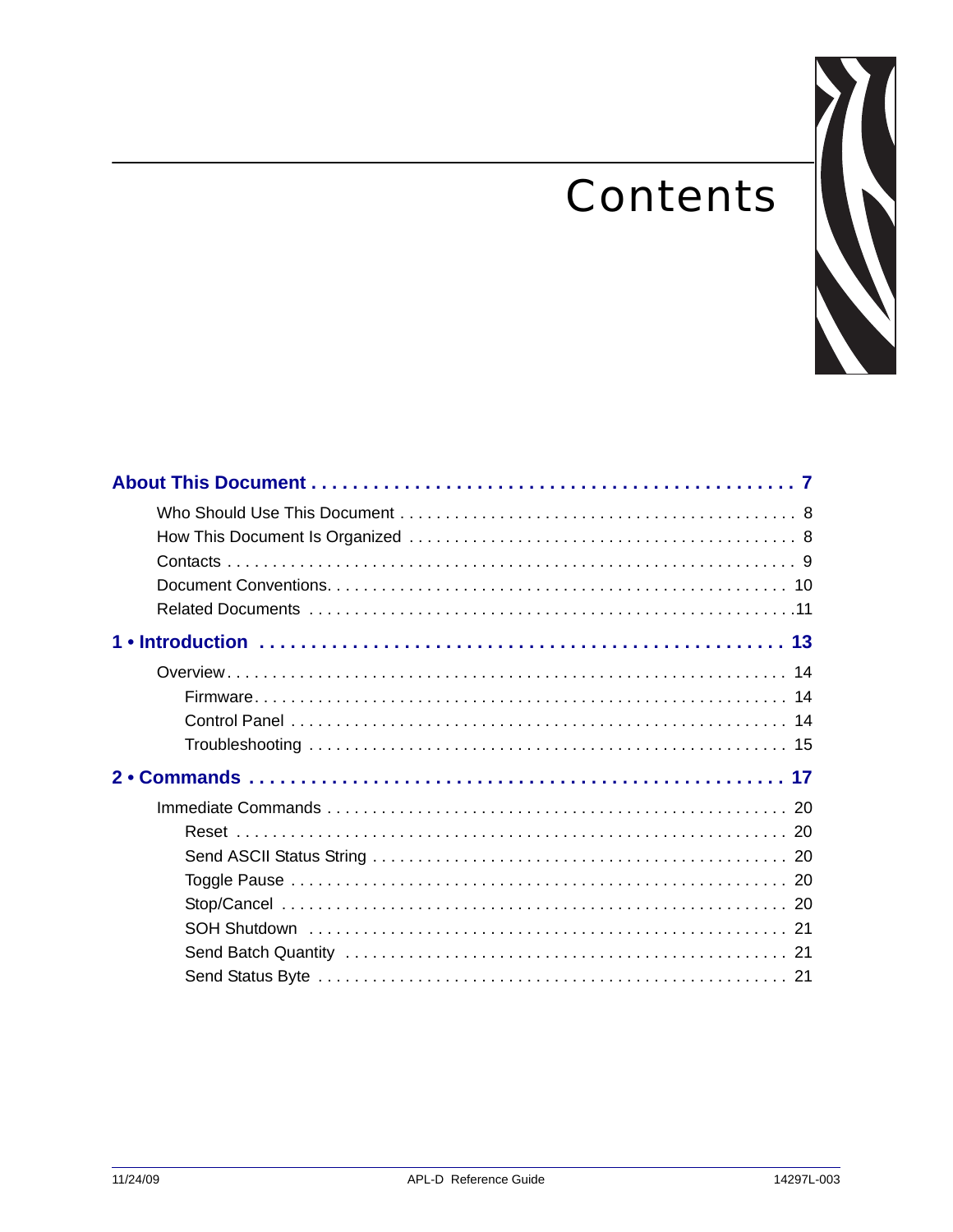# Contents

**About This Document . . . . . . . . . . . . . . . . . . . . . . . . . . . . . . . . . . . . . . . . . . . . . 7**

- Who Should Use This Document . . . . . . . . . . . . . . . . . . . . . . . . . . . . . . . . . . . . . . . . . . 8
- How This Document Is Organized . . . . . . . . . . . . . . . . . . . . . . . . . . . . . . . . . . . . . . . . 8
- Contacts . . . . . . . . . . . . . . . . . . . . . . . . . . . . . . . . . . . . . . . . . . . . . . . . . . . . . . . . . . . . 9
- Document Conventions. . . . . . . . . . . . . . . . . . . . . . . . . . . . . . . . . . . . . . . . . . . . . . . . . 10
- Related Documents . . . . . . . . . . . . . . . . . . . . . . . . . . . . . . . . . . . . . . . . . . . . . . . . . . . .11

**1 • Introduction . . . . . . . . . . . . . . . . . . . . . . . . . . . . . . . . . . . . . . . . . . . . . . . . . 13**

- Overview. . . . . . . . . . . . . . . . . . . . . . . . . . . . . . . . . . . . . . . . . . . . . . . . . . . . . . . . . . . . 14
  - Firmware. . . . . . . . . . . . . . . . . . . . . . . . . . . . . . . . . . . . . . . . . . . . . . . . . . . . . . . . . 14
  - Control Panel . . . . . . . . . . . . . . . . . . . . . . . . . . . . . . . . . . . . . . . . . . . . . . . . . . . . . . 14
  - Troubleshooting . . . . . . . . . . . . . . . . . . . . . . . . . . . . . . . . . . . . . . . . . . . . . . . . . . . . 15

**2 • Commands . . . . . . . . . . . . . . . . . . . . . . . . . . . . . . . . . . . . . . . . . . . . . . . . . . . 17**

- Immediate Commands . . . . . . . . . . . . . . . . . . . . . . . . . . . . . . . . . . . . . . . . . . . . . . . . . . 20
  - Reset . . . . . . . . . . . . . . . . . . . . . . . . . . . . . . . . . . . . . . . . . . . . . . . . . . . . . . . . . . . . 20
  - Send ASCII Status String . . . . . . . . . . . . . . . . . . . . . . . . . . . . . . . . . . . . . . . . . . . . . 20
  - Toggle Pause . . . . . . . . . . . . . . . . . . . . . . . . . . . . . . . . . . . . . . . . . . . . . . . . . . . . . . 20
  - Stop/Cancel . . . . . . . . . . . . . . . . . . . . . . . . . . . . . . . . . . . . . . . . . . . . . . . . . . . . . . . 20
  - SOH Shutdown . . . . . . . . . . . . . . . . . . . . . . . . . . . . . . . . . . . . . . . . . . . . . . . . . . . . . 21
  - Send Batch Quantity . . . . . . . . . . . . . . . . . . . . . . . . . . . . . . . . . . . . . . . . . . . . . . . . . 21
  - Send Status Byte . . . . . . . . . . . . . . . . . . . . . . . . . . . . . . . . . . . . . . . . . . . . . . . . . . . 21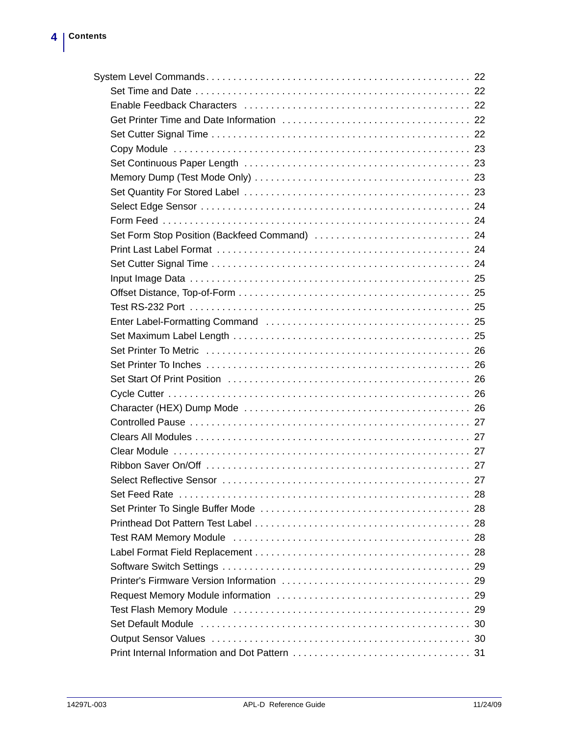System Level Commands . . . . . . . . . . . . . . . . . . . . . . . . . . . . . . . . . . . . . . . . . . . . . 22

- Set Time and Date . . . . . . . . . . . . . . . . . . . . . . . . . . . . . . . . . . . . . . . . . . . . . 22
- Enable Feedback Characters . . . . . . . . . . . . . . . . . . . . . . . . . . . . . . . . . . . . . . . 22
- Get Printer Time and Date Information . . . . . . . . . . . . . . . . . . . . . . . . . . . . . . . . . 22
- Set Cutter Signal Time . . . . . . . . . . . . . . . . . . . . . . . . . . . . . . . . . . . . . . . . . . . 22
- Copy Module . . . . . . . . . . . . . . . . . . . . . . . . . . . . . . . . . . . . . . . . . . . . . . . . 23
- Set Continuous Paper Length . . . . . . . . . . . . . . . . . . . . . . . . . . . . . . . . . . . . . . 23
- Memory Dump (Test Mode Only) . . . . . . . . . . . . . . . . . . . . . . . . . . . . . . . . . . . . 23
- Set Quantity For Stored Label . . . . . . . . . . . . . . . . . . . . . . . . . . . . . . . . . . . . . 23
- Select Edge Sensor . . . . . . . . . . . . . . . . . . . . . . . . . . . . . . . . . . . . . . . . . . . . 24
- Form Feed . . . . . . . . . . . . . . . . . . . . . . . . . . . . . . . . . . . . . . . . . . . . . . . . . 24
- Set Form Stop Position (Backfeed Command) . . . . . . . . . . . . . . . . . . . . . . . . . . . . 24
- Print Last Label Format . . . . . . . . . . . . . . . . . . . . . . . . . . . . . . . . . . . . . . . . . 24
- Set Cutter Signal Time . . . . . . . . . . . . . . . . . . . . . . . . . . . . . . . . . . . . . . . . . . . 24
- Input Image Data . . . . . . . . . . . . . . . . . . . . . . . . . . . . . . . . . . . . . . . . . . . . . . 25
- Offset Distance, Top-of-Form . . . . . . . . . . . . . . . . . . . . . . . . . . . . . . . . . . . . . . 25
- Test RS-232 Port . . . . . . . . . . . . . . . . . . . . . . . . . . . . . . . . . . . . . . . . . . . . . . 25
- Enter Label-Formatting Command . . . . . . . . . . . . . . . . . . . . . . . . . . . . . . . . . . . 25
- Set Maximum Label Length . . . . . . . . . . . . . . . . . . . . . . . . . . . . . . . . . . . . . . . 25
- Set Printer To Metric . . . . . . . . . . . . . . . . . . . . . . . . . . . . . . . . . . . . . . . . . . . 26
- Set Printer To Inches . . . . . . . . . . . . . . . . . . . . . . . . . . . . . . . . . . . . . . . . . . . 26
- Set Start Of Print Position . . . . . . . . . . . . . . . . . . . . . . . . . . . . . . . . . . . . . . . . 26
- Cycle Cutter . . . . . . . . . . . . . . . . . . . . . . . . . . . . . . . . . . . . . . . . . . . . . . . . . 26
- Character (HEX) Dump Mode . . . . . . . . . . . . . . . . . . . . . . . . . . . . . . . . . . . . . . 26
- Controlled Pause . . . . . . . . . . . . . . . . . . . . . . . . . . . . . . . . . . . . . . . . . . . . . . 27
- Clears All Modules . . . . . . . . . . . . . . . . . . . . . . . . . . . . . . . . . . . . . . . . . . . . . 27
- Clear Module . . . . . . . . . . . . . . . . . . . . . . . . . . . . . . . . . . . . . . . . . . . . . . . . 27
- Ribbon Saver On/Off . . . . . . . . . . . . . . . . . . . . . . . . . . . . . . . . . . . . . . . . . . . 27
- Select Reflective Sensor . . . . . . . . . . . . . . . . . . . . . . . . . . . . . . . . . . . . . . . . . 27
- Set Feed Rate . . . . . . . . . . . . . . . . . . . . . . . . . . . . . . . . . . . . . . . . . . . . . . . . 28
- Set Printer To Single Buffer Mode . . . . . . . . . . . . . . . . . . . . . . . . . . . . . . . . . . . 28
- Printhead Dot Pattern Test Label . . . . . . . . . . . . . . . . . . . . . . . . . . . . . . . . . . . . 28
- Test RAM Memory Module . . . . . . . . . . . . . . . . . . . . . . . . . . . . . . . . . . . . . . . . 28
- Label Format Field Replacement . . . . . . . . . . . . . . . . . . . . . . . . . . . . . . . . . . . . . 28
- Software Switch Settings . . . . . . . . . . . . . . . . . . . . . . . . . . . . . . . . . . . . . . . . . 29
- Printer's Firmware Version Information . . . . . . . . . . . . . . . . . . . . . . . . . . . . . . . . 29
- Request Memory Module information . . . . . . . . . . . . . . . . . . . . . . . . . . . . . . . . . 29
- Test Flash Memory Module . . . . . . . . . . . . . . . . . . . . . . . . . . . . . . . . . . . . . . . 29
- Set Default Module . . . . . . . . . . . . . . . . . . . . . . . . . . . . . . . . . . . . . . . . . . . . . 30
- Output Sensor Values . . . . . . . . . . . . . . . . . . . . . . . . . . . . . . . . . . . . . . . . . . . 30
- Print Internal Information and Dot Pattern . . . . . . . . . . . . . . . . . . . . . . . . . . . . . . 31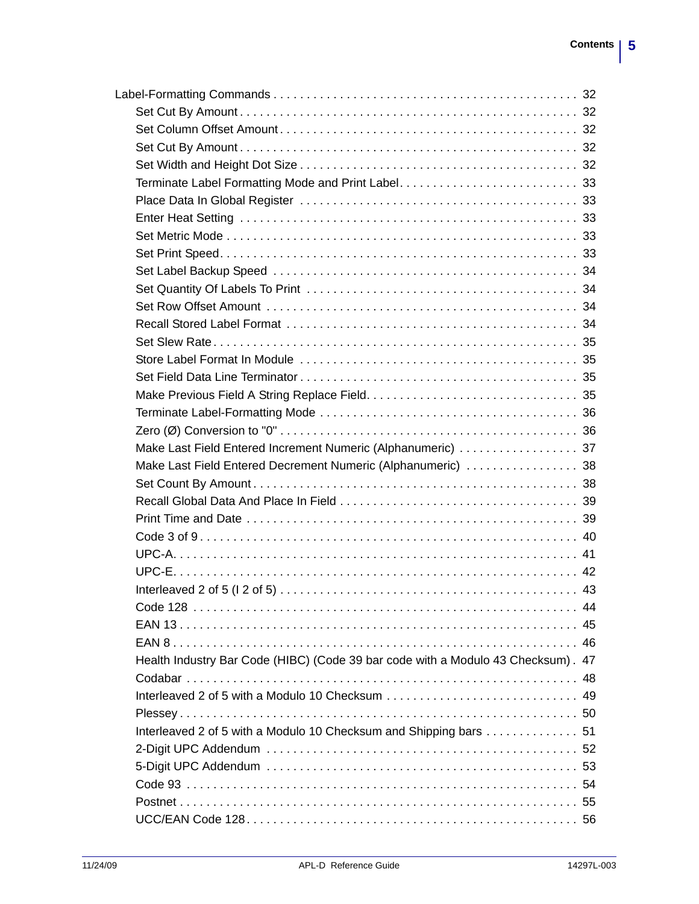Label-Formatting Commands . . . . . . . . . . . . . . . . . . . . . . . . . . . . . . . . . . . . . . . . . . . . . 32
- Set Cut By Amount . . . . . . . . . . . . . . . . . . . . . . . . . . . . . . . . . . . . . . . . . . . . . . . . . . 32
- Set Column Offset Amount . . . . . . . . . . . . . . . . . . . . . . . . . . . . . . . . . . . . . . . . . . . . 32
- Set Cut By Amount . . . . . . . . . . . . . . . . . . . . . . . . . . . . . . . . . . . . . . . . . . . . . . . . . . 32
- Set Width and Height Dot Size . . . . . . . . . . . . . . . . . . . . . . . . . . . . . . . . . . . . . . . . . 32
- Terminate Label Formatting Mode and Print Label. . . . . . . . . . . . . . . . . . . . . . . . . . . 33
- Place Data In Global Register . . . . . . . . . . . . . . . . . . . . . . . . . . . . . . . . . . . . . . . . . 33
- Enter Heat Setting . . . . . . . . . . . . . . . . . . . . . . . . . . . . . . . . . . . . . . . . . . . . . . . . . 33
- Set Metric Mode . . . . . . . . . . . . . . . . . . . . . . . . . . . . . . . . . . . . . . . . . . . . . . . . . . . 33
- Set Print Speed. . . . . . . . . . . . . . . . . . . . . . . . . . . . . . . . . . . . . . . . . . . . . . . . . . . . 33
- Set Label Backup Speed . . . . . . . . . . . . . . . . . . . . . . . . . . . . . . . . . . . . . . . . . . . . . 34
- Set Quantity Of Labels To Print . . . . . . . . . . . . . . . . . . . . . . . . . . . . . . . . . . . . . . . . 34
- Set Row Offset Amount . . . . . . . . . . . . . . . . . . . . . . . . . . . . . . . . . . . . . . . . . . . . . . 34
- Recall Stored Label Format . . . . . . . . . . . . . . . . . . . . . . . . . . . . . . . . . . . . . . . . . . . 34
- Set Slew Rate . . . . . . . . . . . . . . . . . . . . . . . . . . . . . . . . . . . . . . . . . . . . . . . . . . . . . 35
- Store Label Format In Module . . . . . . . . . . . . . . . . . . . . . . . . . . . . . . . . . . . . . . . . . 35
- Set Field Data Line Terminator . . . . . . . . . . . . . . . . . . . . . . . . . . . . . . . . . . . . . . . . . 35
- Make Previous Field A String Replace Field. . . . . . . . . . . . . . . . . . . . . . . . . . . . . . . . 35
- Terminate Label-Formatting Mode . . . . . . . . . . . . . . . . . . . . . . . . . . . . . . . . . . . . . . 36
- Zero (Ø) Conversion to "0" . . . . . . . . . . . . . . . . . . . . . . . . . . . . . . . . . . . . . . . . . . . . 36
- Make Last Field Entered Increment Numeric (Alphanumeric) . . . . . . . . . . . . . . . . . . 37
- Make Last Field Entered Decrement Numeric (Alphanumeric) . . . . . . . . . . . . . . . . . 38
- Set Count By Amount . . . . . . . . . . . . . . . . . . . . . . . . . . . . . . . . . . . . . . . . . . . . . . . . 38
- Recall Global Data And Place In Field . . . . . . . . . . . . . . . . . . . . . . . . . . . . . . . . . . . 39
- Print Time and Date . . . . . . . . . . . . . . . . . . . . . . . . . . . . . . . . . . . . . . . . . . . . . . . . . 39
- Code 3 of 9 . . . . . . . . . . . . . . . . . . . . . . . . . . . . . . . . . . . . . . . . . . . . . . . . . . . . . . . 40
- UPC-A. . . . . . . . . . . . . . . . . . . . . . . . . . . . . . . . . . . . . . . . . . . . . . . . . . . . . . . . . . . 41
- UPC-E. . . . . . . . . . . . . . . . . . . . . . . . . . . . . . . . . . . . . . . . . . . . . . . . . . . . . . . . . . . 42
- Interleaved 2 of 5 (I 2 of 5) . . . . . . . . . . . . . . . . . . . . . . . . . . . . . . . . . . . . . . . . . . . . 43
- Code 128 . . . . . . . . . . . . . . . . . . . . . . . . . . . . . . . . . . . . . . . . . . . . . . . . . . . . . . . . . 44
- EAN 13 . . . . . . . . . . . . . . . . . . . . . . . . . . . . . . . . . . . . . . . . . . . . . . . . . . . . . . . . . . 45
- EAN 8 . . . . . . . . . . . . . . . . . . . . . . . . . . . . . . . . . . . . . . . . . . . . . . . . . . . . . . . . . . . 46
- Health Industry Bar Code (HIBC) (Code 39 bar code with a Modulo 43 Checksum) . 47
- Codabar . . . . . . . . . . . . . . . . . . . . . . . . . . . . . . . . . . . . . . . . . . . . . . . . . . . . . . . . . . 48
- Interleaved 2 of 5 with a Modulo 10 Checksum . . . . . . . . . . . . . . . . . . . . . . . . . . . . 49
- Plessey . . . . . . . . . . . . . . . . . . . . . . . . . . . . . . . . . . . . . . . . . . . . . . . . . . . . . . . . . . . 50
- Interleaved 2 of 5 with a Modulo 10 Checksum and Shipping bars . . . . . . . . . . . . . 51
- 2-Digit UPC Addendum . . . . . . . . . . . . . . . . . . . . . . . . . . . . . . . . . . . . . . . . . . . . . . 52
- 5-Digit UPC Addendum . . . . . . . . . . . . . . . . . . . . . . . . . . . . . . . . . . . . . . . . . . . . . . 53
- Code 93 . . . . . . . . . . . . . . . . . . . . . . . . . . . . . . . . . . . . . . . . . . . . . . . . . . . . . . . . . . 54
- Postnet . . . . . . . . . . . . . . . . . . . . . . . . . . . . . . . . . . . . . . . . . . . . . . . . . . . . . . . . . . . 55
- UCC/EAN Code 128. . . . . . . . . . . . . . . . . . . . . . . . . . . . . . . . . . . . . . . . . . . . . . . . . . 56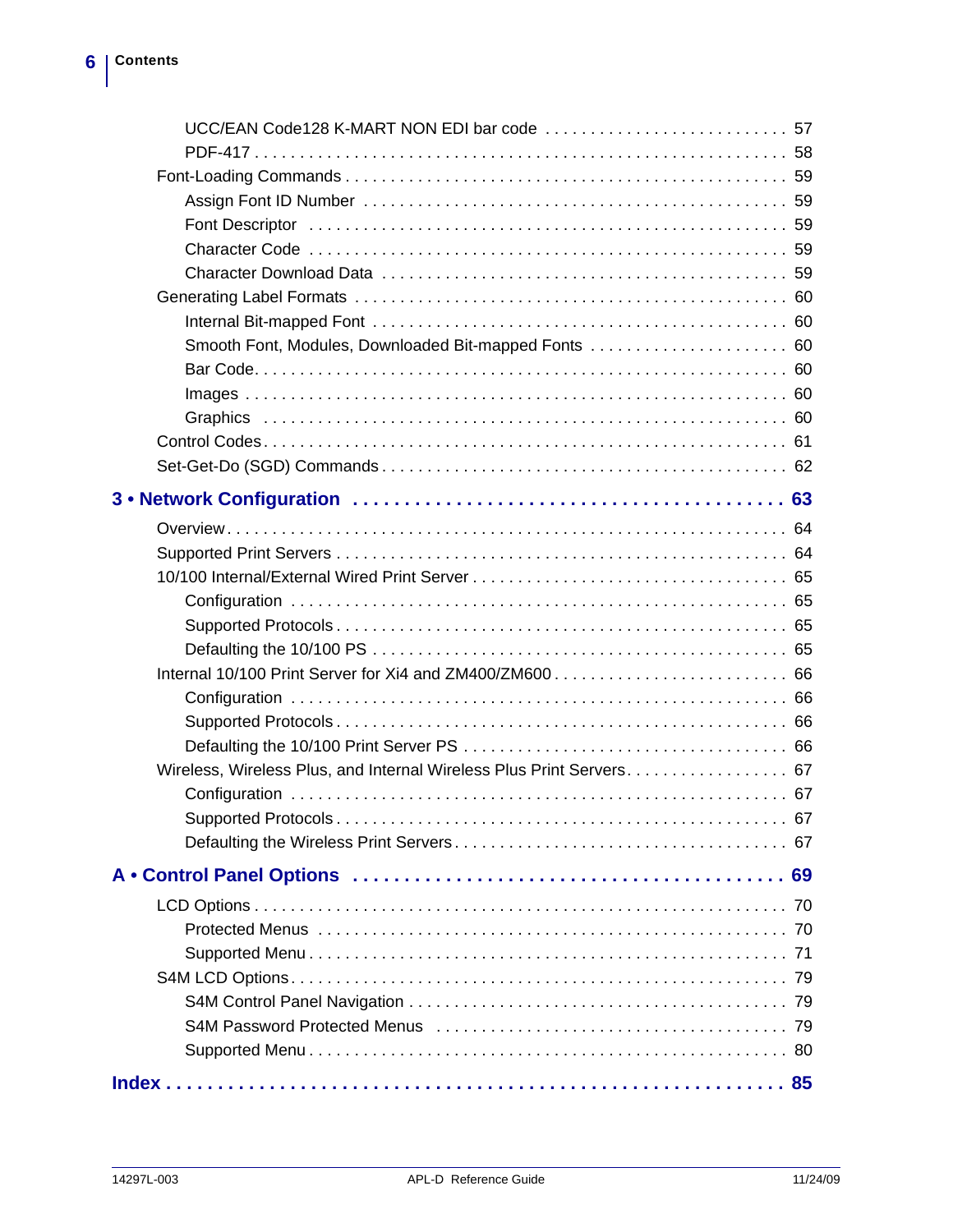UCC/EAN Code128 K-MART NON EDI bar code . . . . . . . . . . . . . . . . . . . . . . . . . . 57
PDF-417 . . . . . . . . . . . . . . . . . . . . . . . . . . . . . . . . . . . . . . . . . . . . . . . . . . . . . . . 58

Font-Loading Commands . . . . . . . . . . . . . . . . . . . . . . . . . . . . . . . . . . . . . . . . . . . . . . 59
Assign Font ID Number . . . . . . . . . . . . . . . . . . . . . . . . . . . . . . . . . . . . . . . . . . . . . 59
Font Descriptor . . . . . . . . . . . . . . . . . . . . . . . . . . . . . . . . . . . . . . . . . . . . . . . . . . 59
Character Code . . . . . . . . . . . . . . . . . . . . . . . . . . . . . . . . . . . . . . . . . . . . . . . . . . 59
Character Download Data . . . . . . . . . . . . . . . . . . . . . . . . . . . . . . . . . . . . . . . . . . . 59

Generating Label Formats . . . . . . . . . . . . . . . . . . . . . . . . . . . . . . . . . . . . . . . . . . . . . 60
Internal Bit-mapped Font . . . . . . . . . . . . . . . . . . . . . . . . . . . . . . . . . . . . . . . . . . . . 60
Smooth Font, Modules, Downloaded Bit-mapped Fonts . . . . . . . . . . . . . . . . . . . . . . 60
Bar Code. . . . . . . . . . . . . . . . . . . . . . . . . . . . . . . . . . . . . . . . . . . . . . . . . . . . . . . . 60
Images . . . . . . . . . . . . . . . . . . . . . . . . . . . . . . . . . . . . . . . . . . . . . . . . . . . . . . . . . 60
Graphics . . . . . . . . . . . . . . . . . . . . . . . . . . . . . . . . . . . . . . . . . . . . . . . . . . . . . . . 60

Control Codes. . . . . . . . . . . . . . . . . . . . . . . . . . . . . . . . . . . . . . . . . . . . . . . . . . . . . . . 61

Set-Get-Do (SGD) Commands . . . . . . . . . . . . . . . . . . . . . . . . . . . . . . . . . . . . . . . . . . . 62

## 3 • Network Configuration . . . . . . . . . . . . . . . . . . . . . . . . . . . . . . . . . . . . . . . 63

Overview. . . . . . . . . . . . . . . . . . . . . . . . . . . . . . . . . . . . . . . . . . . . . . . . . . . . . . . . . . . 64

Supported Print Servers . . . . . . . . . . . . . . . . . . . . . . . . . . . . . . . . . . . . . . . . . . . . . . . . 64

10/100 Internal/External Wired Print Server . . . . . . . . . . . . . . . . . . . . . . . . . . . . . . . . . 65
Configuration . . . . . . . . . . . . . . . . . . . . . . . . . . . . . . . . . . . . . . . . . . . . . . . . . . . . . 65
Supported Protocols . . . . . . . . . . . . . . . . . . . . . . . . . . . . . . . . . . . . . . . . . . . . . . . . 65
Defaulting the 10/100 PS . . . . . . . . . . . . . . . . . . . . . . . . . . . . . . . . . . . . . . . . . . . . 65

Internal 10/100 Print Server for Xi4 and ZM400/ZM600 . . . . . . . . . . . . . . . . . . . . . . . . . 66
Configuration . . . . . . . . . . . . . . . . . . . . . . . . . . . . . . . . . . . . . . . . . . . . . . . . . . . . . 66
Supported Protocols . . . . . . . . . . . . . . . . . . . . . . . . . . . . . . . . . . . . . . . . . . . . . . . . 66
Defaulting the 10/100 Print Server PS . . . . . . . . . . . . . . . . . . . . . . . . . . . . . . . . . . . 66

Wireless, Wireless Plus, and Internal Wireless Plus Print Servers. . . . . . . . . . . . . . . . . . 67
Configuration . . . . . . . . . . . . . . . . . . . . . . . . . . . . . . . . . . . . . . . . . . . . . . . . . . . . . 67
Supported Protocols . . . . . . . . . . . . . . . . . . . . . . . . . . . . . . . . . . . . . . . . . . . . . . . . 67
Defaulting the Wireless Print Servers . . . . . . . . . . . . . . . . . . . . . . . . . . . . . . . . . . . . 67

## A • Control Panel Options . . . . . . . . . . . . . . . . . . . . . . . . . . . . . . . . . . . . . . . . 69

LCD Options . . . . . . . . . . . . . . . . . . . . . . . . . . . . . . . . . . . . . . . . . . . . . . . . . . . . . . . 70
Protected Menus . . . . . . . . . . . . . . . . . . . . . . . . . . . . . . . . . . . . . . . . . . . . . . . . . . . 70
Supported Menu . . . . . . . . . . . . . . . . . . . . . . . . . . . . . . . . . . . . . . . . . . . . . . . . . . . 71

S4M LCD Options. . . . . . . . . . . . . . . . . . . . . . . . . . . . . . . . . . . . . . . . . . . . . . . . . . . . 79
S4M Control Panel Navigation . . . . . . . . . . . . . . . . . . . . . . . . . . . . . . . . . . . . . . . . . 79
S4M Password Protected Menus . . . . . . . . . . . . . . . . . . . . . . . . . . . . . . . . . . . . . . . 79
Supported Menu . . . . . . . . . . . . . . . . . . . . . . . . . . . . . . . . . . . . . . . . . . . . . . . . . . . 80

## Index . . . . . . . . . . . . . . . . . . . . . . . . . . . . . . . . . . . . . . . . . . . . . . . . . . . . . . . . 85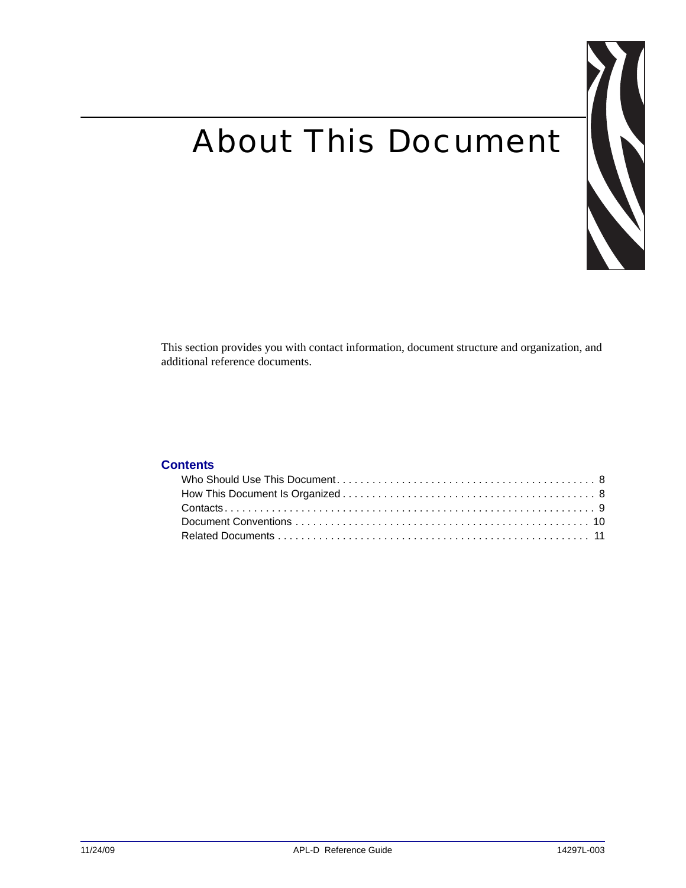# About This Document

This section provides you with contact information, document structure and organization, and additional reference documents.

## Contents

- Who Should Use This Document . . . . . . . . . . . . . . . . . . . . . . . . . . . . . . . . . . . . . . . . . . . 8
- How This Document Is Organized . . . . . . . . . . . . . . . . . . . . . . . . . . . . . . . . . . . . . . . . . 8
- Contacts . . . . . . . . . . . . . . . . . . . . . . . . . . . . . . . . . . . . . . . . . . . . . . . . . . . . . . . . . . . . 9
- Document Conventions . . . . . . . . . . . . . . . . . . . . . . . . . . . . . . . . . . . . . . . . . . . . . . . . . 10
- Related Documents . . . . . . . . . . . . . . . . . . . . . . . . . . . . . . . . . . . . . . . . . . . . . . . . . . . . 11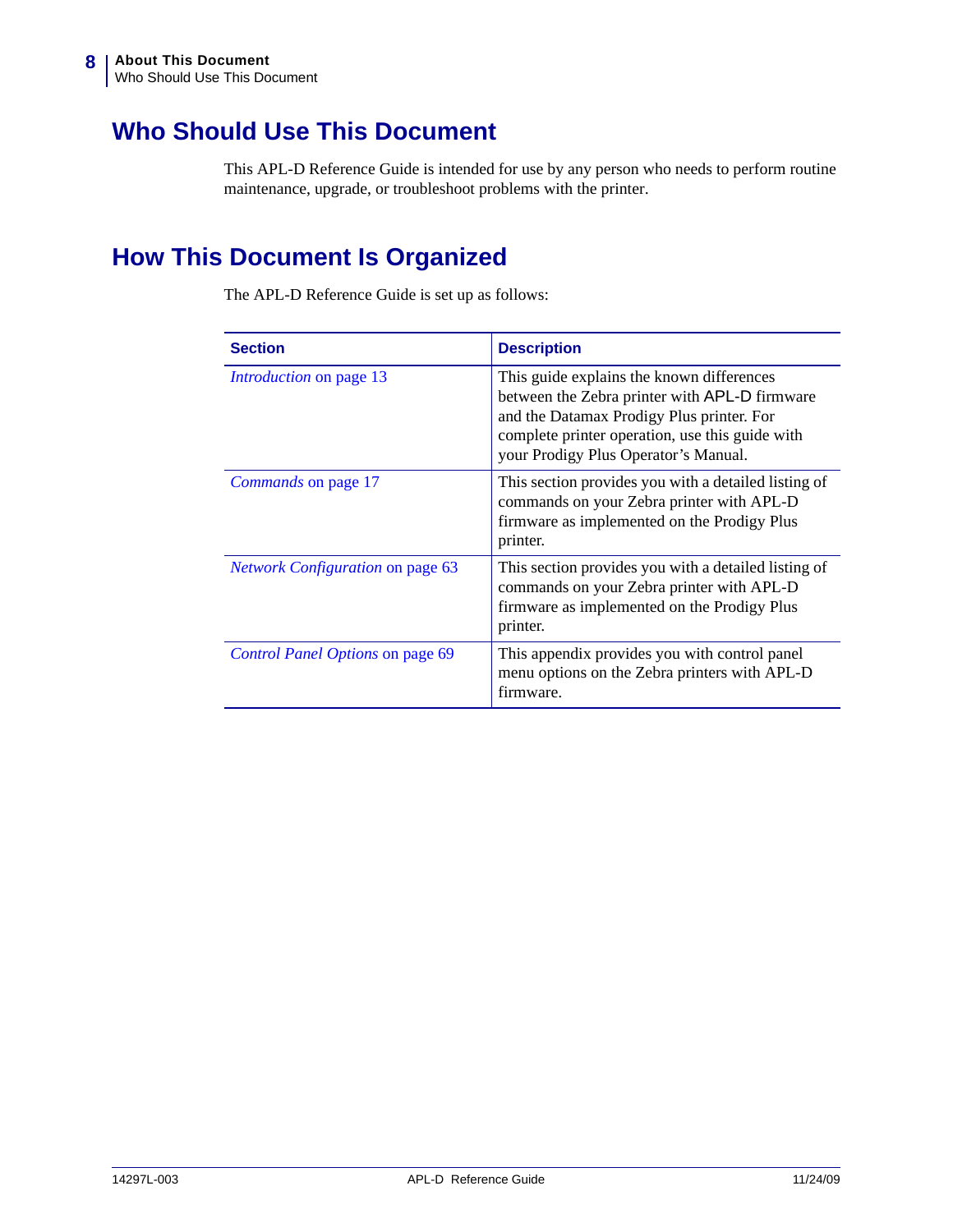## Who Should Use This Document

This APL-D Reference Guide is intended for use by any person who needs to perform routine maintenance, upgrade, or troubleshoot problems with the printer.

## How This Document Is Organized

The APL-D Reference Guide is set up as follows:

| Section | Description |
|---|---|
| *Introduction* on page 13 | This guide explains the known differences between the Zebra printer with APL-D firmware and the Datamax Prodigy Plus printer. For complete printer operation, use this guide with your Prodigy Plus Operator's Manual. |
| *Commands* on page 17 | This section provides you with a detailed listing of commands on your Zebra printer with APL-D firmware as implemented on the Prodigy Plus printer. |
| *Network Configuration* on page 63 | This section provides you with a detailed listing of commands on your Zebra printer with APL-D firmware as implemented on the Prodigy Plus printer. |
| *Control Panel Options* on page 69 | This appendix provides you with control panel menu options on the Zebra printers with APL-D firmware. |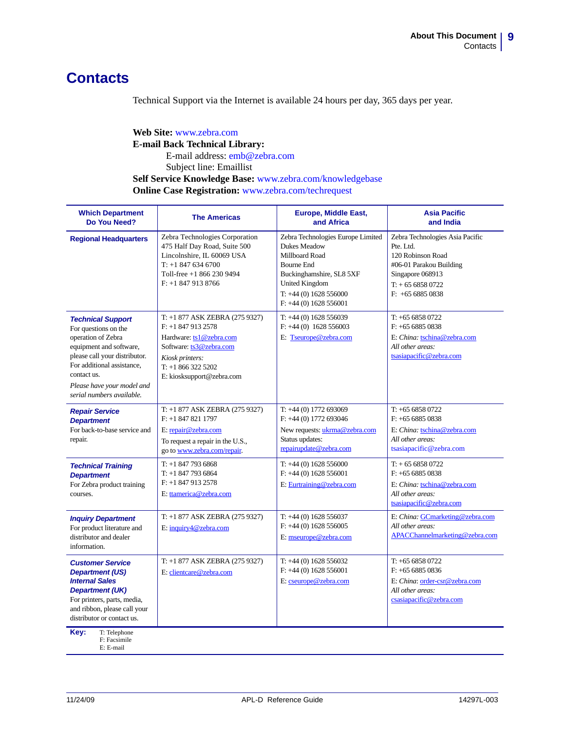# Contacts

Technical Support via the Internet is available 24 hours per day, 365 days per year.

**Web Site:** www.zebra.com
**E-mail Back Technical Library:**
E-mail address: emb@zebra.com
Subject line: Emaillist
**Self Service Knowledge Base:** www.zebra.com/knowledgebase
**Online Case Registration:** www.zebra.com/techrequest

| Which Department Do You Need? | The Americas | Europe, Middle East, and Africa | Asia Pacific and India |
|---|---|---|---|
| **Regional Headquarters** | Zebra Technologies Corporation<br>475 Half Day Road, Suite 500<br>Lincolnshire, IL 60069 USA<br>T: +1 847 634 6700<br>Toll-free +1 866 230 9494<br>F: +1 847 913 8766 | Zebra Technologies Europe Limited<br>Dukes Meadow<br>Millboard Road<br>Bourne End<br>Buckinghamshire, SL8 5XF<br>United Kingdom<br>T: +44 (0) 1628 556000<br>F: +44 (0) 1628 556001 | Zebra Technologies Asia Pacific Pte. Ltd.<br>120 Robinson Road<br>#06-01 Parakou Building<br>Singapore 068913<br>T: + 65 6858 0722<br>F: +65 6885 0838 |
| ***Technical Support***<br>For questions on the operation of Zebra equipment and software, please call your distributor. For additional assistance, contact us.<br>*Please have your model and serial numbers available.* | T: +1 877 ASK ZEBRA (275 9327)<br>F: +1 847 913 2578<br>Hardware: ts1@zebra.com<br>Software: ts3@zebra.com<br>*Kiosk printers:*<br>T: +1 866 322 5202<br>E: kiosksupport@zebra.com | T: +44 (0) 1628 556039<br>F: +44 (0) 1628 556003<br>E: Tseurope@zebra.com | T: +65 6858 0722<br>F: +65 6885 0838<br>E: *China*: tschina@zebra.com<br>*All other areas:*<br>tsasiapacific@zebra.com |
| ***Repair Service Department***<br>For back-to-base service and repair. | T: +1 877 ASK ZEBRA (275 9327)<br>F: +1 847 821 1797<br>E: repair@zebra.com<br>To request a repair in the U.S., go to www.zebra.com/repair. | T: +44 (0) 1772 693069<br>F: +44 (0) 1772 693046<br>New requests: ukrma@zebra.com<br>Status updates:<br>repairupdate@zebra.com | T: +65 6858 0722<br>F: +65 6885 0838<br>E: *China*: tschina@zebra.com<br>*All other areas:*<br>tsasiapacific@zebra.com |
| ***Technical Training Department***<br>For Zebra product training courses. | T: +1 847 793 6868<br>T: +1 847 793 6864<br>F: +1 847 913 2578<br>E: ttamerica@zebra.com | T: +44 (0) 1628 556000<br>F: +44 (0) 1628 556001<br>E: Eurtraining@zebra.com | T: + 65 6858 0722<br>F: +65 6885 0838<br>E: *China*: tschina@zebra.com<br>*All other areas:*<br>tsasiapacific@zebra.com |
| ***Inquiry Department***<br>For product literature and distributor and dealer information. | T: +1 877 ASK ZEBRA (275 9327)<br>E: inquiry4@zebra.com | T: +44 (0) 1628 556037<br>F: +44 (0) 1628 556005<br>E: mseurope@zebra.com | E: *China*: GCmarketing@zebra.com<br>*All other areas:*<br>APACChannelmarketing@zebra.com |
| ***Customer Service Department (US)***<br>***Internal Sales Department (UK)***<br>For printers, parts, media, and ribbon, please call your distributor or contact us. | T: +1 877 ASK ZEBRA (275 9327)<br>E: clientcare@zebra.com | T: +44 (0) 1628 556032<br>F: +44 (0) 1628 556001<br>E: cseurope@zebra.com | T: +65 6858 0722<br>F: +65 6885 0836<br>E: *China*: order-csr@zebra.com<br>*All other areas:*<br>csasiapacific@zebra.com |

**Key:** T: Telephone
F: Facsimile
E: E-mail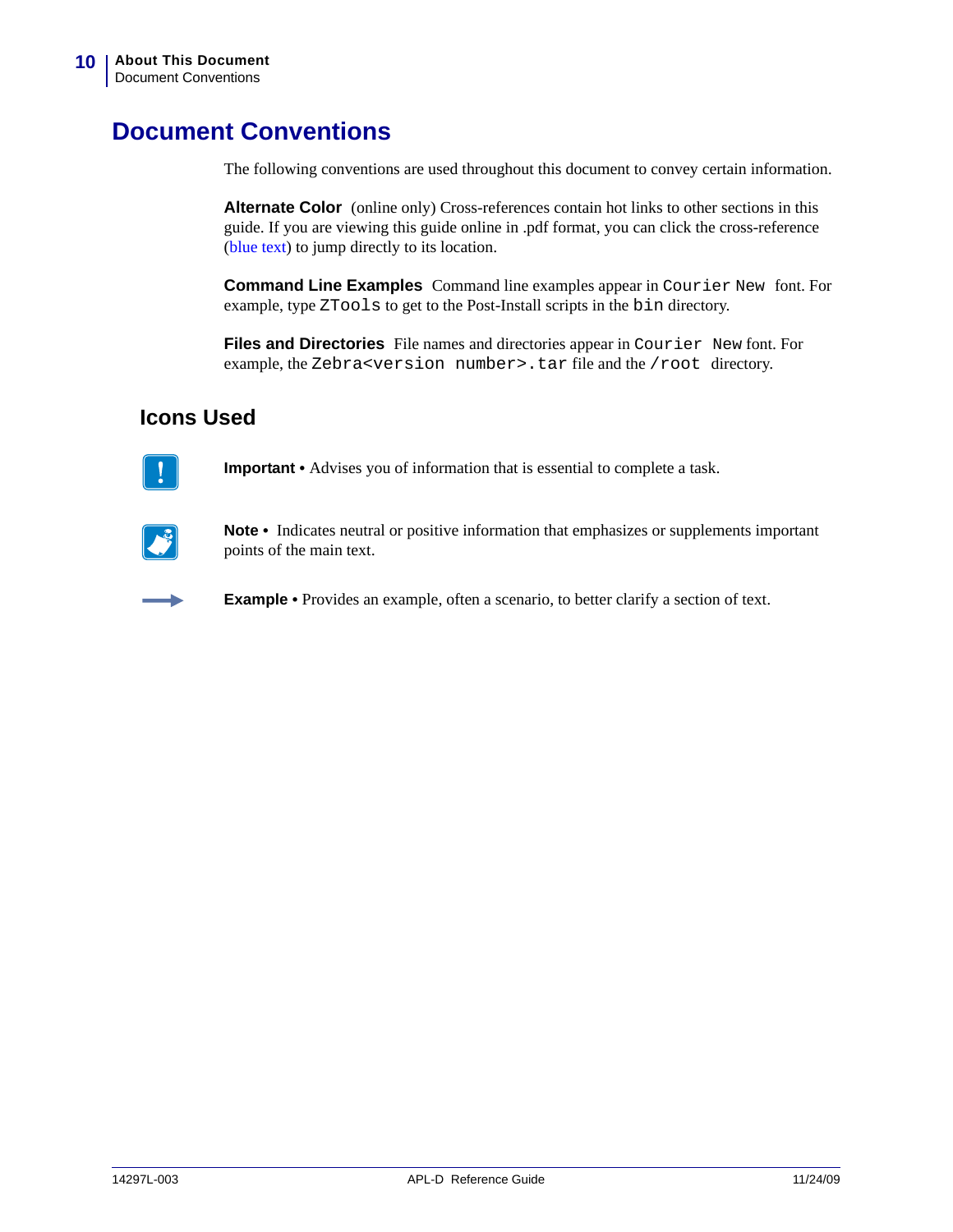# Document Conventions

The following conventions are used throughout this document to convey certain information.

**Alternate Color** (online only) Cross-references contain hot links to other sections in this guide. If you are viewing this guide online in .pdf format, you can click the cross-reference (blue text) to jump directly to its location.

**Command Line Examples** Command line examples appear in `Courier New` font. For example, type `ZTools` to get to the Post-Install scripts in the `bin` directory.

**Files and Directories** File names and directories appear in `Courier New` font. For example, the `Zebra<version number>.tar` file and the `/root` directory.

## Icons Used

**Important •** Advises you of information that is essential to complete a task.

**Note •** Indicates neutral or positive information that emphasizes or supplements important points of the main text.

**Example •** Provides an example, often a scenario, to better clarify a section of text.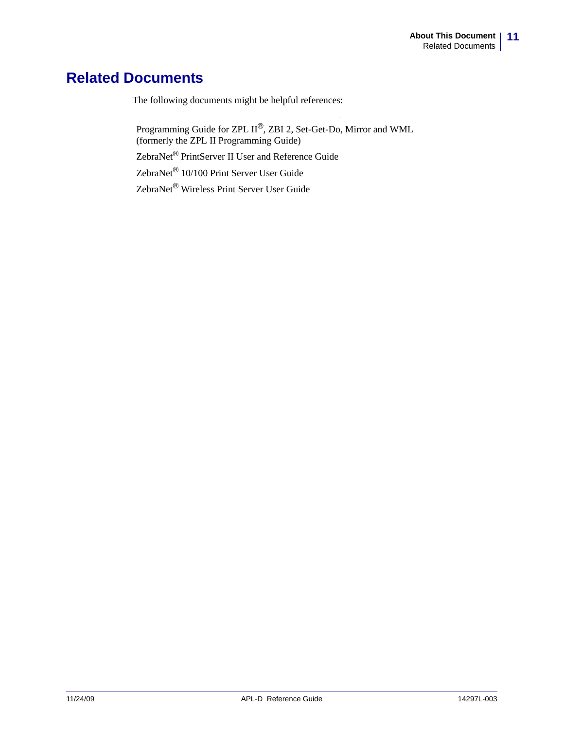# Related Documents

The following documents might be helpful references:

Programming Guide for ZPL II®, ZBI 2, Set-Get-Do, Mirror and WML (formerly the ZPL II Programming Guide)

ZebraNet® PrintServer II User and Reference Guide

ZebraNet® 10/100 Print Server User Guide

ZebraNet® Wireless Print Server User Guide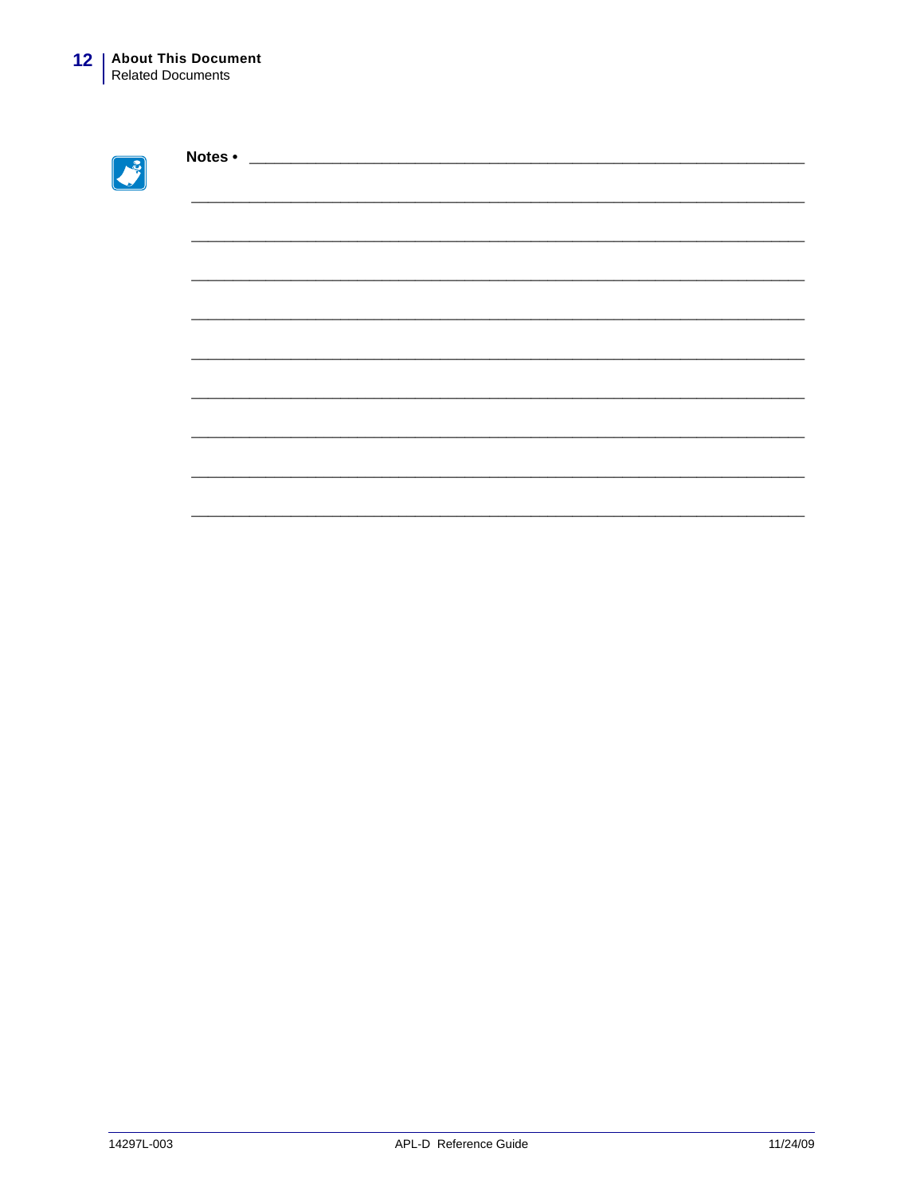**Notes •** ___________________________________________________________

________________________________________________________________________

________________________________________________________________________

________________________________________________________________________

________________________________________________________________________

________________________________________________________________________

________________________________________________________________________

________________________________________________________________________

________________________________________________________________________

________________________________________________________________________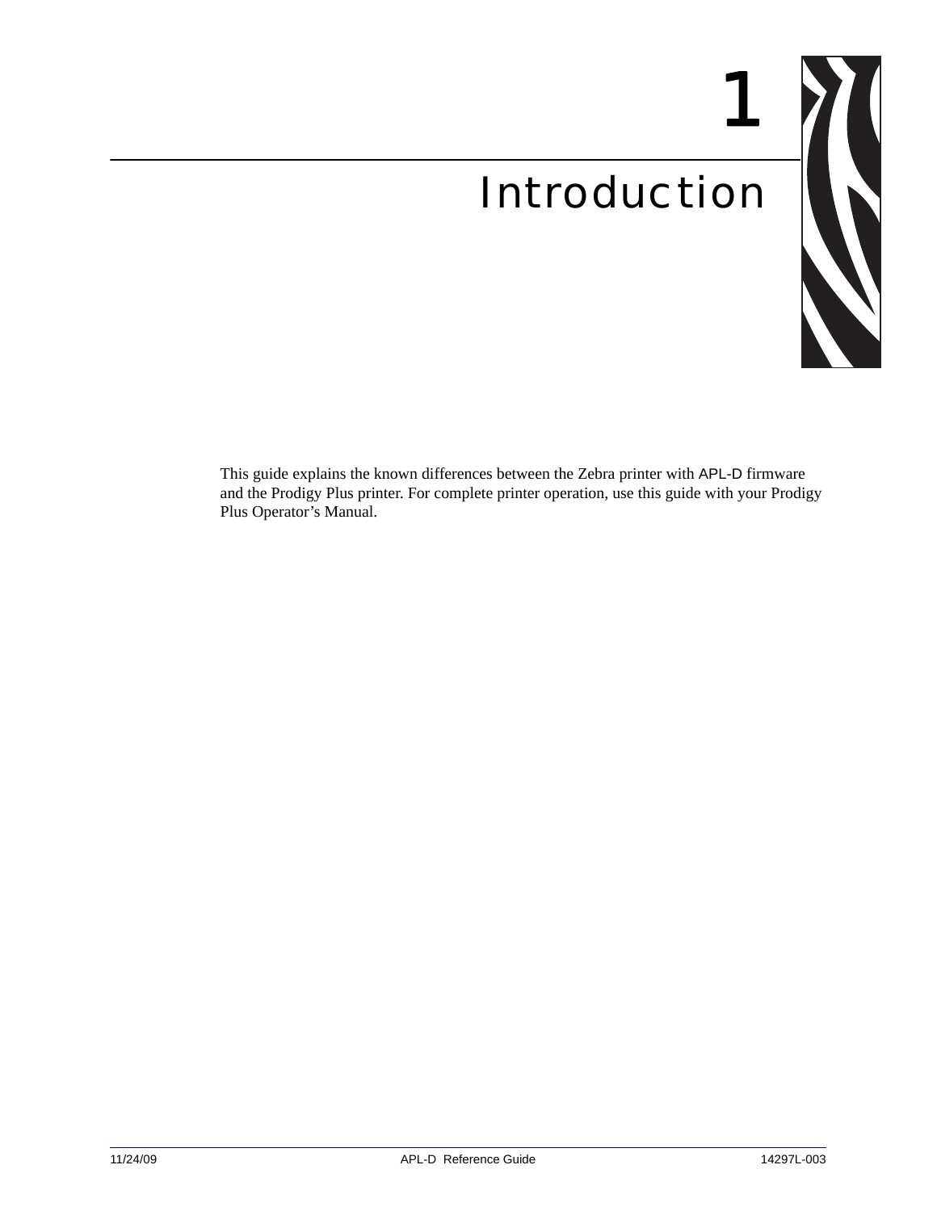# 1 Introduction

This guide explains the known differences between the Zebra printer with APL-D firmware and the Prodigy Plus printer. For complete printer operation, use this guide with your Prodigy Plus Operator's Manual.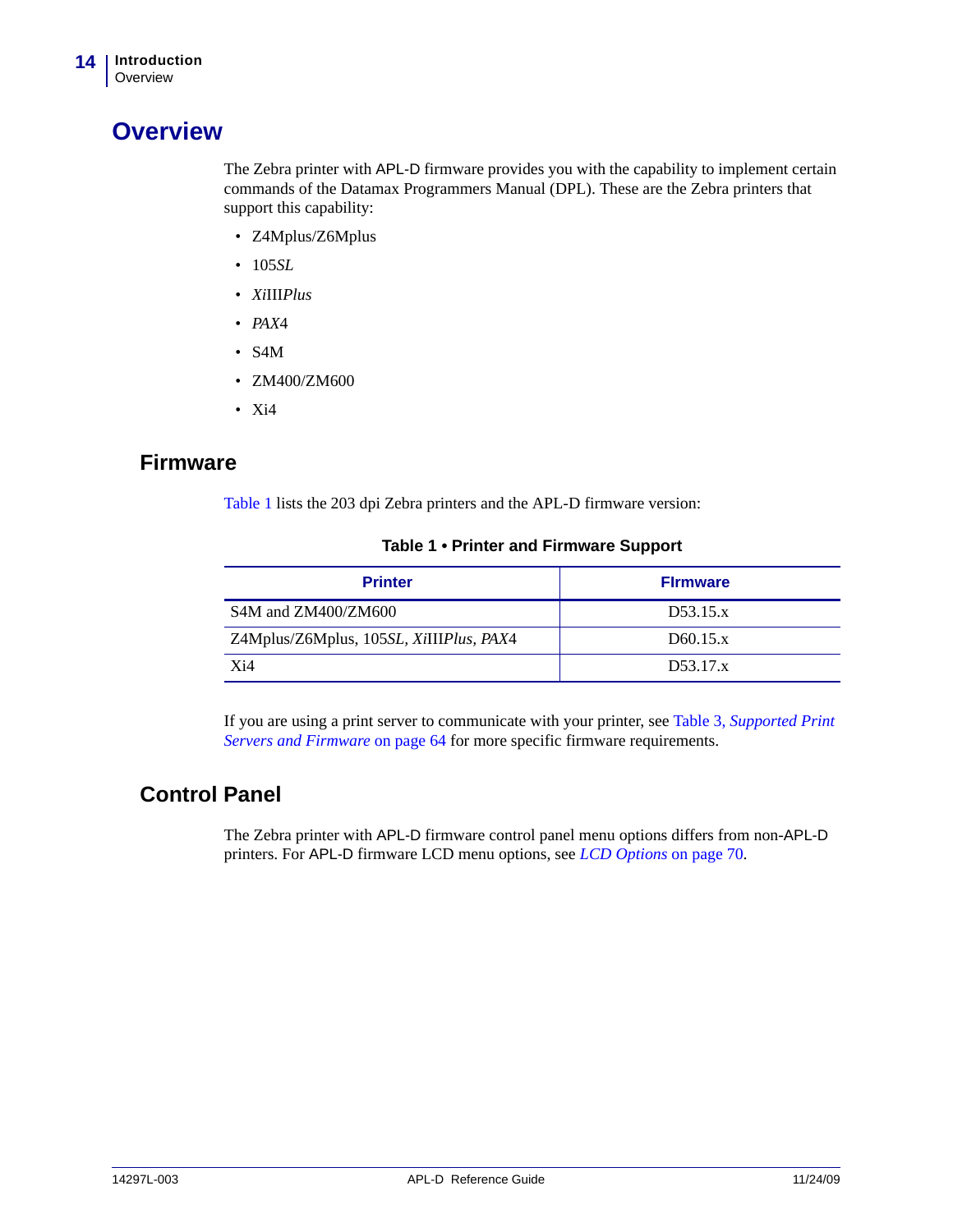// Overview

The Zebra printer with APL-D firmware provides you with the capability to implement certain commands of the Datamax Programmers Manual (DPL). These are the Zebra printers that support this capability:

- Z4Mplus/Z6Mplus
- 105*SL*
- *Xi*III*Plus*
- *PAX*4
- S4M
- ZM400/ZM600
- Xi4

## Firmware

Table 1 lists the 203 dpi Zebra printers and the APL-D firmware version:

**Table 1 • Printer and Firmware Support**

| Printer | FIrmware |
|---|---|
| S4M and ZM400/ZM600 | D53.15.x |
| Z4Mplus/Z6Mplus, 105*SL*, *Xi*III*Plus*, *PAX*4 | D60.15.x |
| Xi4 | D53.17.x |

If you are using a print server to communicate with your printer, see Table 3, *Supported Print Servers and Firmware* on page 64 for more specific firmware requirements.

## Control Panel

The Zebra printer with APL-D firmware control panel menu options differs from non-APL-D printers. For APL-D firmware LCD menu options, see *LCD Options* on page 70.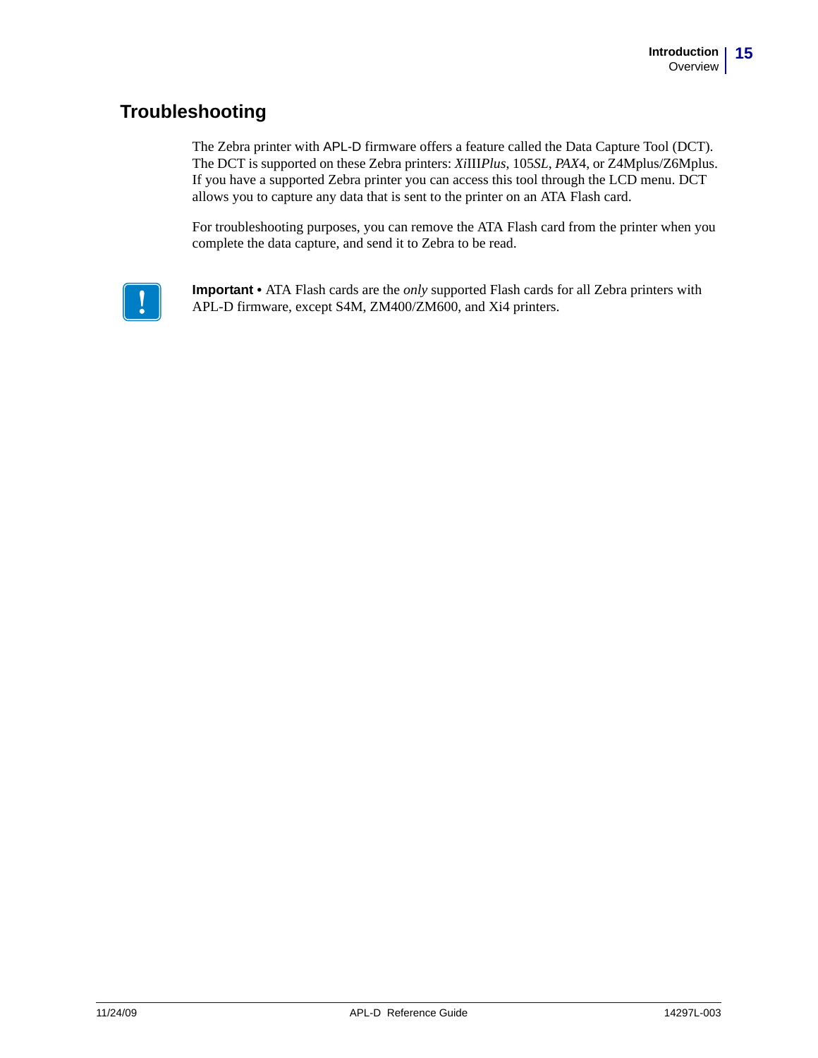## Troubleshooting

The Zebra printer with APL-D firmware offers a feature called the Data Capture Tool (DCT). The DCT is supported on these Zebra printers: *Xi*III*Plus*, 105*SL*, *PAX*4, or Z4Mplus/Z6Mplus. If you have a supported Zebra printer you can access this tool through the LCD menu. DCT allows you to capture any data that is sent to the printer on an ATA Flash card.

For troubleshooting purposes, you can remove the ATA Flash card from the printer when you complete the data capture, and send it to Zebra to be read.

**Important** • ATA Flash cards are the *only* supported Flash cards for all Zebra printers with APL-D firmware, except S4M, ZM400/ZM600, and Xi4 printers.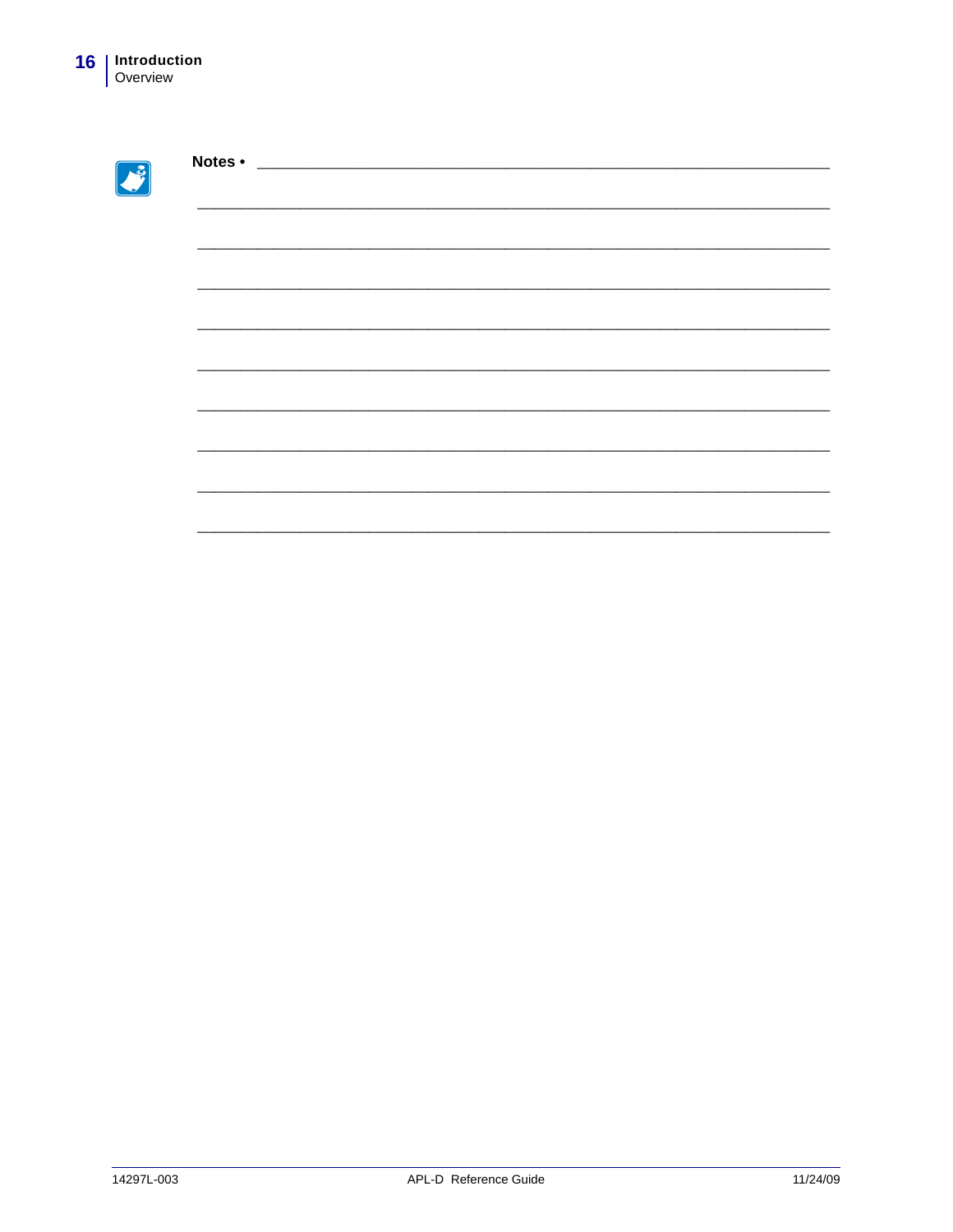**Notes •** ___________________________________________________________________

____________________________________________________________________________

____________________________________________________________________________

____________________________________________________________________________

____________________________________________________________________________

____________________________________________________________________________

____________________________________________________________________________

____________________________________________________________________________

____________________________________________________________________________

____________________________________________________________________________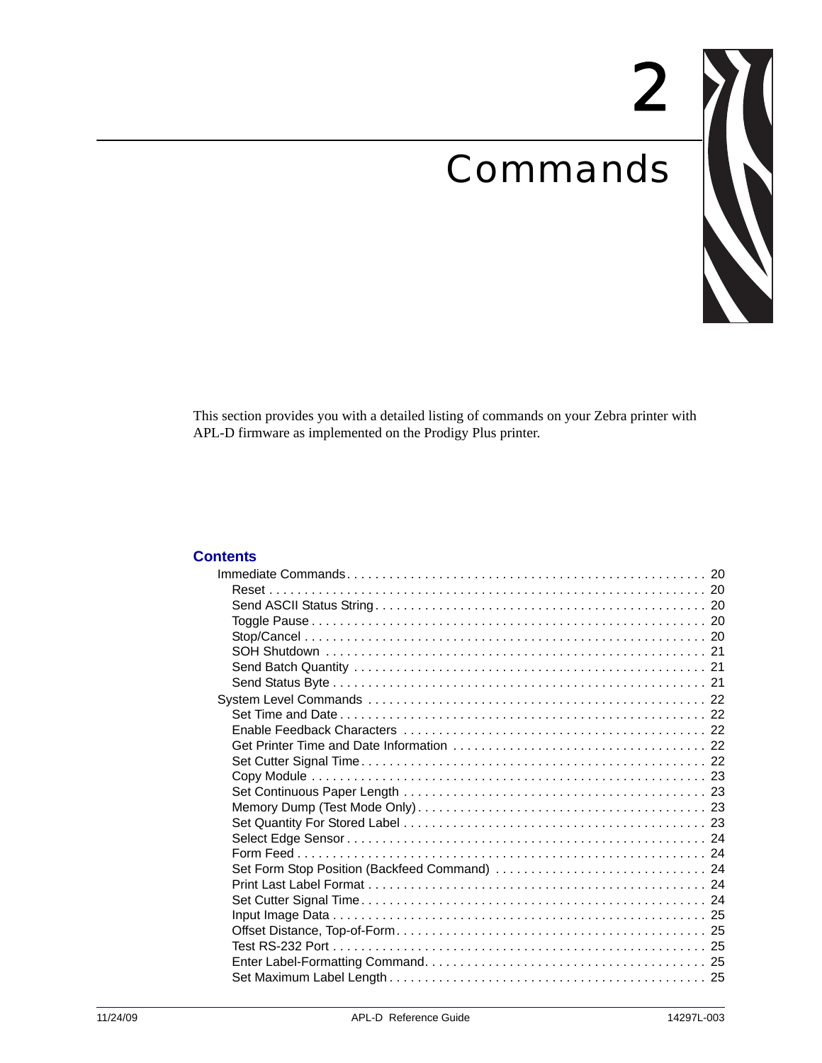# 2 Commands

This section provides you with a detailed listing of commands on your Zebra printer with APL-D firmware as implemented on the Prodigy Plus printer.

## Contents

- Immediate Commands . . . . . . . . . . 20
  - Reset . . . . . . . . . . 20
  - Send ASCII Status String . . . . . . . . . . 20
  - Toggle Pause . . . . . . . . . . 20
  - Stop/Cancel . . . . . . . . . . 20
  - SOH Shutdown . . . . . . . . . . 21
  - Send Batch Quantity . . . . . . . . . . 21
  - Send Status Byte . . . . . . . . . . 21
- System Level Commands . . . . . . . . . . 22
  - Set Time and Date . . . . . . . . . . 22
  - Enable Feedback Characters . . . . . . . . . . 22
  - Get Printer Time and Date Information . . . . . . . . . . 22
  - Set Cutter Signal Time . . . . . . . . . . 22
  - Copy Module . . . . . . . . . . 23
  - Set Continuous Paper Length . . . . . . . . . . 23
  - Memory Dump (Test Mode Only) . . . . . . . . . . 23
  - Set Quantity For Stored Label . . . . . . . . . . 23
  - Select Edge Sensor . . . . . . . . . . 24
  - Form Feed . . . . . . . . . . 24
  - Set Form Stop Position (Backfeed Command) . . . . . . . . . . 24
  - Print Last Label Format . . . . . . . . . . 24
  - Set Cutter Signal Time . . . . . . . . . . 24
  - Input Image Data . . . . . . . . . . 25
  - Offset Distance, Top-of-Form . . . . . . . . . . 25
  - Test RS-232 Port . . . . . . . . . . 25
  - Enter Label-Formatting Command . . . . . . . . . . 25
  - Set Maximum Label Length . . . . . . . . . . 25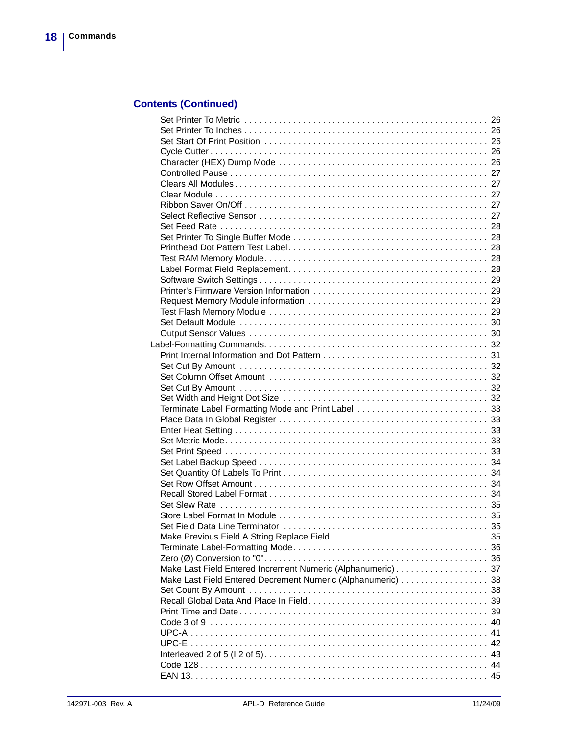## Contents (Continued)

- Set Printer To Metric . . . . . . . . . . . . . . . . . . . . . . . . . . . . . . . . . . . . . . . . . . . . . . . . 26
- Set Printer To Inches . . . . . . . . . . . . . . . . . . . . . . . . . . . . . . . . . . . . . . . . . . . . . . . . 26
- Set Start Of Print Position . . . . . . . . . . . . . . . . . . . . . . . . . . . . . . . . . . . . . . . . . . . . 26
- Cycle Cutter . . . . . . . . . . . . . . . . . . . . . . . . . . . . . . . . . . . . . . . . . . . . . . . . . . . . 26
- Character (HEX) Dump Mode . . . . . . . . . . . . . . . . . . . . . . . . . . . . . . . . . . . . . . . . . 26
- Controlled Pause . . . . . . . . . . . . . . . . . . . . . . . . . . . . . . . . . . . . . . . . . . . . . . . . . 27
- Clears All Modules . . . . . . . . . . . . . . . . . . . . . . . . . . . . . . . . . . . . . . . . . . . . . . . . 27
- Clear Module . . . . . . . . . . . . . . . . . . . . . . . . . . . . . . . . . . . . . . . . . . . . . . . . . . . 27
- Ribbon Saver On/Off . . . . . . . . . . . . . . . . . . . . . . . . . . . . . . . . . . . . . . . . . . . . . . . 27
- Select Reflective Sensor . . . . . . . . . . . . . . . . . . . . . . . . . . . . . . . . . . . . . . . . . . . . . 27
- Set Feed Rate . . . . . . . . . . . . . . . . . . . . . . . . . . . . . . . . . . . . . . . . . . . . . . . . . . . 28
- Set Printer To Single Buffer Mode . . . . . . . . . . . . . . . . . . . . . . . . . . . . . . . . . . . . . . 28
- Printhead Dot Pattern Test Label . . . . . . . . . . . . . . . . . . . . . . . . . . . . . . . . . . . . . . . 28
- Test RAM Memory Module . . . . . . . . . . . . . . . . . . . . . . . . . . . . . . . . . . . . . . . . . . . . 28
- Label Format Field Replacement . . . . . . . . . . . . . . . . . . . . . . . . . . . . . . . . . . . . . . . . 28
- Software Switch Settings . . . . . . . . . . . . . . . . . . . . . . . . . . . . . . . . . . . . . . . . . . . . . 29
- Printer's Firmware Version Information . . . . . . . . . . . . . . . . . . . . . . . . . . . . . . . . . . . 29
- Request Memory Module information . . . . . . . . . . . . . . . . . . . . . . . . . . . . . . . . . . . . 29
- Test Flash Memory Module . . . . . . . . . . . . . . . . . . . . . . . . . . . . . . . . . . . . . . . . . . . 29
- Set Default Module . . . . . . . . . . . . . . . . . . . . . . . . . . . . . . . . . . . . . . . . . . . . . . . . 30
- Output Sensor Values . . . . . . . . . . . . . . . . . . . . . . . . . . . . . . . . . . . . . . . . . . . . . . . 30

Label-Formatting Commands. . . . . . . . . . . . . . . . . . . . . . . . . . . . . . . . . . . . . . . . . . . . . 32

- Print Internal Information and Dot Pattern . . . . . . . . . . . . . . . . . . . . . . . . . . . . . . . . . 31
- Set Cut By Amount . . . . . . . . . . . . . . . . . . . . . . . . . . . . . . . . . . . . . . . . . . . . . . . . 32
- Set Column Offset Amount . . . . . . . . . . . . . . . . . . . . . . . . . . . . . . . . . . . . . . . . . . . 32
- Set Cut By Amount . . . . . . . . . . . . . . . . . . . . . . . . . . . . . . . . . . . . . . . . . . . . . . . . 32
- Set Width and Height Dot Size . . . . . . . . . . . . . . . . . . . . . . . . . . . . . . . . . . . . . . . . . 32
- Terminate Label Formatting Mode and Print Label . . . . . . . . . . . . . . . . . . . . . . . . . . . 33
- Place Data In Global Register . . . . . . . . . . . . . . . . . . . . . . . . . . . . . . . . . . . . . . . . . 33
- Enter Heat Setting . . . . . . . . . . . . . . . . . . . . . . . . . . . . . . . . . . . . . . . . . . . . . . . . . 33
- Set Metric Mode . . . . . . . . . . . . . . . . . . . . . . . . . . . . . . . . . . . . . . . . . . . . . . . . . . 33
- Set Print Speed . . . . . . . . . . . . . . . . . . . . . . . . . . . . . . . . . . . . . . . . . . . . . . . . . . 33
- Set Label Backup Speed . . . . . . . . . . . . . . . . . . . . . . . . . . . . . . . . . . . . . . . . . . . . . 34
- Set Quantity Of Labels To Print . . . . . . . . . . . . . . . . . . . . . . . . . . . . . . . . . . . . . . . . 34
- Set Row Offset Amount . . . . . . . . . . . . . . . . . . . . . . . . . . . . . . . . . . . . . . . . . . . . . 34
- Recall Stored Label Format . . . . . . . . . . . . . . . . . . . . . . . . . . . . . . . . . . . . . . . . . . . 34
- Set Slew Rate . . . . . . . . . . . . . . . . . . . . . . . . . . . . . . . . . . . . . . . . . . . . . . . . . . . 35
- Store Label Format In Module . . . . . . . . . . . . . . . . . . . . . . . . . . . . . . . . . . . . . . . . . 35
- Set Field Data Line Terminator . . . . . . . . . . . . . . . . . . . . . . . . . . . . . . . . . . . . . . . . 35
- Make Previous Field A String Replace Field . . . . . . . . . . . . . . . . . . . . . . . . . . . . . . . . 35
- Terminate Label-Formatting Mode . . . . . . . . . . . . . . . . . . . . . . . . . . . . . . . . . . . . . . 36
- Zero (Ø) Conversion to "0". . . . . . . . . . . . . . . . . . . . . . . . . . . . . . . . . . . . . . . . . . . . 36
- Make Last Field Entered Increment Numeric (Alphanumeric) . . . . . . . . . . . . . . . . . . . 37
- Make Last Field Entered Decrement Numeric (Alphanumeric) . . . . . . . . . . . . . . . . . . 38
- Set Count By Amount . . . . . . . . . . . . . . . . . . . . . . . . . . . . . . . . . . . . . . . . . . . . . . . 38
- Recall Global Data And Place In Field . . . . . . . . . . . . . . . . . . . . . . . . . . . . . . . . . . . . 39
- Print Time and Date . . . . . . . . . . . . . . . . . . . . . . . . . . . . . . . . . . . . . . . . . . . . . . . . 39
- Code 3 of 9 . . . . . . . . . . . . . . . . . . . . . . . . . . . . . . . . . . . . . . . . . . . . . . . . . . . . . 40
- UPC-A . . . . . . . . . . . . . . . . . . . . . . . . . . . . . . . . . . . . . . . . . . . . . . . . . . . . . . . . 41
- UPC-E . . . . . . . . . . . . . . . . . . . . . . . . . . . . . . . . . . . . . . . . . . . . . . . . . . . . . . . . 42
- Interleaved 2 of 5 (I 2 of 5). . . . . . . . . . . . . . . . . . . . . . . . . . . . . . . . . . . . . . . . . . . 43
- Code 128 . . . . . . . . . . . . . . . . . . . . . . . . . . . . . . . . . . . . . . . . . . . . . . . . . . . . . . 44
- EAN 13. . . . . . . . . . . . . . . . . . . . . . . . . . . . . . . . . . . . . . . . . . . . . . . . . . . . . . . . 45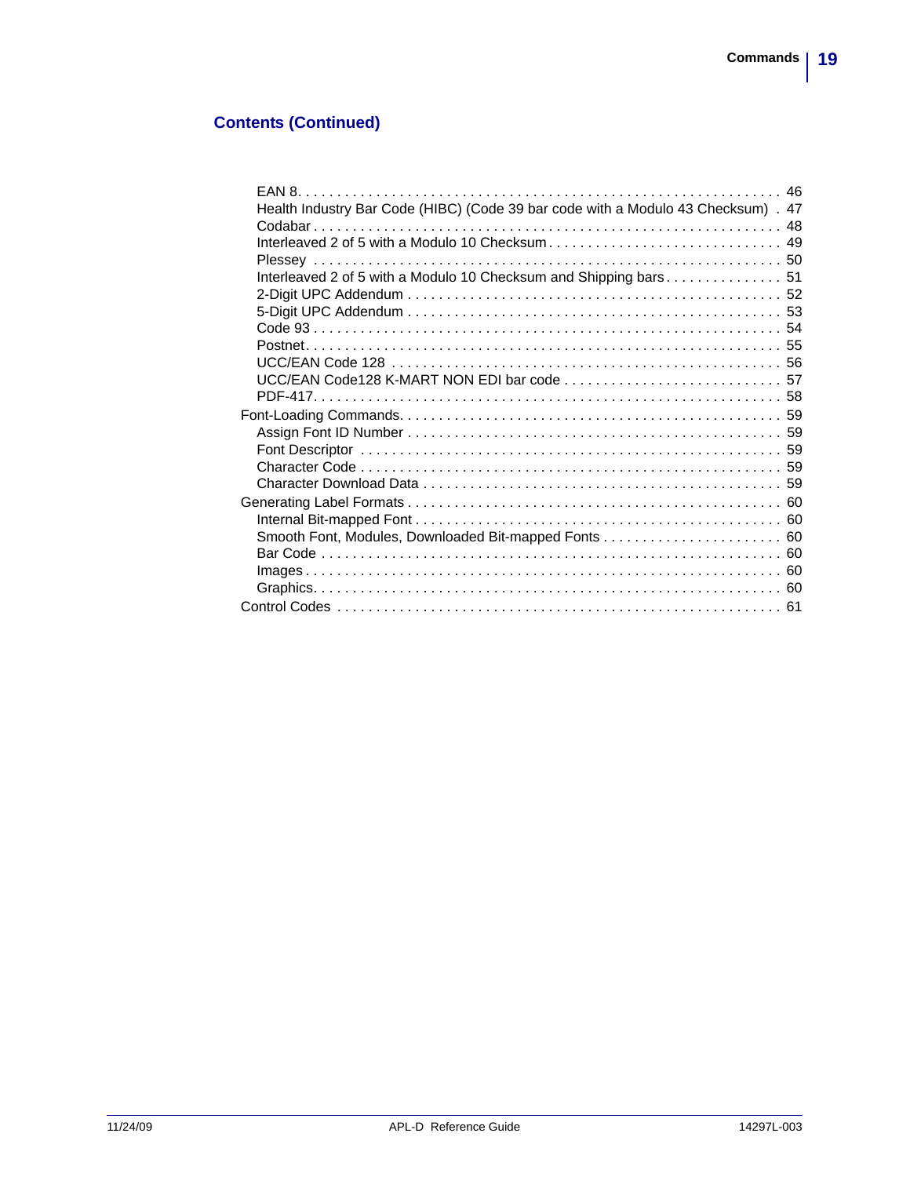## Contents (Continued)

- EAN 8 . . . . . . . . . . 46
- Health Industry Bar Code (HIBC) (Code 39 bar code with a Modulo 43 Checksum) . 47
- Codabar . . . . . . . . . . 48
- Interleaved 2 of 5 with a Modulo 10 Checksum . . . . . . . . . . 49
- Plessey . . . . . . . . . . 50
- Interleaved 2 of 5 with a Modulo 10 Checksum and Shipping bars . . . . . . . . . . 51
- 2-Digit UPC Addendum . . . . . . . . . . 52
- 5-Digit UPC Addendum . . . . . . . . . . 53
- Code 93 . . . . . . . . . . 54
- Postnet . . . . . . . . . . 55
- UCC/EAN Code 128 . . . . . . . . . . 56
- UCC/EAN Code128 K-MART NON EDI bar code . . . . . . . . . . 57
- PDF-417 . . . . . . . . . . 58

Font-Loading Commands . . . . . . . . . . 59

- Assign Font ID Number . . . . . . . . . . 59
- Font Descriptor . . . . . . . . . . 59
- Character Code . . . . . . . . . . 59
- Character Download Data . . . . . . . . . . 59

Generating Label Formats . . . . . . . . . . 60

- Internal Bit-mapped Font . . . . . . . . . . 60
- Smooth Font, Modules, Downloaded Bit-mapped Fonts . . . . . . . . . . 60
- Bar Code . . . . . . . . . . 60
- Images . . . . . . . . . . 60
- Graphics . . . . . . . . . . 60

Control Codes . . . . . . . . . . 61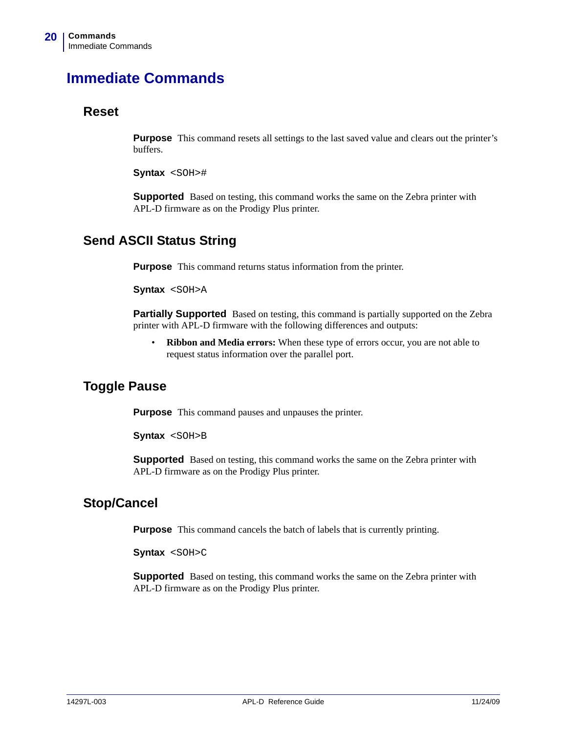# Immediate Commands

## Reset

**Purpose** This command resets all settings to the last saved value and clears out the printer's buffers.

**Syntax** `<SOH>#`

**Supported** Based on testing, this command works the same on the Zebra printer with APL-D firmware as on the Prodigy Plus printer.

## Send ASCII Status String

**Purpose** This command returns status information from the printer.

**Syntax** `<SOH>A`

**Partially Supported** Based on testing, this command is partially supported on the Zebra printer with APL-D firmware with the following differences and outputs:

- **Ribbon and Media errors:** When these type of errors occur, you are not able to request status information over the parallel port.

## Toggle Pause

**Purpose** This command pauses and unpauses the printer.

**Syntax** `<SOH>B`

**Supported** Based on testing, this command works the same on the Zebra printer with APL-D firmware as on the Prodigy Plus printer.

## Stop/Cancel

**Purpose** This command cancels the batch of labels that is currently printing.

**Syntax** `<SOH>C`

**Supported** Based on testing, this command works the same on the Zebra printer with APL-D firmware as on the Prodigy Plus printer.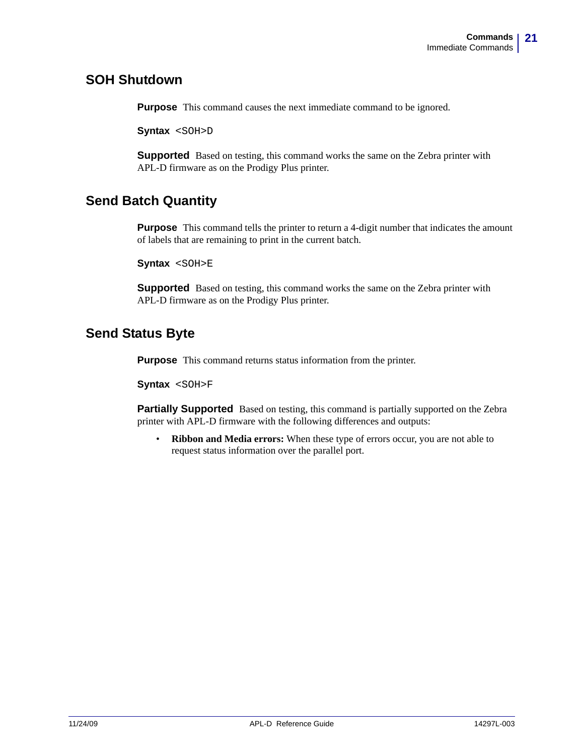## SOH Shutdown

**Purpose** This command causes the next immediate command to be ignored.

**Syntax** `<SOH>D`

**Supported** Based on testing, this command works the same on the Zebra printer with APL-D firmware as on the Prodigy Plus printer.

## Send Batch Quantity

**Purpose** This command tells the printer to return a 4-digit number that indicates the amount of labels that are remaining to print in the current batch.

**Syntax** `<SOH>E`

**Supported** Based on testing, this command works the same on the Zebra printer with APL-D firmware as on the Prodigy Plus printer.

## Send Status Byte

**Purpose** This command returns status information from the printer.

**Syntax** `<SOH>F`

**Partially Supported** Based on testing, this command is partially supported on the Zebra printer with APL-D firmware with the following differences and outputs:

- **Ribbon and Media errors:** When these type of errors occur, you are not able to request status information over the parallel port.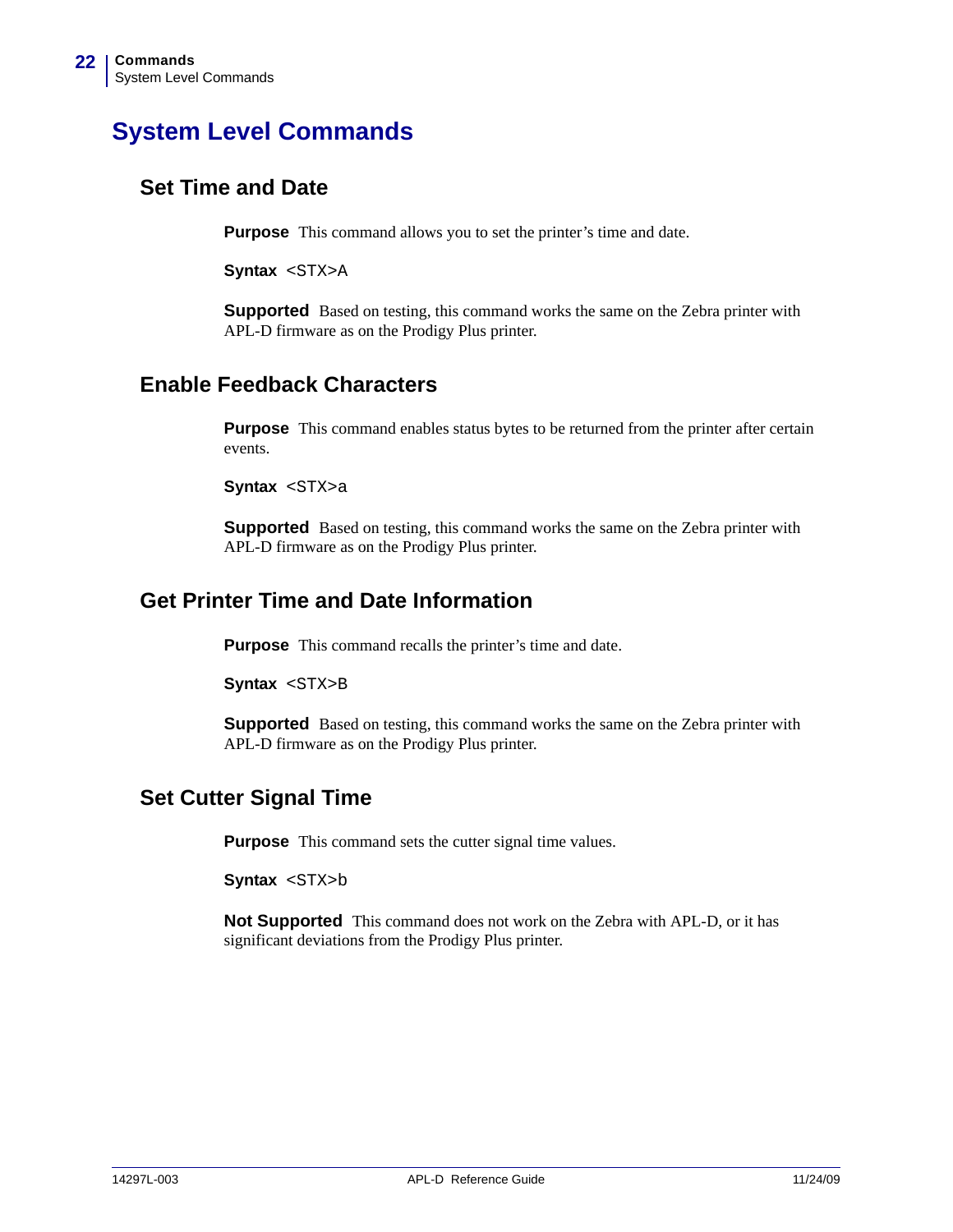# System Level Commands

## Set Time and Date

**Purpose** This command allows you to set the printer's time and date.

**Syntax** <STX>A

**Supported** Based on testing, this command works the same on the Zebra printer with APL-D firmware as on the Prodigy Plus printer.

## Enable Feedback Characters

**Purpose** This command enables status bytes to be returned from the printer after certain events.

**Syntax** <STX>a

**Supported** Based on testing, this command works the same on the Zebra printer with APL-D firmware as on the Prodigy Plus printer.

## Get Printer Time and Date Information

**Purpose** This command recalls the printer's time and date.

**Syntax** <STX>B

**Supported** Based on testing, this command works the same on the Zebra printer with APL-D firmware as on the Prodigy Plus printer.

## Set Cutter Signal Time

**Purpose** This command sets the cutter signal time values.

**Syntax** <STX>b

**Not Supported** This command does not work on the Zebra with APL-D, or it has significant deviations from the Prodigy Plus printer.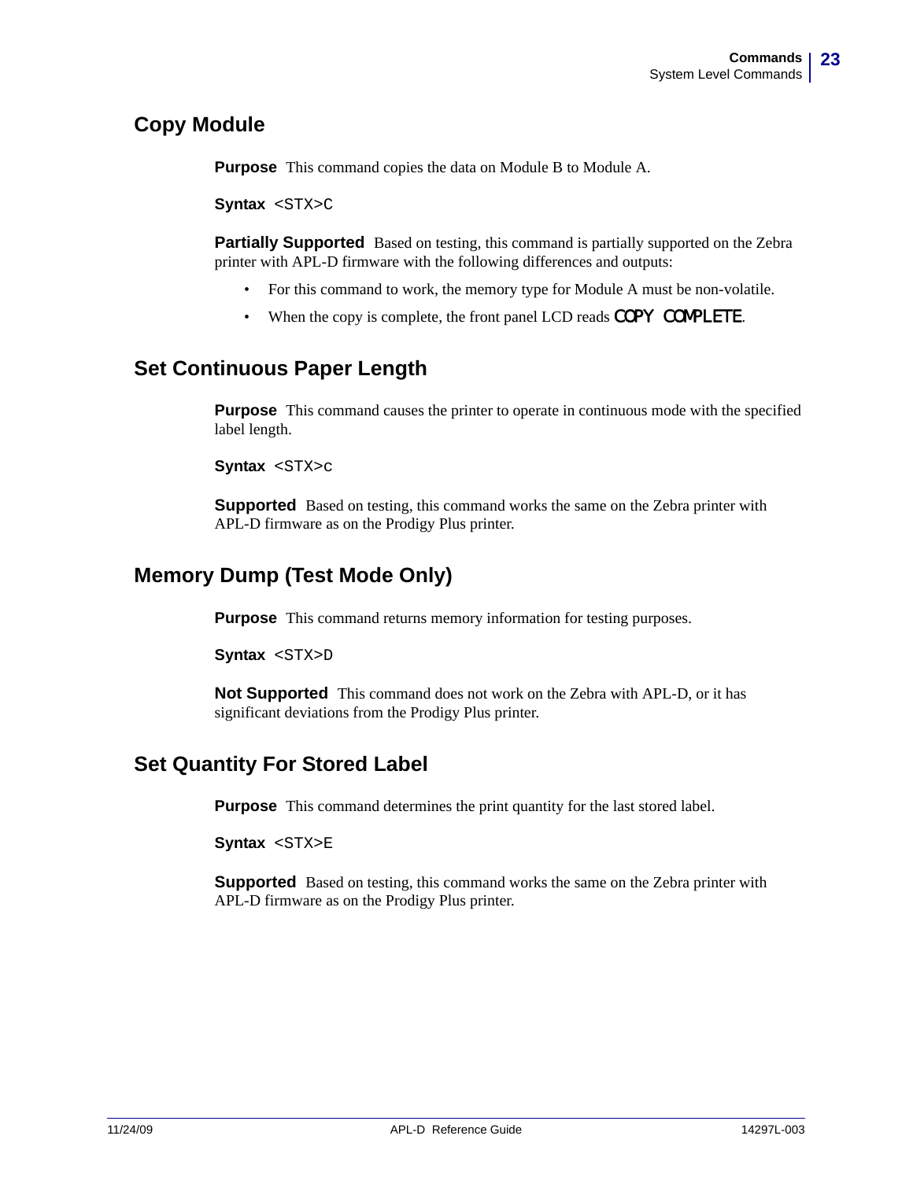## Copy Module

**Purpose** This command copies the data on Module B to Module A.

**Syntax** `<STX>C`

**Partially Supported** Based on testing, this command is partially supported on the Zebra printer with APL-D firmware with the following differences and outputs:

- For this command to work, the memory type for Module A must be non-volatile.
- When the copy is complete, the front panel LCD reads `COPY COMPLETE`.

## Set Continuous Paper Length

**Purpose** This command causes the printer to operate in continuous mode with the specified label length.

**Syntax** `<STX>c`

**Supported** Based on testing, this command works the same on the Zebra printer with APL-D firmware as on the Prodigy Plus printer.

## Memory Dump (Test Mode Only)

**Purpose** This command returns memory information for testing purposes.

**Syntax** `<STX>D`

**Not Supported** This command does not work on the Zebra with APL-D, or it has significant deviations from the Prodigy Plus printer.

## Set Quantity For Stored Label

**Purpose** This command determines the print quantity for the last stored label.

**Syntax** `<STX>E`

**Supported** Based on testing, this command works the same on the Zebra printer with APL-D firmware as on the Prodigy Plus printer.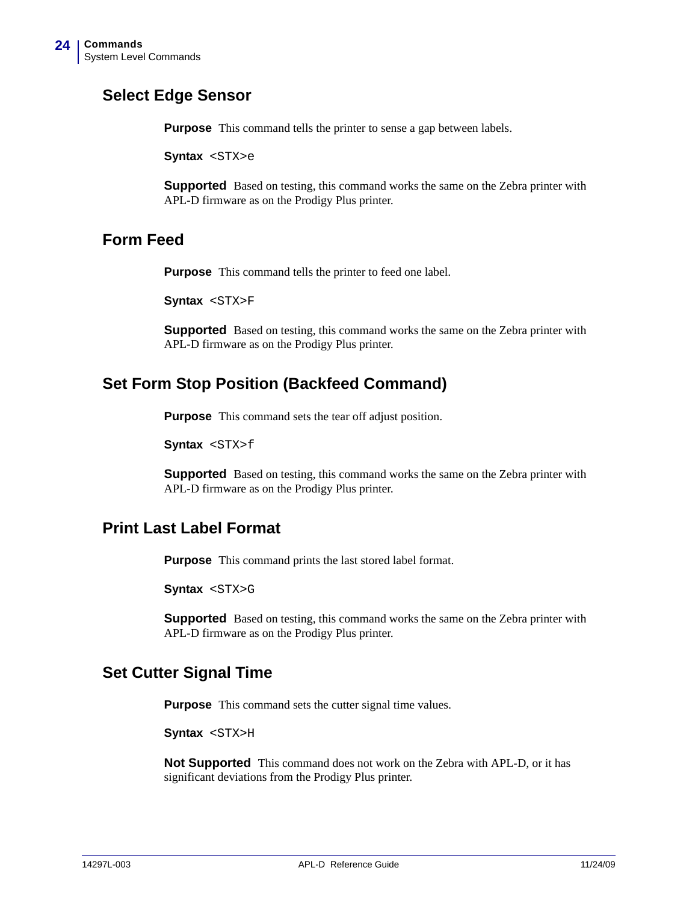## Select Edge Sensor

**Purpose** This command tells the printer to sense a gap between labels.

**Syntax** `<STX>e`

**Supported** Based on testing, this command works the same on the Zebra printer with APL-D firmware as on the Prodigy Plus printer.

## Form Feed

**Purpose** This command tells the printer to feed one label.

**Syntax** `<STX>F`

**Supported** Based on testing, this command works the same on the Zebra printer with APL-D firmware as on the Prodigy Plus printer.

## Set Form Stop Position (Backfeed Command)

**Purpose** This command sets the tear off adjust position.

**Syntax** `<STX>f`

**Supported** Based on testing, this command works the same on the Zebra printer with APL-D firmware as on the Prodigy Plus printer.

## Print Last Label Format

**Purpose** This command prints the last stored label format.

**Syntax** `<STX>G`

**Supported** Based on testing, this command works the same on the Zebra printer with APL-D firmware as on the Prodigy Plus printer.

## Set Cutter Signal Time

**Purpose** This command sets the cutter signal time values.

**Syntax** `<STX>H`

**Not Supported** This command does not work on the Zebra with APL-D, or it has significant deviations from the Prodigy Plus printer.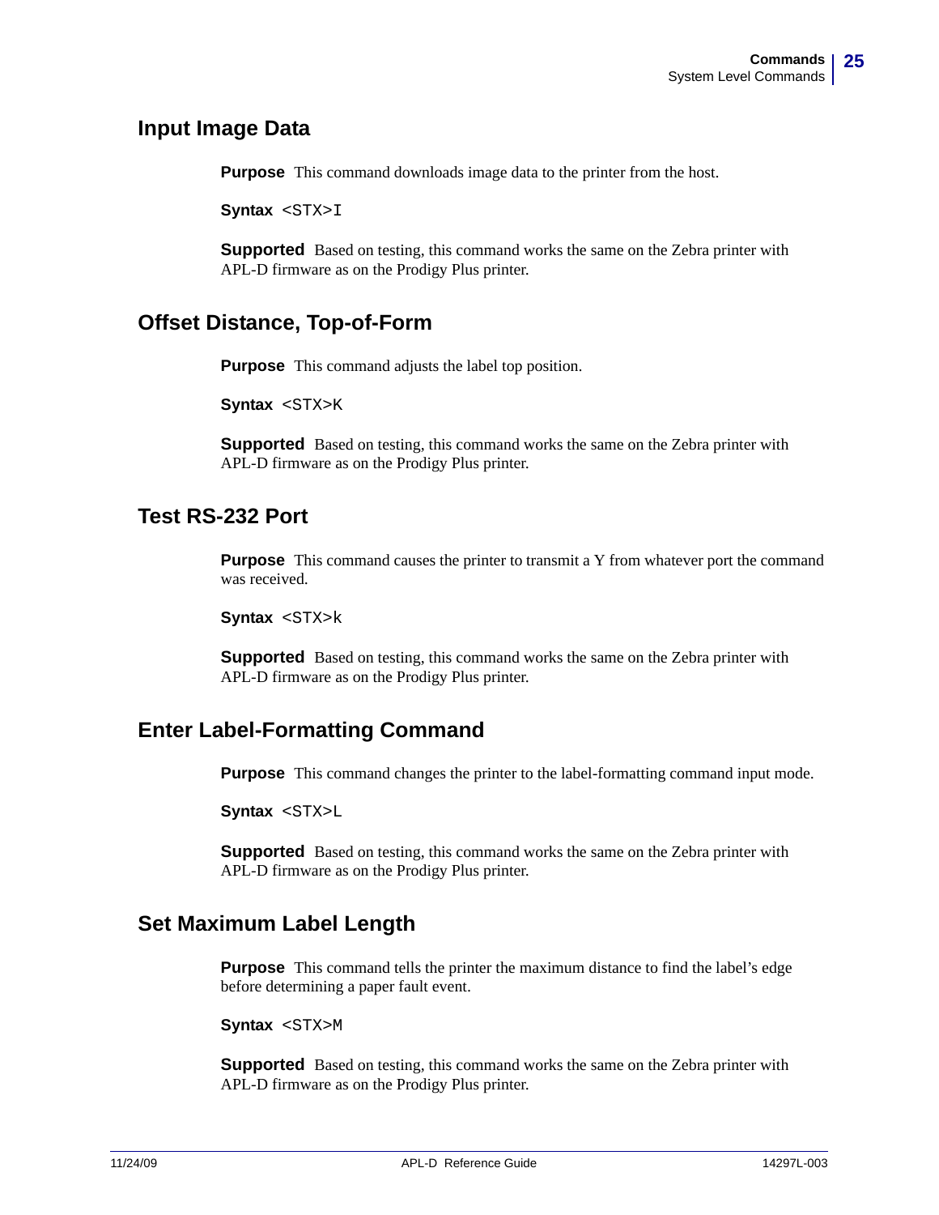## Input Image Data

**Purpose** This command downloads image data to the printer from the host.

**Syntax** `<STX>I`

**Supported** Based on testing, this command works the same on the Zebra printer with APL-D firmware as on the Prodigy Plus printer.

## Offset Distance, Top-of-Form

**Purpose** This command adjusts the label top position.

**Syntax** `<STX>K`

**Supported** Based on testing, this command works the same on the Zebra printer with APL-D firmware as on the Prodigy Plus printer.

## Test RS-232 Port

**Purpose** This command causes the printer to transmit a Y from whatever port the command was received.

**Syntax** `<STX>k`

**Supported** Based on testing, this command works the same on the Zebra printer with APL-D firmware as on the Prodigy Plus printer.

## Enter Label-Formatting Command

**Purpose** This command changes the printer to the label-formatting command input mode.

**Syntax** `<STX>L`

**Supported** Based on testing, this command works the same on the Zebra printer with APL-D firmware as on the Prodigy Plus printer.

## Set Maximum Label Length

**Purpose** This command tells the printer the maximum distance to find the label's edge before determining a paper fault event.

**Syntax** `<STX>M`

**Supported** Based on testing, this command works the same on the Zebra printer with APL-D firmware as on the Prodigy Plus printer.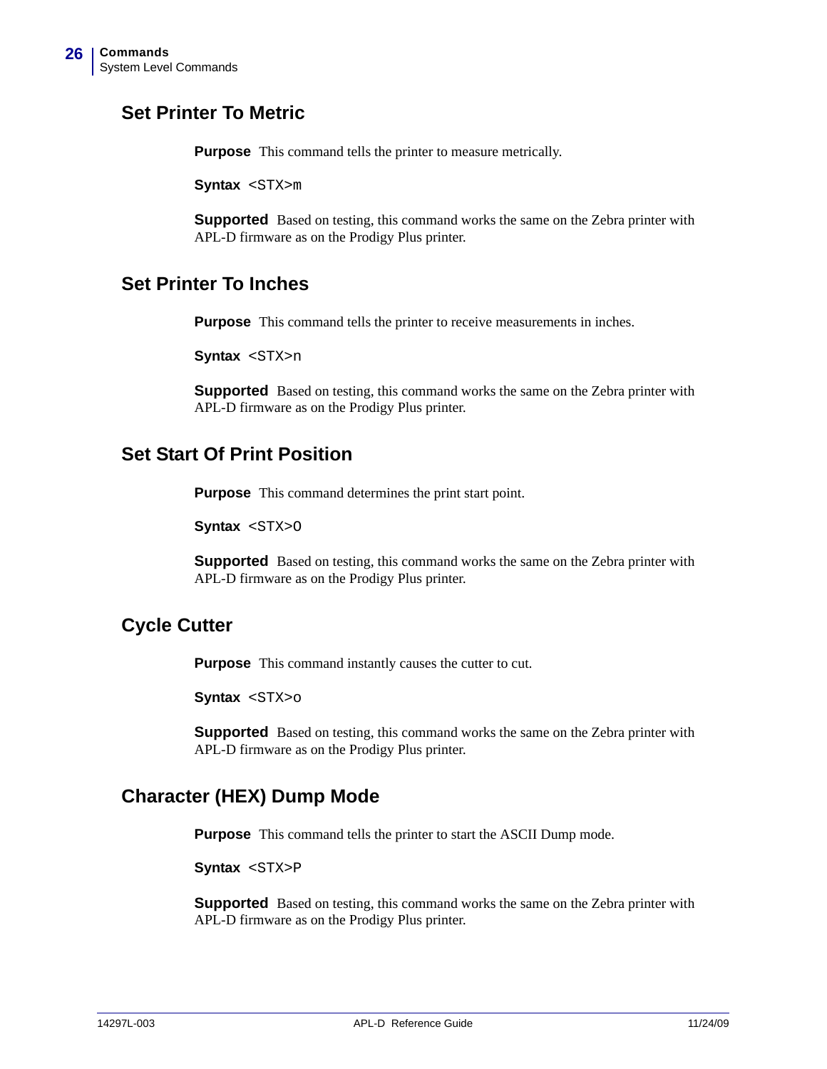## Set Printer To Metric

**Purpose** This command tells the printer to measure metrically.

**Syntax** `<STX>m`

**Supported** Based on testing, this command works the same on the Zebra printer with APL-D firmware as on the Prodigy Plus printer.

## Set Printer To Inches

**Purpose** This command tells the printer to receive measurements in inches.

**Syntax** `<STX>n`

**Supported** Based on testing, this command works the same on the Zebra printer with APL-D firmware as on the Prodigy Plus printer.

## Set Start Of Print Position

**Purpose** This command determines the print start point.

**Syntax** `<STX>O`

**Supported** Based on testing, this command works the same on the Zebra printer with APL-D firmware as on the Prodigy Plus printer.

## Cycle Cutter

**Purpose** This command instantly causes the cutter to cut.

**Syntax** `<STX>o`

**Supported** Based on testing, this command works the same on the Zebra printer with APL-D firmware as on the Prodigy Plus printer.

## Character (HEX) Dump Mode

**Purpose** This command tells the printer to start the ASCII Dump mode.

**Syntax** `<STX>P`

**Supported** Based on testing, this command works the same on the Zebra printer with APL-D firmware as on the Prodigy Plus printer.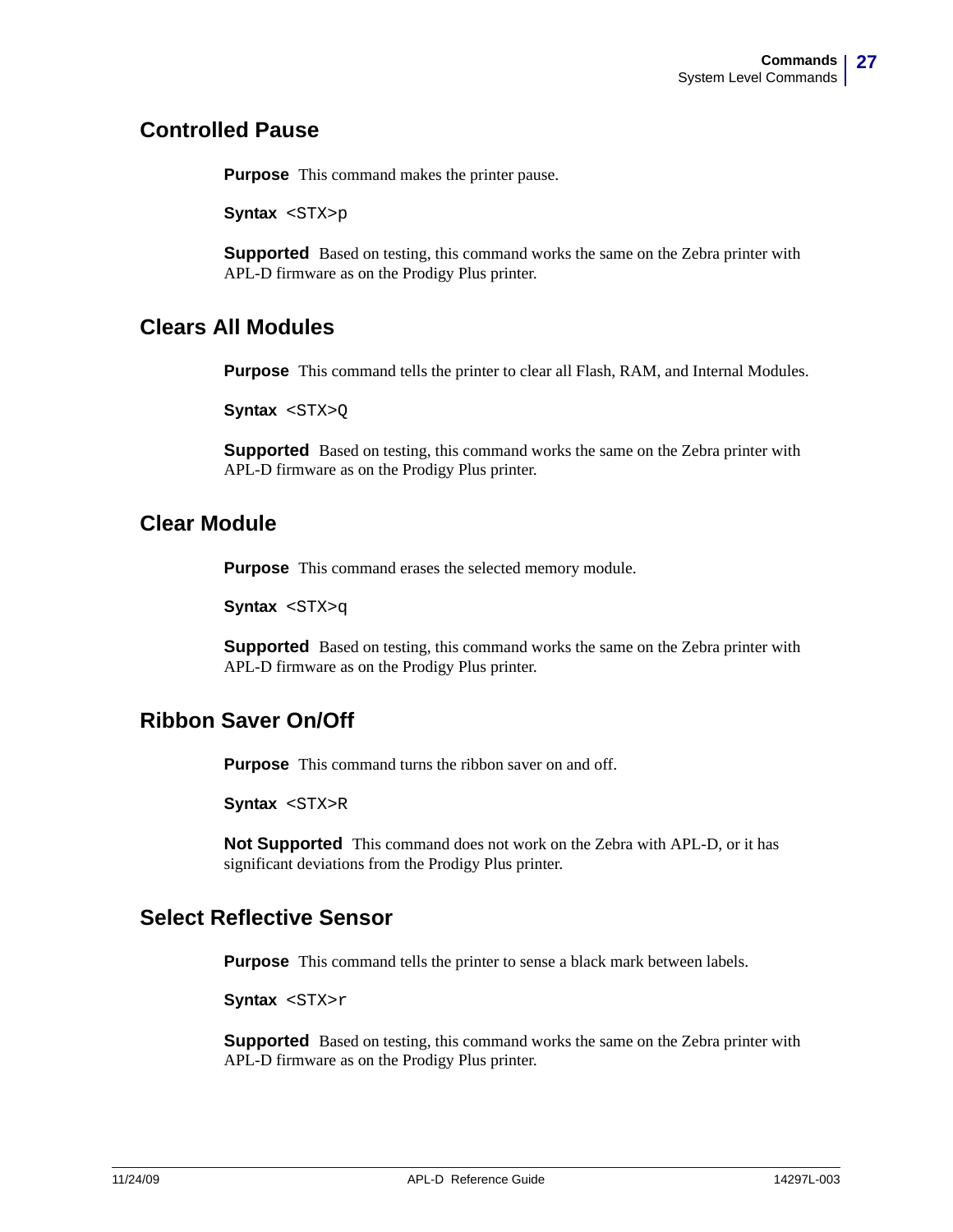## Controlled Pause

**Purpose** This command makes the printer pause.

**Syntax** `<STX>p`

**Supported** Based on testing, this command works the same on the Zebra printer with APL-D firmware as on the Prodigy Plus printer.

## Clears All Modules

**Purpose** This command tells the printer to clear all Flash, RAM, and Internal Modules.

**Syntax** `<STX>Q`

**Supported** Based on testing, this command works the same on the Zebra printer with APL-D firmware as on the Prodigy Plus printer.

## Clear Module

**Purpose** This command erases the selected memory module.

**Syntax** `<STX>q`

**Supported** Based on testing, this command works the same on the Zebra printer with APL-D firmware as on the Prodigy Plus printer.

## Ribbon Saver On/Off

**Purpose** This command turns the ribbon saver on and off.

**Syntax** `<STX>R`

**Not Supported** This command does not work on the Zebra with APL-D, or it has significant deviations from the Prodigy Plus printer.

## Select Reflective Sensor

**Purpose** This command tells the printer to sense a black mark between labels.

**Syntax** `<STX>r`

**Supported** Based on testing, this command works the same on the Zebra printer with APL-D firmware as on the Prodigy Plus printer.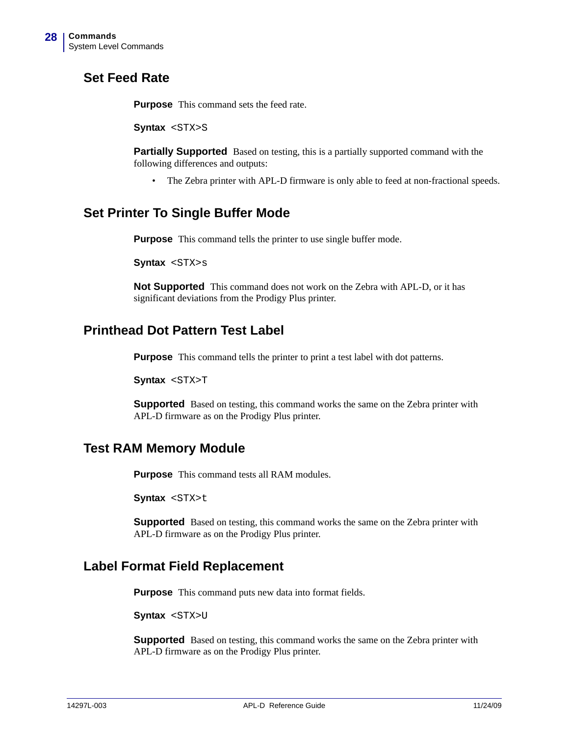## Set Feed Rate

**Purpose** This command sets the feed rate.

**Syntax** `<STX>S`

**Partially Supported** Based on testing, this is a partially supported command with the following differences and outputs:

- The Zebra printer with APL-D firmware is only able to feed at non-fractional speeds.

## Set Printer To Single Buffer Mode

**Purpose** This command tells the printer to use single buffer mode.

**Syntax** `<STX>s`

**Not Supported** This command does not work on the Zebra with APL-D, or it has significant deviations from the Prodigy Plus printer.

## Printhead Dot Pattern Test Label

**Purpose** This command tells the printer to print a test label with dot patterns.

**Syntax** `<STX>T`

**Supported** Based on testing, this command works the same on the Zebra printer with APL-D firmware as on the Prodigy Plus printer.

## Test RAM Memory Module

**Purpose** This command tests all RAM modules.

**Syntax** `<STX>t`

**Supported** Based on testing, this command works the same on the Zebra printer with APL-D firmware as on the Prodigy Plus printer.

## Label Format Field Replacement

**Purpose** This command puts new data into format fields.

**Syntax** `<STX>U`

**Supported** Based on testing, this command works the same on the Zebra printer with APL-D firmware as on the Prodigy Plus printer.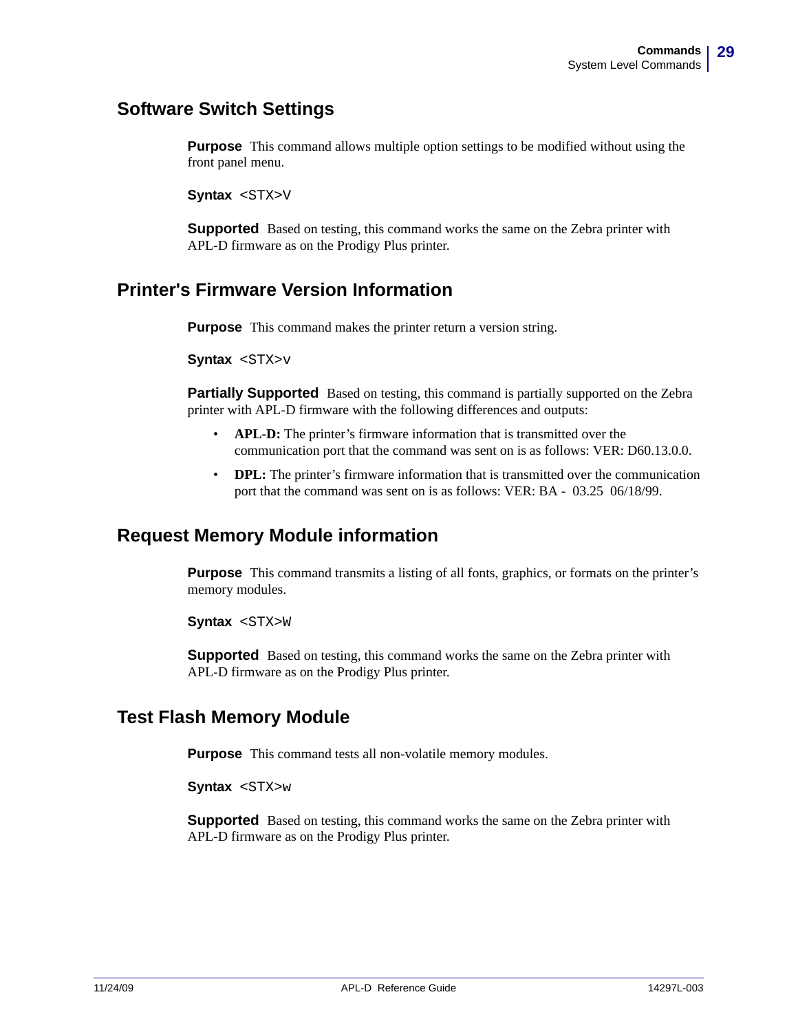## Software Switch Settings

**Purpose** This command allows multiple option settings to be modified without using the front panel menu.

**Syntax** `<STX>V`

**Supported** Based on testing, this command works the same on the Zebra printer with APL-D firmware as on the Prodigy Plus printer.

## Printer's Firmware Version Information

**Purpose** This command makes the printer return a version string.

**Syntax** `<STX>v`

**Partially Supported** Based on testing, this command is partially supported on the Zebra printer with APL-D firmware with the following differences and outputs:

- **APL-D:** The printer's firmware information that is transmitted over the communication port that the command was sent on is as follows: VER: D60.13.0.0.
- **DPL:** The printer's firmware information that is transmitted over the communication port that the command was sent on is as follows: VER: BA - 03.25 06/18/99.

## Request Memory Module information

**Purpose** This command transmits a listing of all fonts, graphics, or formats on the printer's memory modules.

**Syntax** `<STX>W`

**Supported** Based on testing, this command works the same on the Zebra printer with APL-D firmware as on the Prodigy Plus printer.

## Test Flash Memory Module

**Purpose** This command tests all non-volatile memory modules.

**Syntax** `<STX>w`

**Supported** Based on testing, this command works the same on the Zebra printer with APL-D firmware as on the Prodigy Plus printer.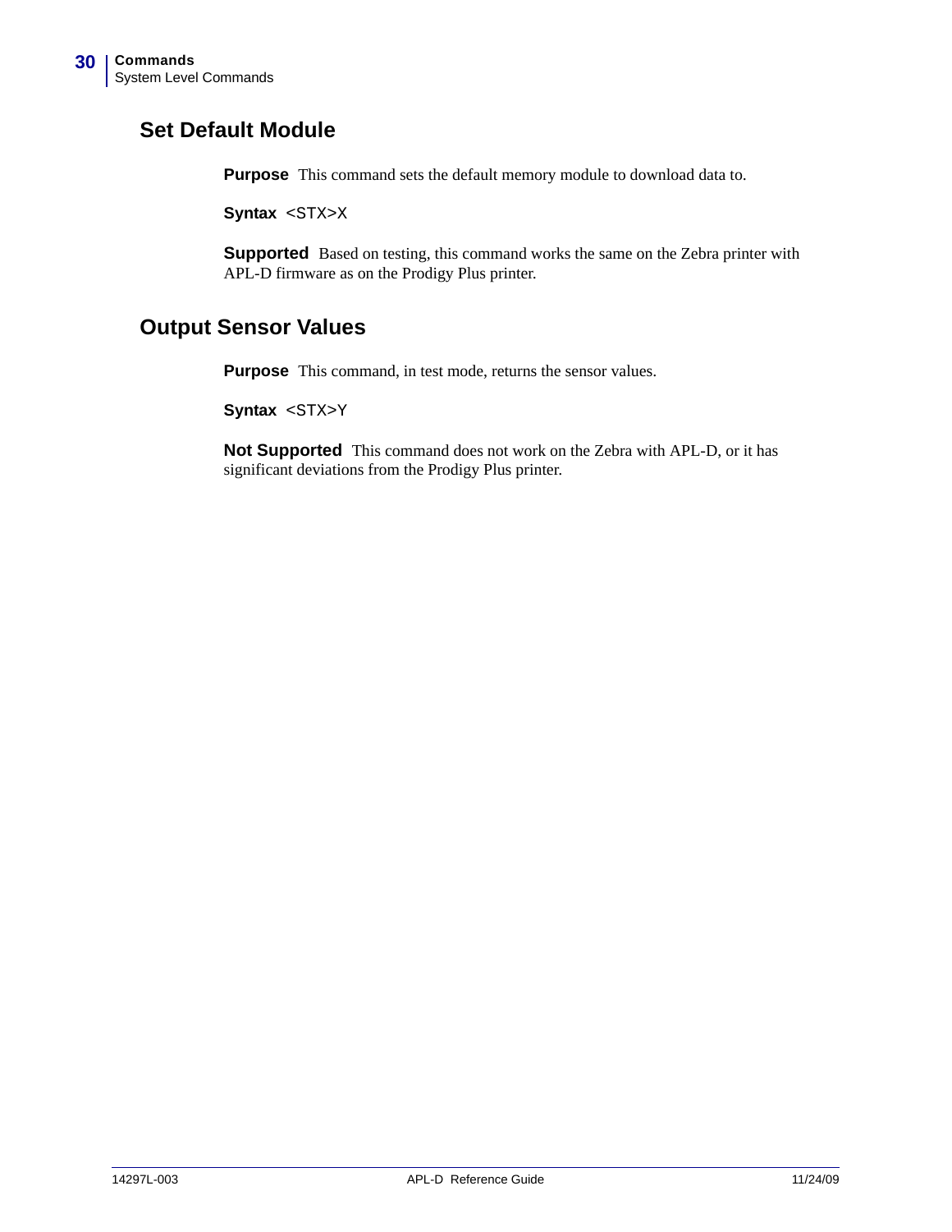## Set Default Module

**Purpose** This command sets the default memory module to download data to.

**Syntax** `<STX>X`

**Supported** Based on testing, this command works the same on the Zebra printer with APL-D firmware as on the Prodigy Plus printer.

## Output Sensor Values

**Purpose** This command, in test mode, returns the sensor values.

**Syntax** `<STX>Y`

**Not Supported** This command does not work on the Zebra with APL-D, or it has significant deviations from the Prodigy Plus printer.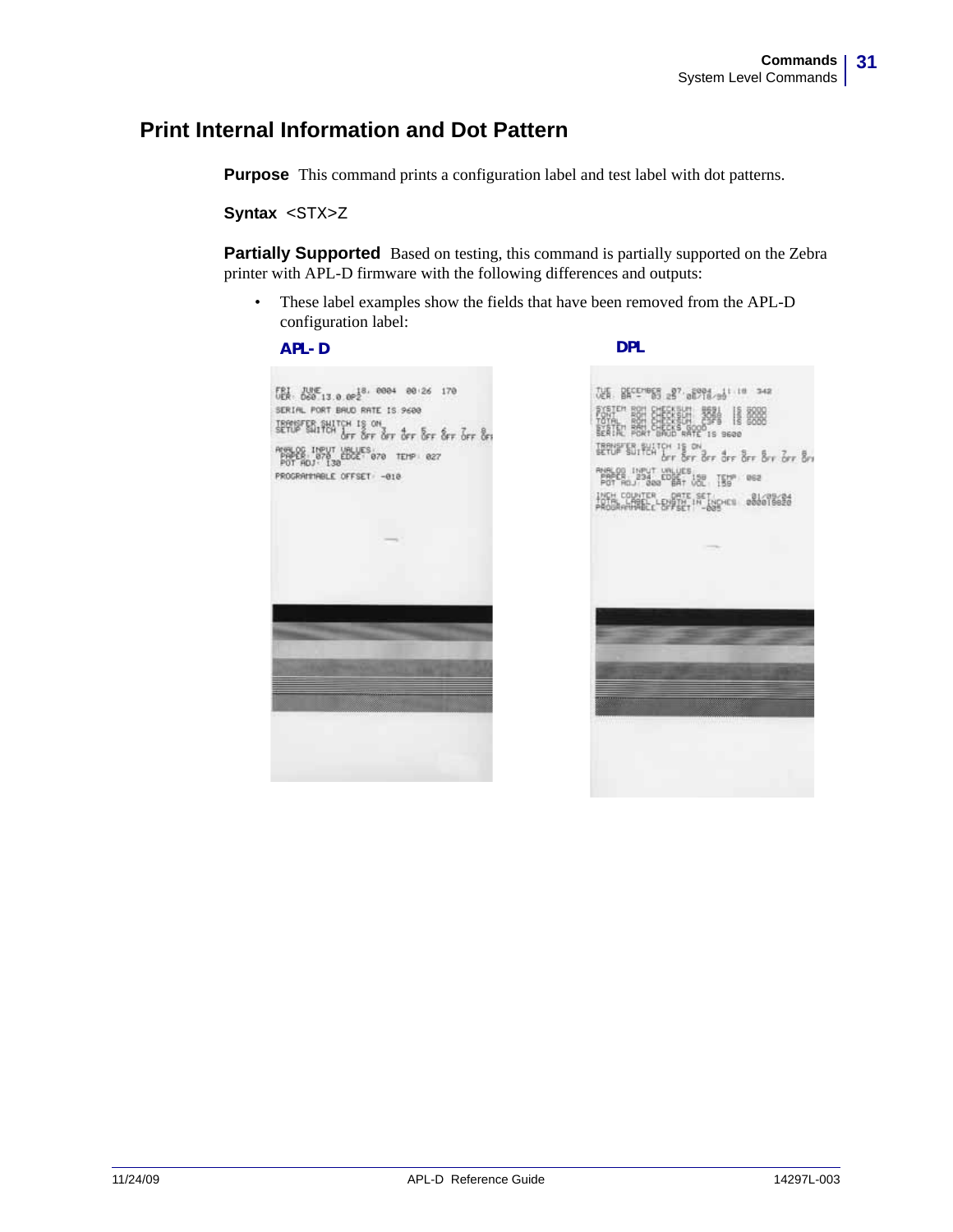## Print Internal Information and Dot Pattern

**Purpose** This command prints a configuration label and test label with dot patterns.

**Syntax** <STX>Z

**Partially Supported** Based on testing, this command is partially supported on the Zebra printer with APL-D firmware with the following differences and outputs:

- These label examples show the fields that have been removed from the APL-D configuration label:

**APL- D**

**DPL**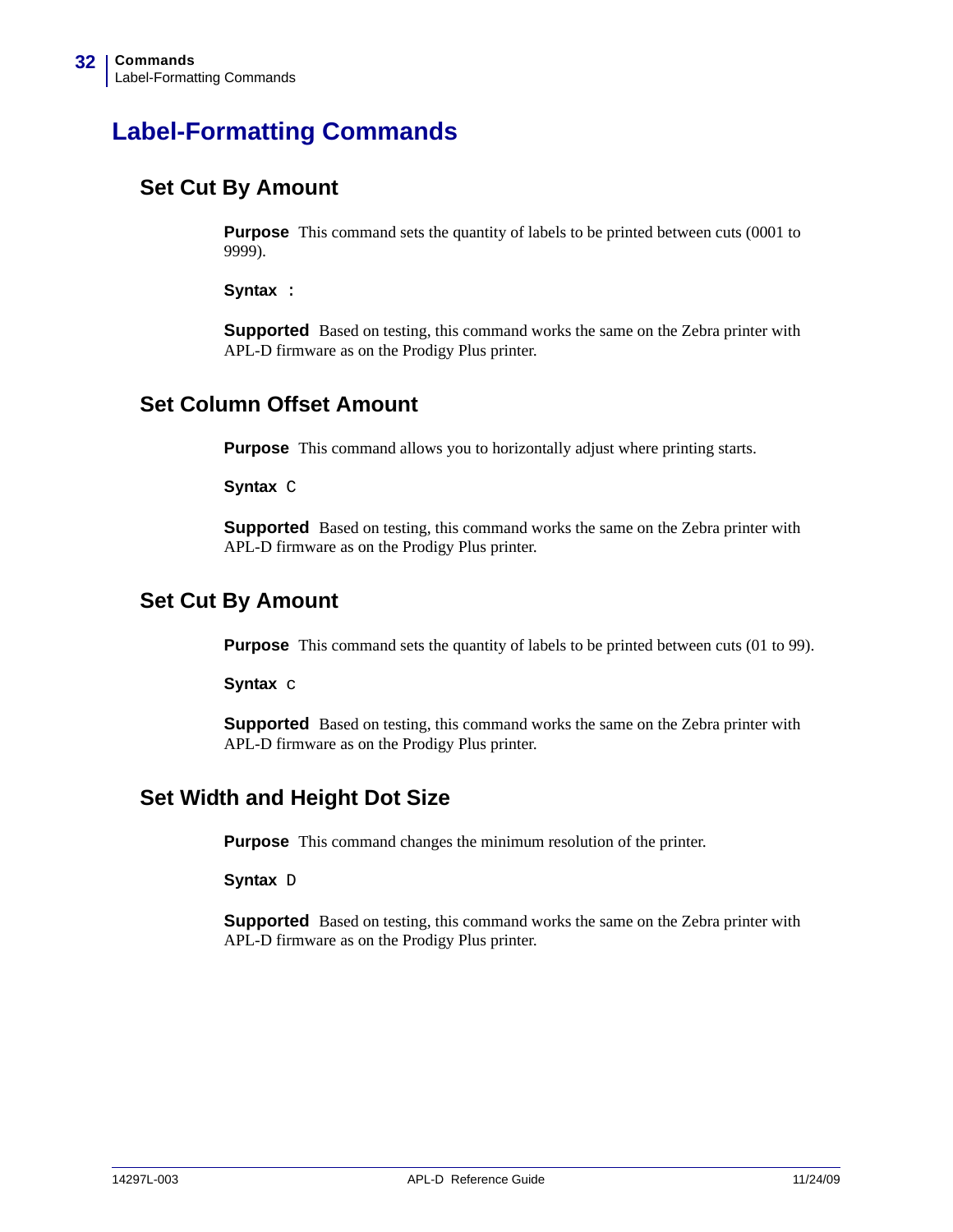# Label-Formatting Commands

## Set Cut By Amount

**Purpose** This command sets the quantity of labels to be printed between cuts (0001 to 9999).

**Syntax** :

**Supported** Based on testing, this command works the same on the Zebra printer with APL-D firmware as on the Prodigy Plus printer.

## Set Column Offset Amount

**Purpose** This command allows you to horizontally adjust where printing starts.

**Syntax** C

**Supported** Based on testing, this command works the same on the Zebra printer with APL-D firmware as on the Prodigy Plus printer.

## Set Cut By Amount

**Purpose** This command sets the quantity of labels to be printed between cuts (01 to 99).

**Syntax** c

**Supported** Based on testing, this command works the same on the Zebra printer with APL-D firmware as on the Prodigy Plus printer.

## Set Width and Height Dot Size

**Purpose** This command changes the minimum resolution of the printer.

**Syntax** D

**Supported** Based on testing, this command works the same on the Zebra printer with APL-D firmware as on the Prodigy Plus printer.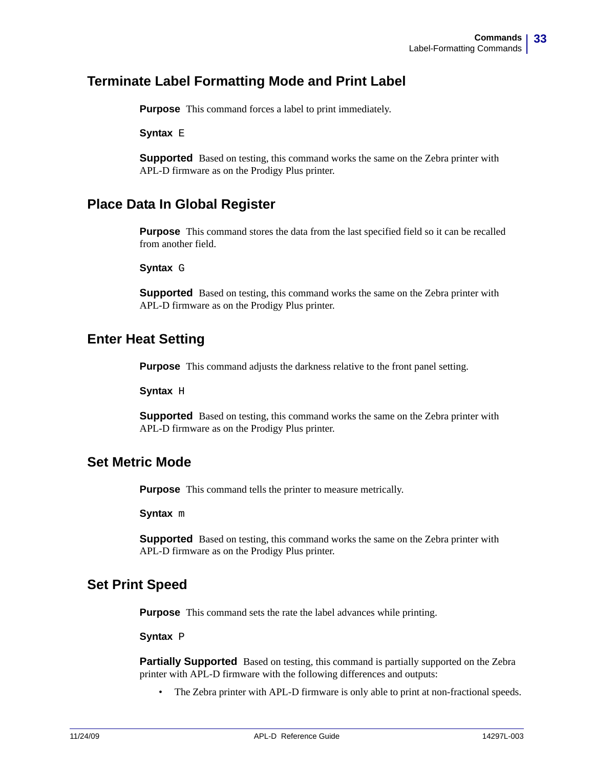## Terminate Label Formatting Mode and Print Label

**Purpose** This command forces a label to print immediately.

**Syntax** `E`

**Supported** Based on testing, this command works the same on the Zebra printer with APL-D firmware as on the Prodigy Plus printer.

## Place Data In Global Register

**Purpose** This command stores the data from the last specified field so it can be recalled from another field.

**Syntax** `G`

**Supported** Based on testing, this command works the same on the Zebra printer with APL-D firmware as on the Prodigy Plus printer.

## Enter Heat Setting

**Purpose** This command adjusts the darkness relative to the front panel setting.

**Syntax** `H`

**Supported** Based on testing, this command works the same on the Zebra printer with APL-D firmware as on the Prodigy Plus printer.

## Set Metric Mode

**Purpose** This command tells the printer to measure metrically.

**Syntax** `m`

**Supported** Based on testing, this command works the same on the Zebra printer with APL-D firmware as on the Prodigy Plus printer.

## Set Print Speed

**Purpose** This command sets the rate the label advances while printing.

**Syntax** `P`

**Partially Supported** Based on testing, this command is partially supported on the Zebra printer with APL-D firmware with the following differences and outputs:

- The Zebra printer with APL-D firmware is only able to print at non-fractional speeds.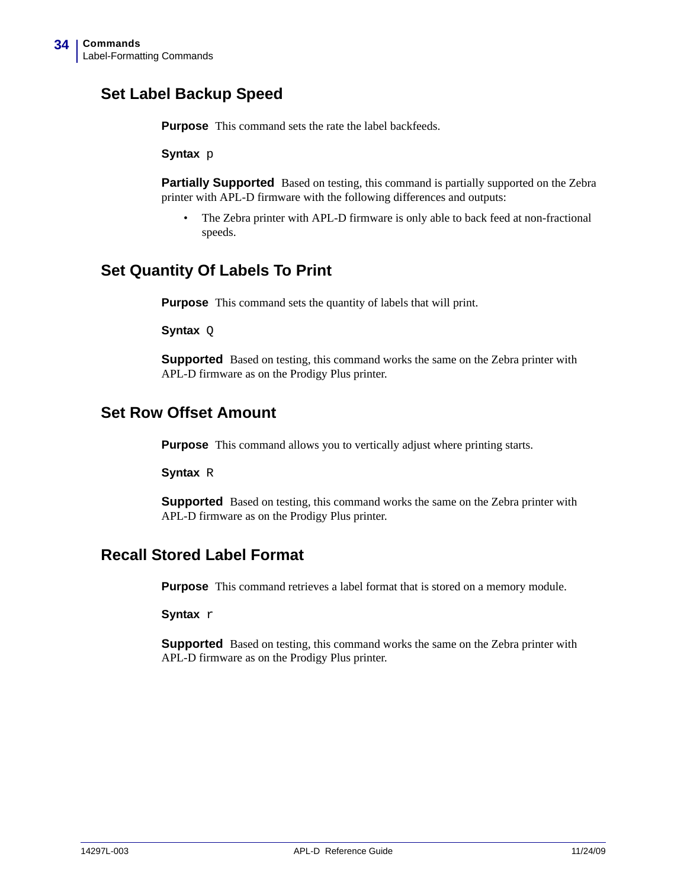## Set Label Backup Speed

**Purpose** This command sets the rate the label backfeeds.

**Syntax** `p`

**Partially Supported** Based on testing, this command is partially supported on the Zebra printer with APL-D firmware with the following differences and outputs:

- The Zebra printer with APL-D firmware is only able to back feed at non-fractional speeds.

## Set Quantity Of Labels To Print

**Purpose** This command sets the quantity of labels that will print.

**Syntax** `Q`

**Supported** Based on testing, this command works the same on the Zebra printer with APL-D firmware as on the Prodigy Plus printer.

## Set Row Offset Amount

**Purpose** This command allows you to vertically adjust where printing starts.

**Syntax** `R`

**Supported** Based on testing, this command works the same on the Zebra printer with APL-D firmware as on the Prodigy Plus printer.

## Recall Stored Label Format

**Purpose** This command retrieves a label format that is stored on a memory module.

**Syntax** `r`

**Supported** Based on testing, this command works the same on the Zebra printer with APL-D firmware as on the Prodigy Plus printer.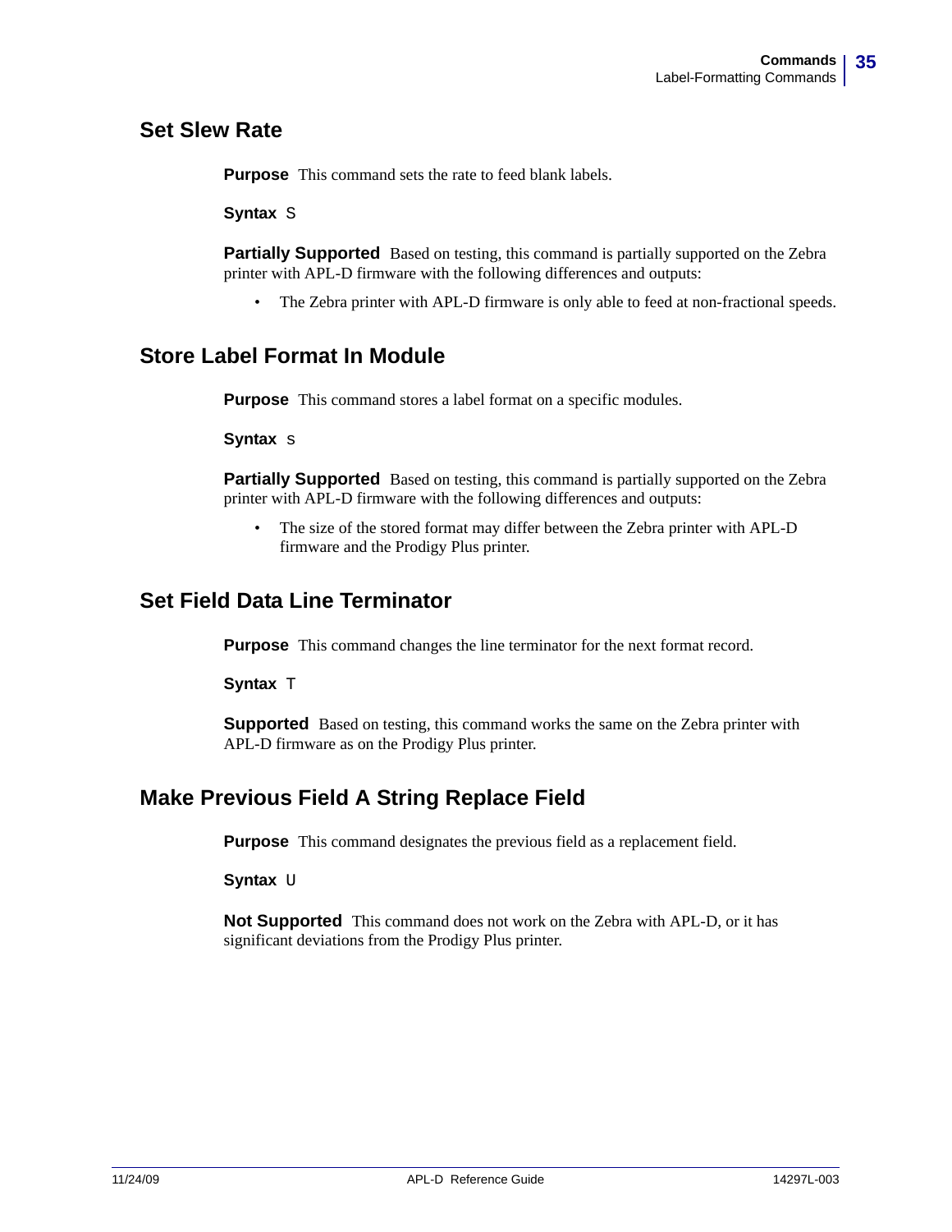## Set Slew Rate

**Purpose** This command sets the rate to feed blank labels.

**Syntax** S

**Partially Supported** Based on testing, this command is partially supported on the Zebra printer with APL-D firmware with the following differences and outputs:

- The Zebra printer with APL-D firmware is only able to feed at non-fractional speeds.

## Store Label Format In Module

**Purpose** This command stores a label format on a specific modules.

**Syntax** s

**Partially Supported** Based on testing, this command is partially supported on the Zebra printer with APL-D firmware with the following differences and outputs:

- The size of the stored format may differ between the Zebra printer with APL-D firmware and the Prodigy Plus printer.

## Set Field Data Line Terminator

**Purpose** This command changes the line terminator for the next format record.

**Syntax** T

**Supported** Based on testing, this command works the same on the Zebra printer with APL-D firmware as on the Prodigy Plus printer.

## Make Previous Field A String Replace Field

**Purpose** This command designates the previous field as a replacement field.

**Syntax** U

**Not Supported** This command does not work on the Zebra with APL-D, or it has significant deviations from the Prodigy Plus printer.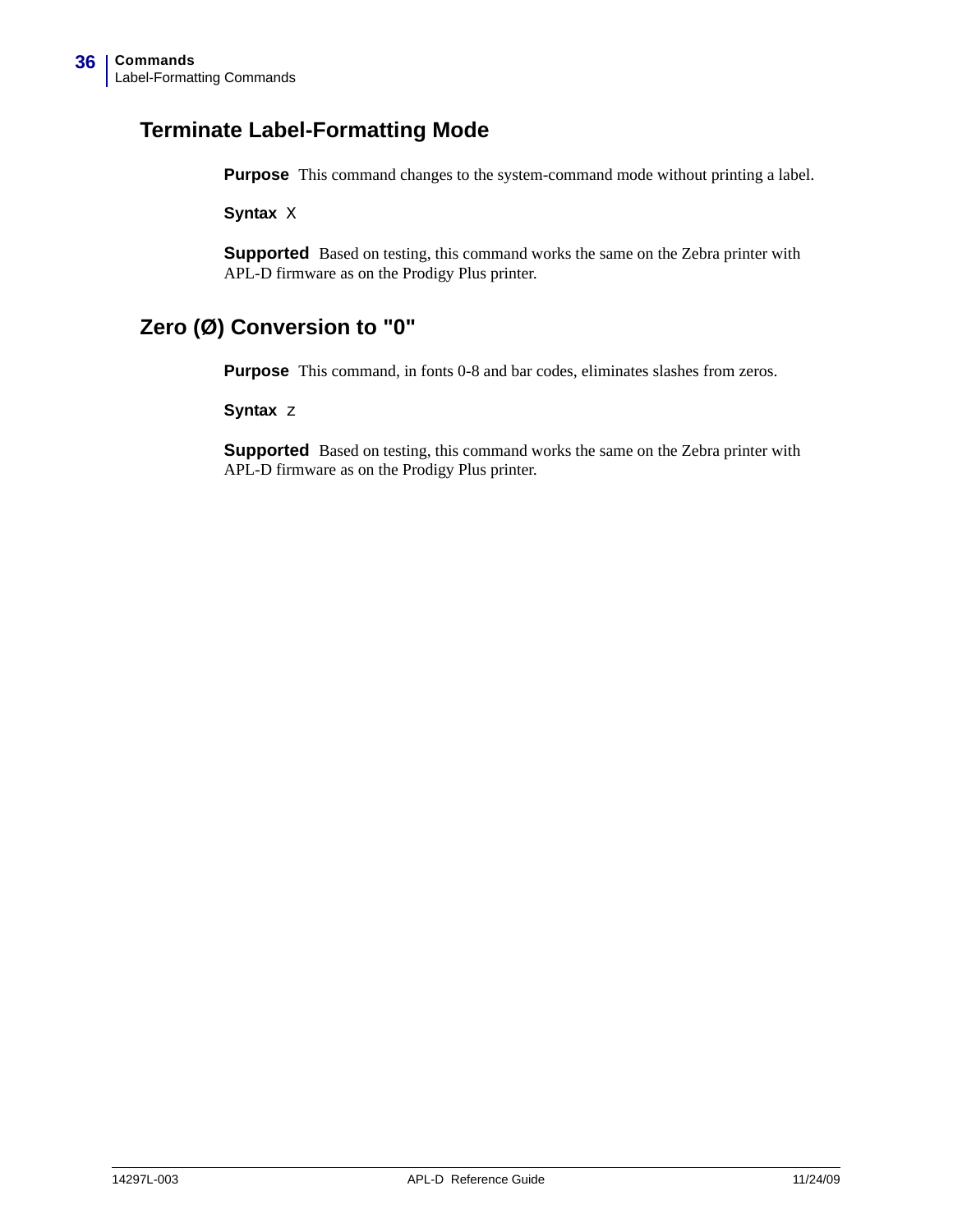## Terminate Label-Formatting Mode

**Purpose** This command changes to the system-command mode without printing a label.

**Syntax** X

**Supported** Based on testing, this command works the same on the Zebra printer with APL-D firmware as on the Prodigy Plus printer.

## Zero (Ø) Conversion to "0"

**Purpose** This command, in fonts 0-8 and bar codes, eliminates slashes from zeros.

**Syntax** z

**Supported** Based on testing, this command works the same on the Zebra printer with APL-D firmware as on the Prodigy Plus printer.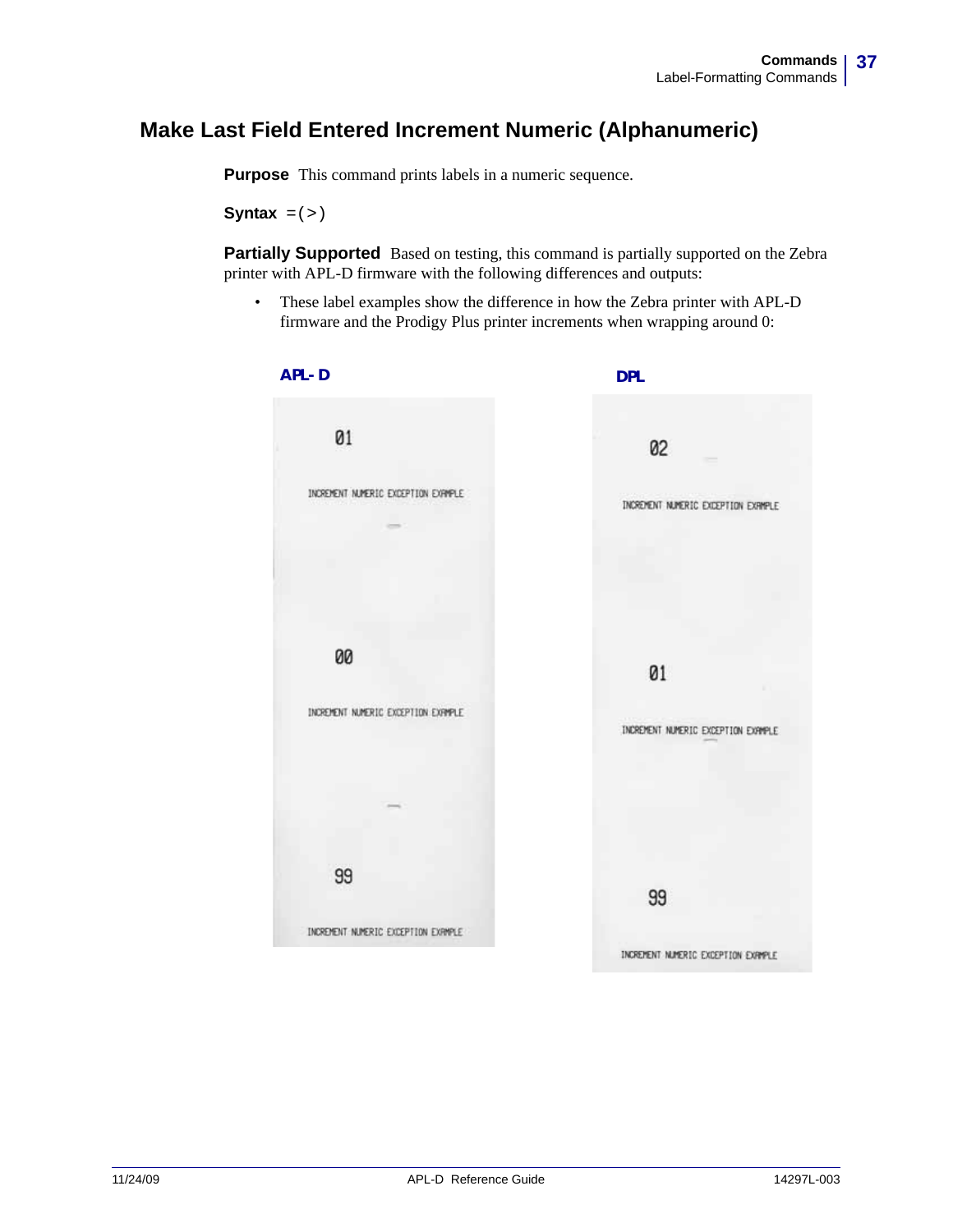## Make Last Field Entered Increment Numeric (Alphanumeric)

**Purpose** This command prints labels in a numeric sequence.

**Syntax** `=(>)`

**Partially Supported** Based on testing, this command is partially supported on the Zebra printer with APL-D firmware with the following differences and outputs:

- These label examples show the difference in how the Zebra printer with APL-D firmware and the Prodigy Plus printer increments when wrapping around 0:

**APL- D**

01

INCREMENT NUMERIC EXCEPTION EXAMPLE

00

INCREMENT NUMERIC EXCEPTION EXAMPLE

99

INCREMENT NUMERIC EXCEPTION EXAMPLE

**DPL**

02

INCREMENT NUMERIC EXCEPTION EXAMPLE

01

INCREMENT NUMERIC EXCEPTION EXAMPLE

99

INCREMENT NUMERIC EXCEPTION EXAMPLE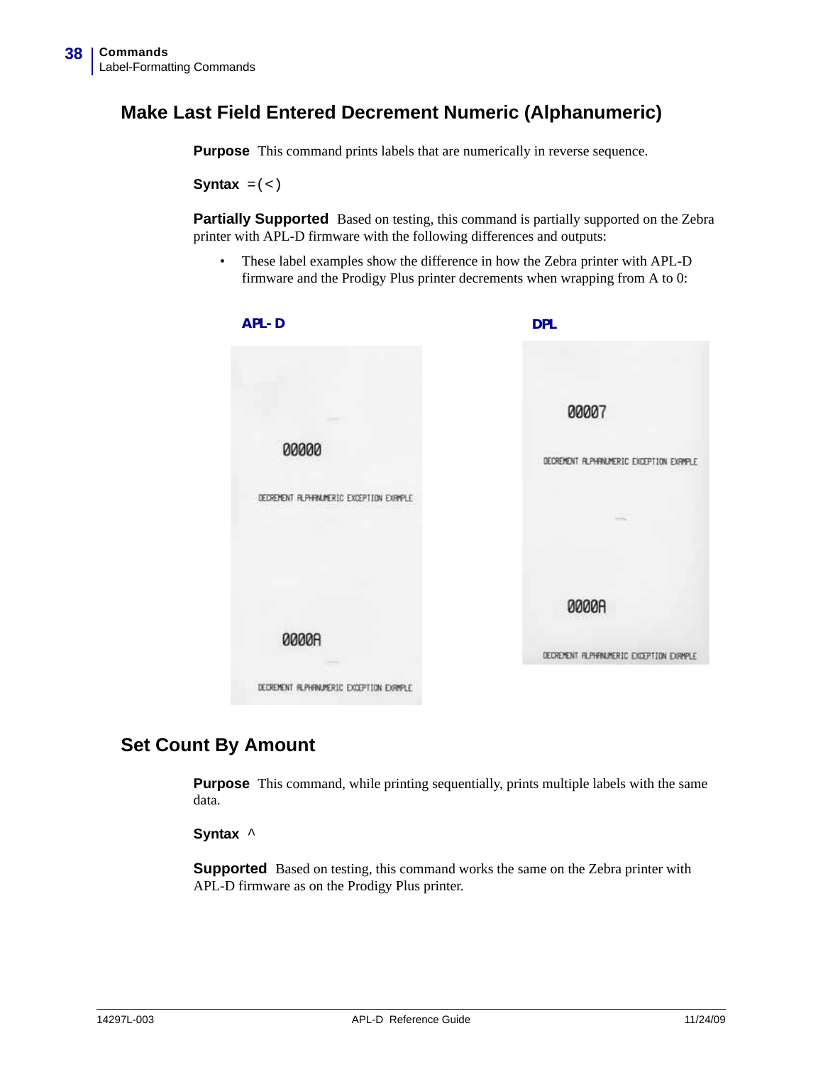## Make Last Field Entered Decrement Numeric (Alphanumeric)

**Purpose** This command prints labels that are numerically in reverse sequence.

**Syntax** =(<)

**Partially Supported** Based on testing, this command is partially supported on the Zebra printer with APL-D firmware with the following differences and outputs:

- These label examples show the difference in how the Zebra printer with APL-D firmware and the Prodigy Plus printer decrements when wrapping from A to 0:

**APL- D**

00000

DECREMENT ALPHANUMERIC EXCEPTION EXAMPLE

0000A

DECREMENT ALPHANUMERIC EXCEPTION EXAMPLE

**DPL**

00007

DECREMENT ALPHANUMERIC EXCEPTION EXAMPLE

0000A

DECREMENT ALPHANUMERIC EXCEPTION EXAMPLE

## Set Count By Amount

**Purpose** This command, while printing sequentially, prints multiple labels with the same data.

**Syntax** ^

**Supported** Based on testing, this command works the same on the Zebra printer with APL-D firmware as on the Prodigy Plus printer.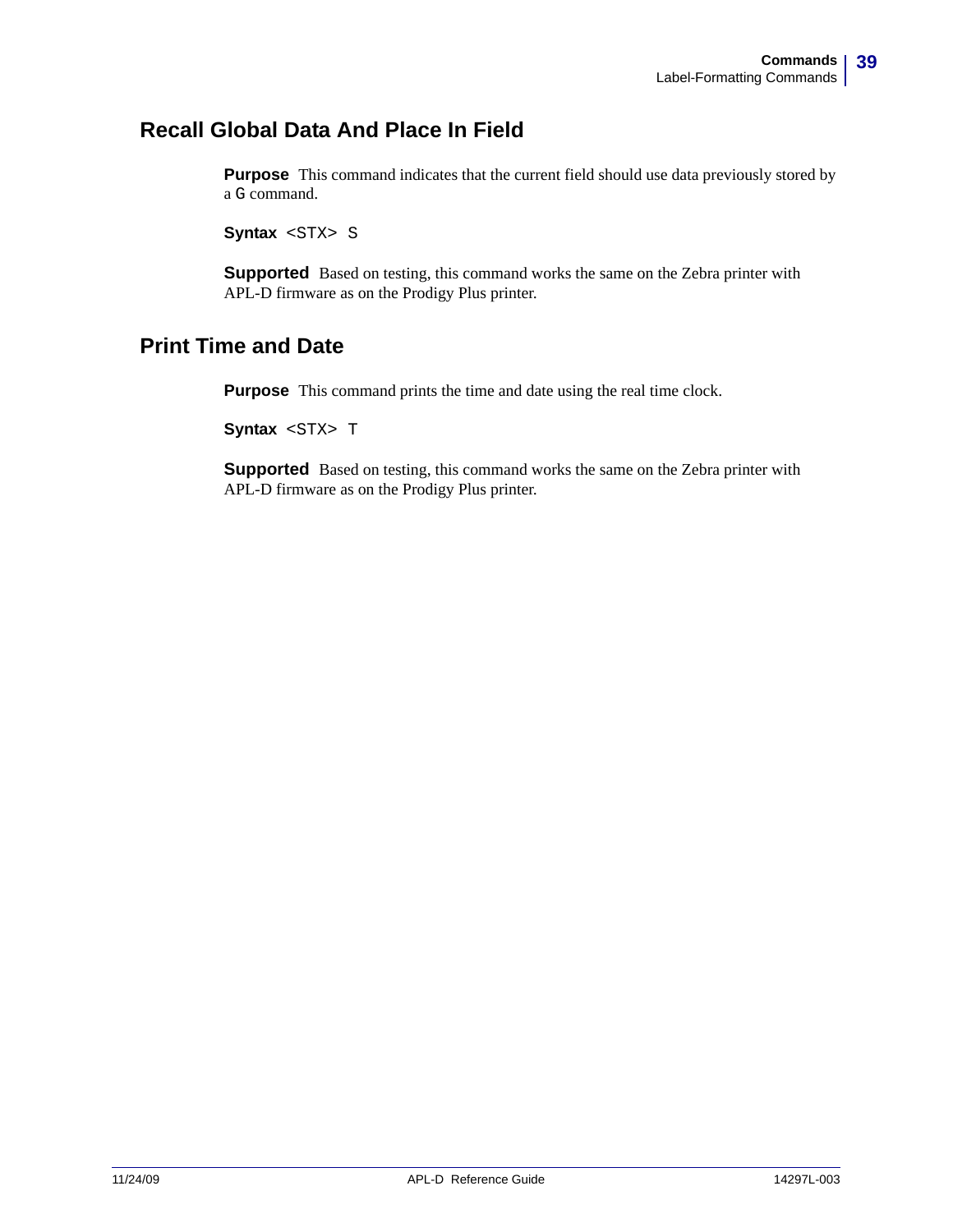## Recall Global Data And Place In Field

**Purpose** This command indicates that the current field should use data previously stored by a `G` command.

**Syntax** `<STX> S`

**Supported** Based on testing, this command works the same on the Zebra printer with APL-D firmware as on the Prodigy Plus printer.

## Print Time and Date

**Purpose** This command prints the time and date using the real time clock.

**Syntax** `<STX> T`

**Supported** Based on testing, this command works the same on the Zebra printer with APL-D firmware as on the Prodigy Plus printer.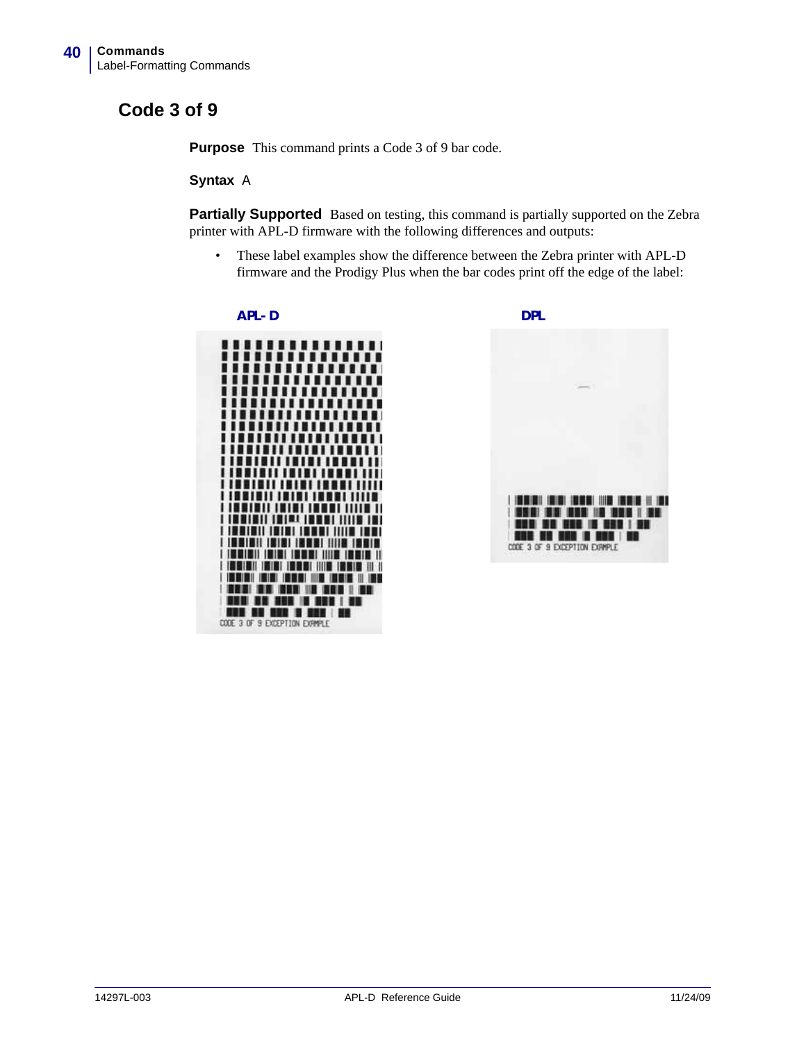## Code 3 of 9

**Purpose** This command prints a Code 3 of 9 bar code.

**Syntax** A

**Partially Supported** Based on testing, this command is partially supported on the Zebra printer with APL-D firmware with the following differences and outputs:

- These label examples show the difference between the Zebra printer with APL-D firmware and the Prodigy Plus when the bar codes print off the edge of the label:

APL- D

DPL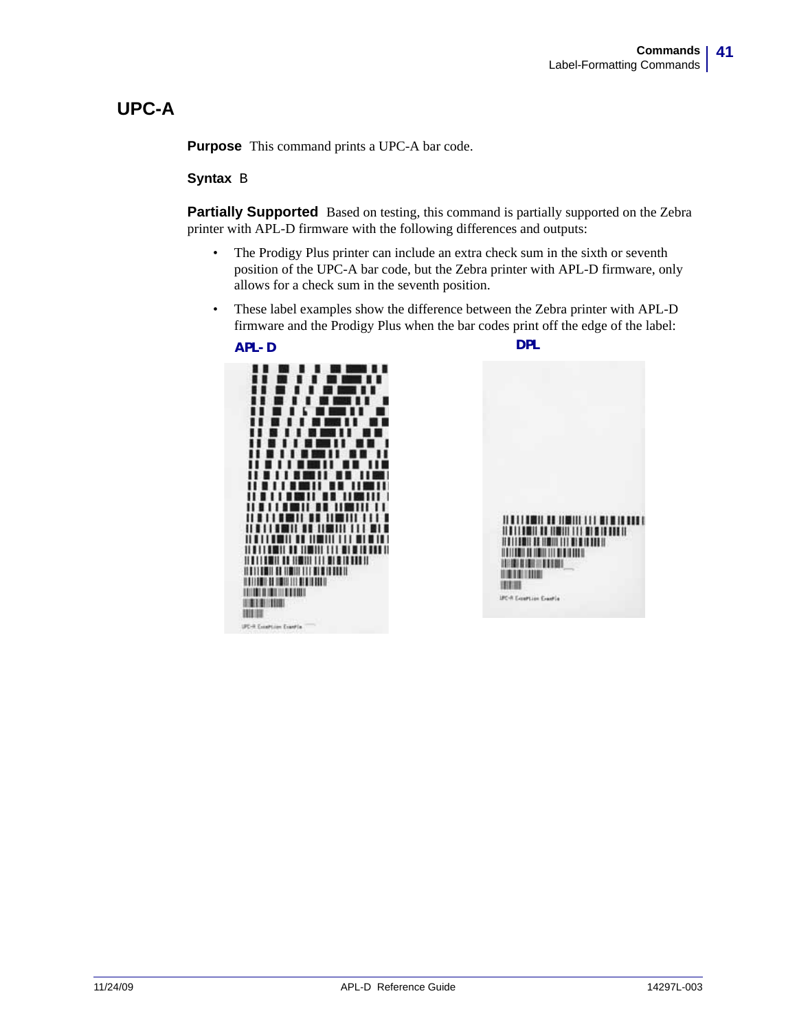## UPC-A

**Purpose** This command prints a UPC-A bar code.

**Syntax** B

**Partially Supported** Based on testing, this command is partially supported on the Zebra printer with APL-D firmware with the following differences and outputs:

- The Prodigy Plus printer can include an extra check sum in the sixth or seventh position of the UPC-A bar code, but the Zebra printer with APL-D firmware, only allows for a check sum in the seventh position.
- These label examples show the difference between the Zebra printer with APL-D firmware and the Prodigy Plus when the bar codes print off the edge of the label:

**APL- D**

**DPL**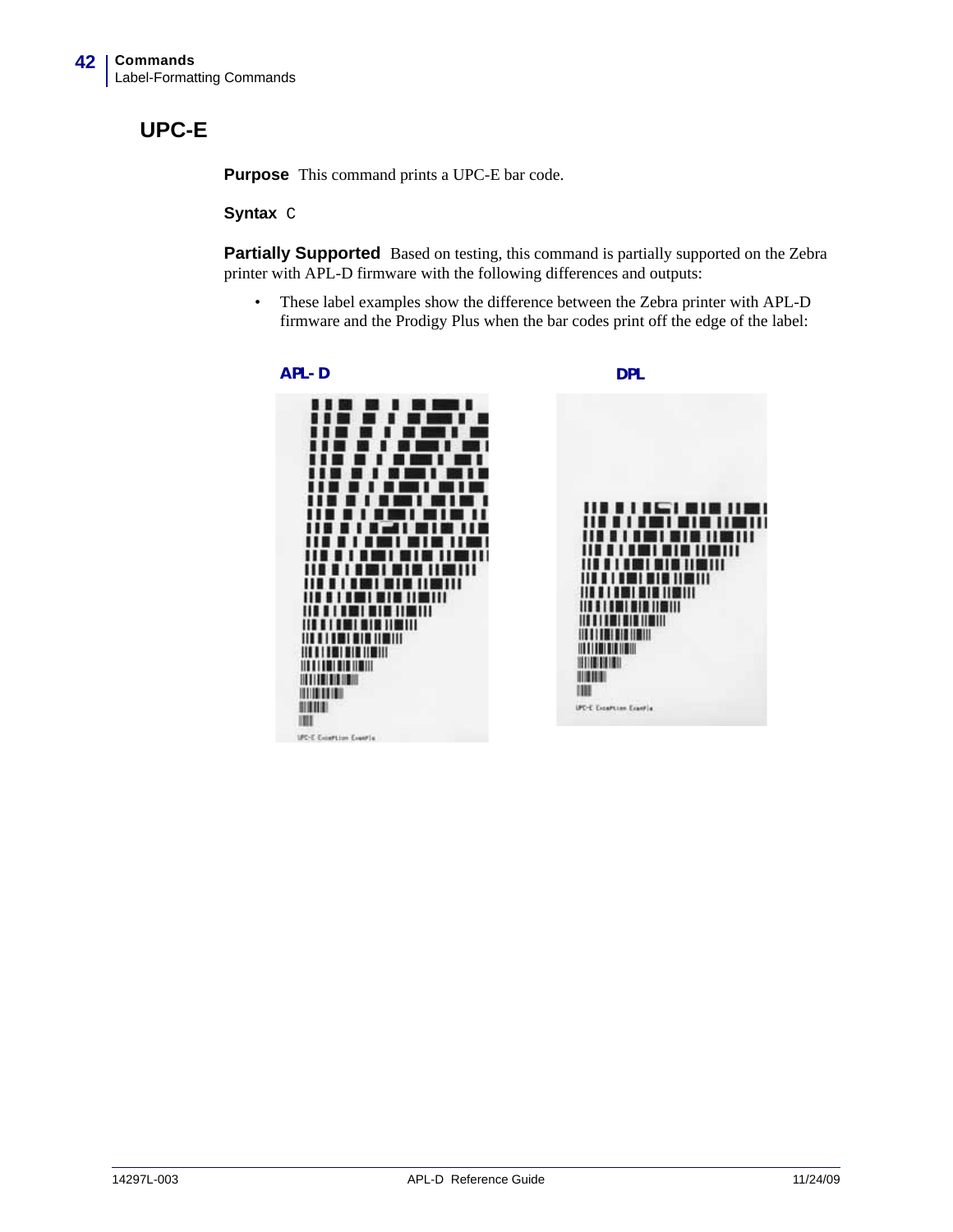## UPC-E

**Purpose** This command prints a UPC-E bar code.

**Syntax** C

**Partially Supported** Based on testing, this command is partially supported on the Zebra printer with APL-D firmware with the following differences and outputs:

- These label examples show the difference between the Zebra printer with APL-D firmware and the Prodigy Plus when the bar codes print off the edge of the label:

**APL- D**

**DPL**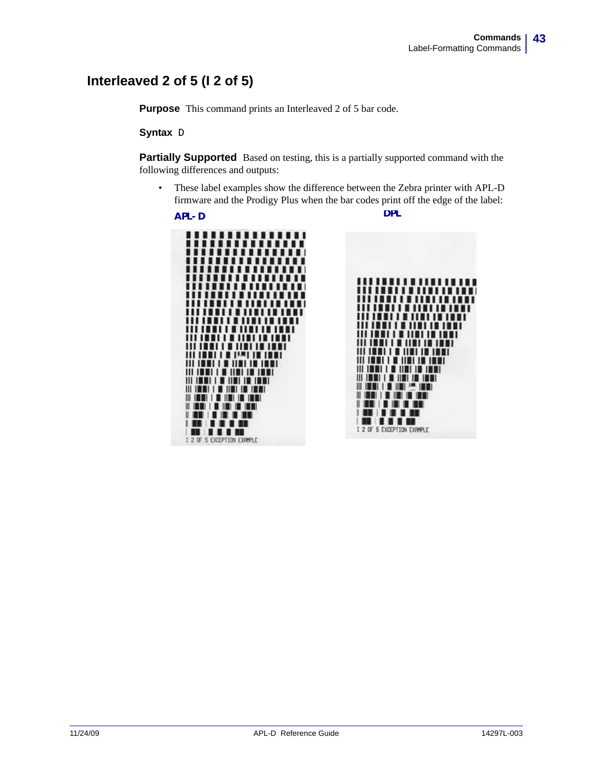## Interleaved 2 of 5 (I 2 of 5)

**Purpose** This command prints an Interleaved 2 of 5 bar code.

**Syntax** D

**Partially Supported** Based on testing, this is a partially supported command with the following differences and outputs:

- These label examples show the difference between the Zebra printer with APL-D firmware and the Prodigy Plus when the bar codes print off the edge of the label:

**APL- D** **DPL**

I 2 OF 5 EXCEPTION EXAMPLE

I 2 OF 5 EXCEPTION EXAMPLE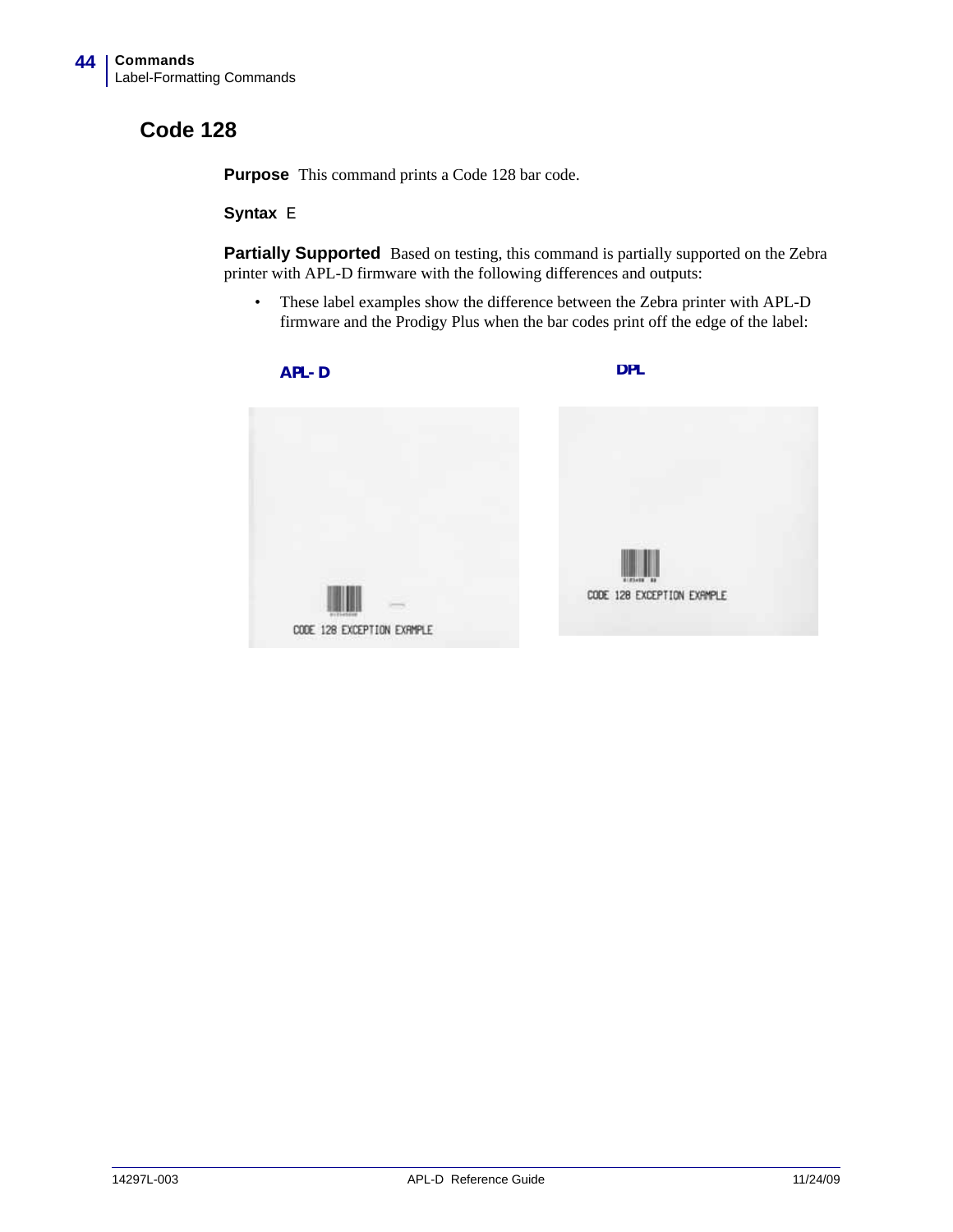## Code 128

**Purpose** This command prints a Code 128 bar code.

**Syntax** E

**Partially Supported** Based on testing, this command is partially supported on the Zebra printer with APL-D firmware with the following differences and outputs:

- These label examples show the difference between the Zebra printer with APL-D firmware and the Prodigy Plus when the bar codes print off the edge of the label:

**APL- D**

CODE 128 EXCEPTION EXAMPLE

**DPL**

CODE 128 EXCEPTION EXAMPLE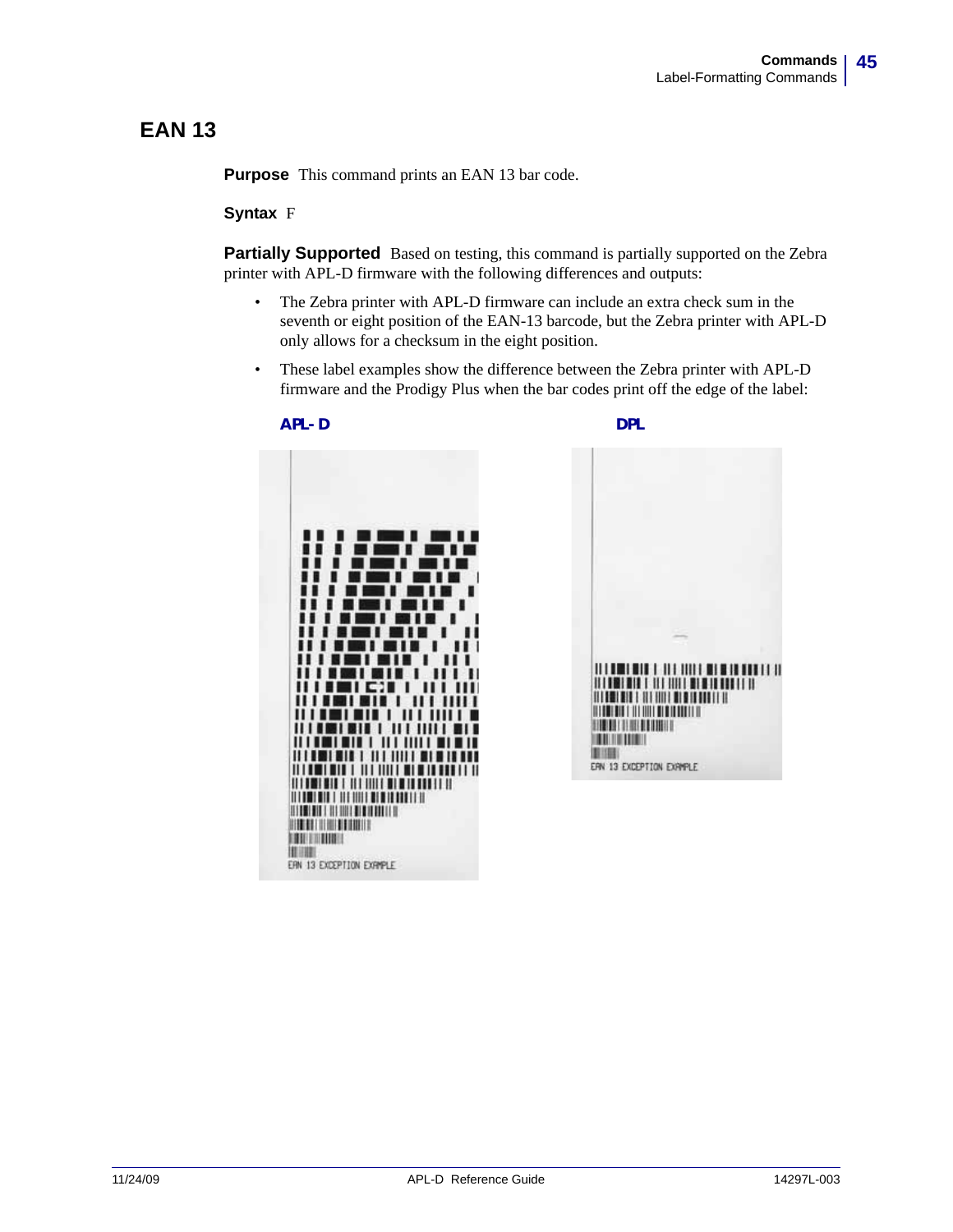# EAN 13

**Purpose** This command prints an EAN 13 bar code.

**Syntax** F

**Partially Supported** Based on testing, this command is partially supported on the Zebra printer with APL-D firmware with the following differences and outputs:

- The Zebra printer with APL-D firmware can include an extra check sum in the seventh or eight position of the EAN-13 barcode, but the Zebra printer with APL-D only allows for a checksum in the eight position.
- These label examples show the difference between the Zebra printer with APL-D firmware and the Prodigy Plus when the bar codes print off the edge of the label:

**APL- D** **DPL**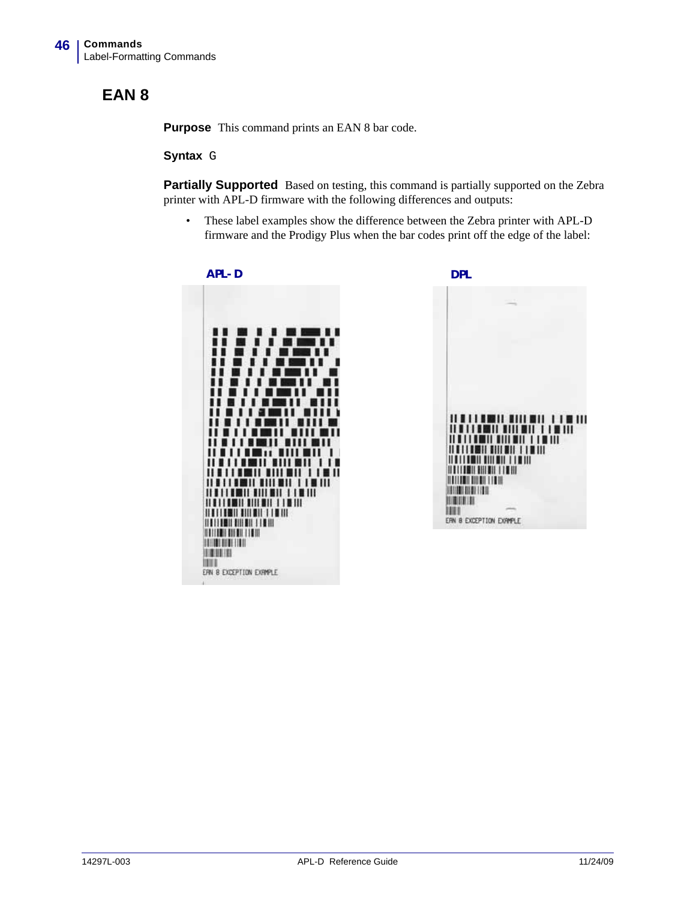# EAN 8

**Purpose** This command prints an EAN 8 bar code.

**Syntax** G

**Partially Supported** Based on testing, this command is partially supported on the Zebra printer with APL-D firmware with the following differences and outputs:

- These label examples show the difference between the Zebra printer with APL-D firmware and the Prodigy Plus when the bar codes print off the edge of the label:

**APL- D**

**DPL**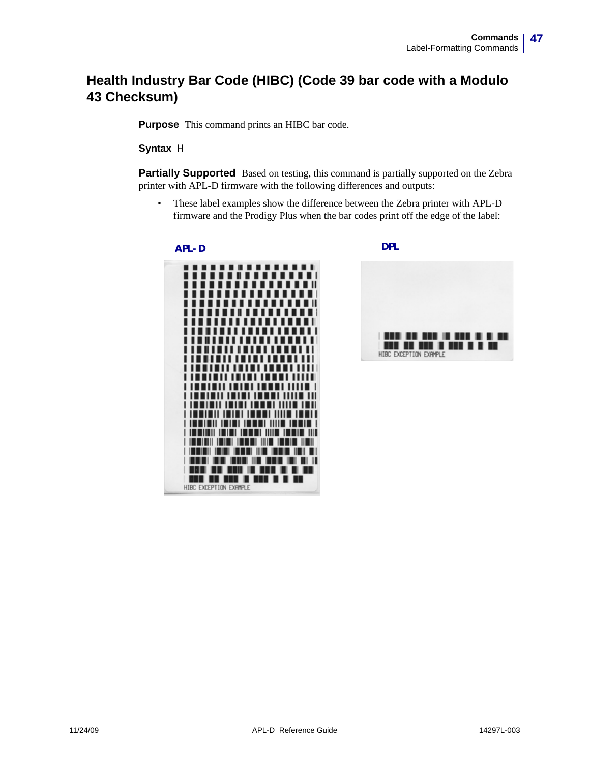## Health Industry Bar Code (HIBC) (Code 39 bar code with a Modulo 43 Checksum)

**Purpose** This command prints an HIBC bar code.

**Syntax** `H`

**Partially Supported** Based on testing, this command is partially supported on the Zebra printer with APL-D firmware with the following differences and outputs:

- These label examples show the difference between the Zebra printer with APL-D firmware and the Prodigy Plus when the bar codes print off the edge of the label:

**APL- D**

HIBC EXCEPTION EXAMPLE

**DPL**

HIBC EXCEPTION EXAMPLE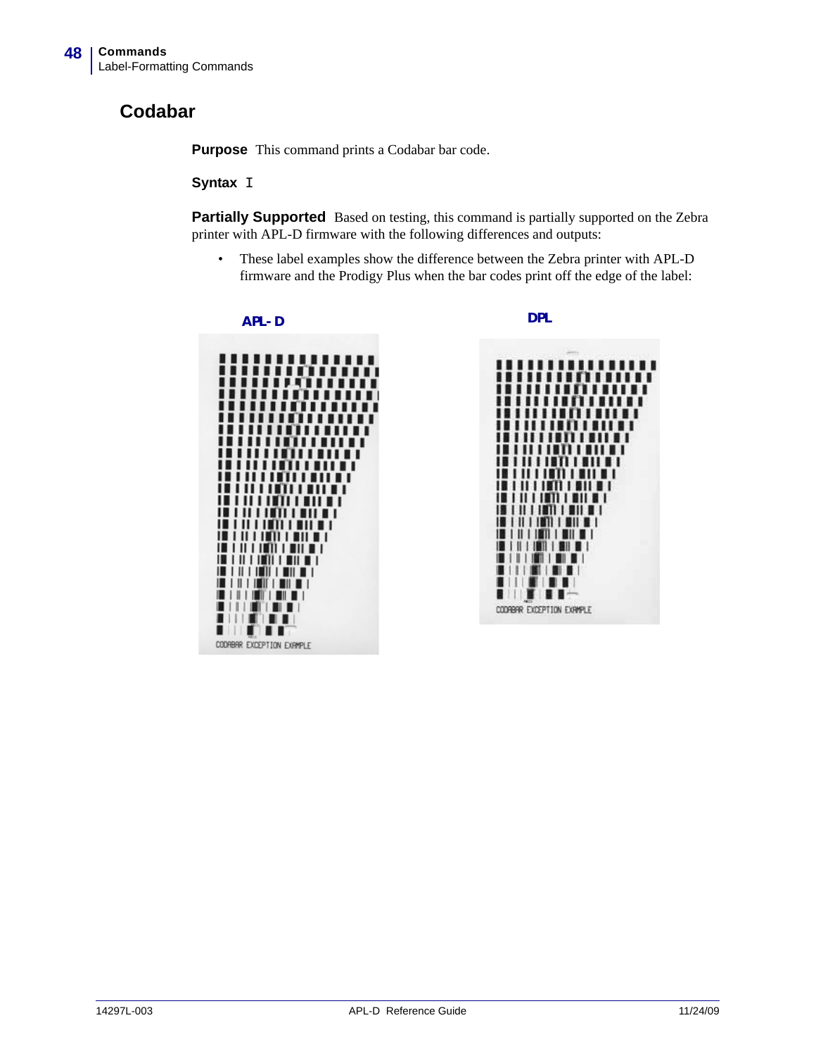## Codabar

**Purpose** This command prints a Codabar bar code.

**Syntax** `I`

**Partially Supported** Based on testing, this command is partially supported on the Zebra printer with APL-D firmware with the following differences and outputs:

- These label examples show the difference between the Zebra printer with APL-D firmware and the Prodigy Plus when the bar codes print off the edge of the label:

APL- D

DPL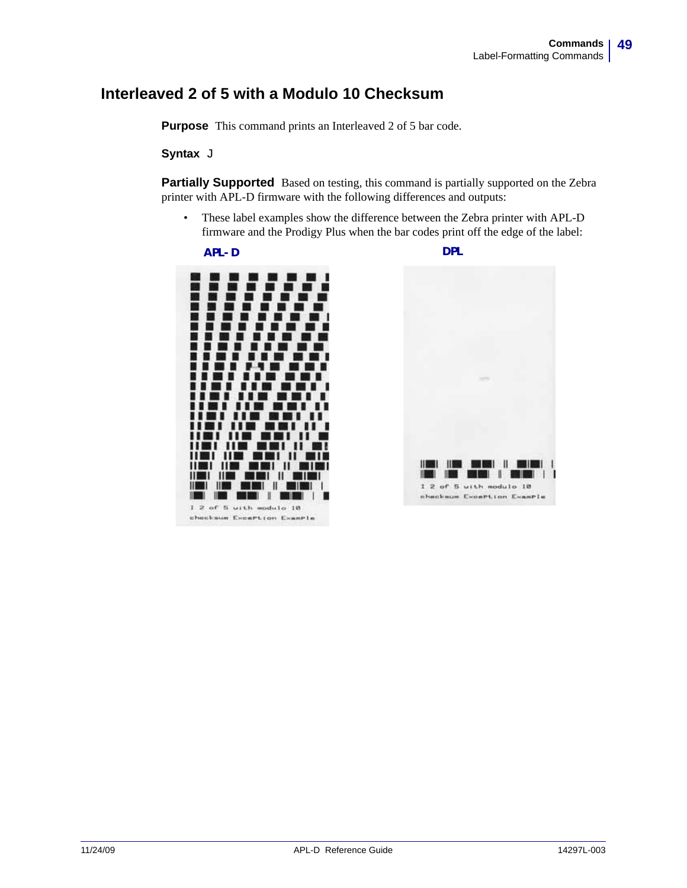## Interleaved 2 of 5 with a Modulo 10 Checksum

**Purpose** This command prints an Interleaved 2 of 5 bar code.

**Syntax** J

**Partially Supported** Based on testing, this command is partially supported on the Zebra printer with APL-D firmware with the following differences and outputs:

- These label examples show the difference between the Zebra printer with APL-D firmware and the Prodigy Plus when the bar codes print off the edge of the label:

**APL- D**

I 2 of 5 with modulo 10
checksum Exception Example

**DPL**

I 2 of 5 with modulo 10
checksum Exception Example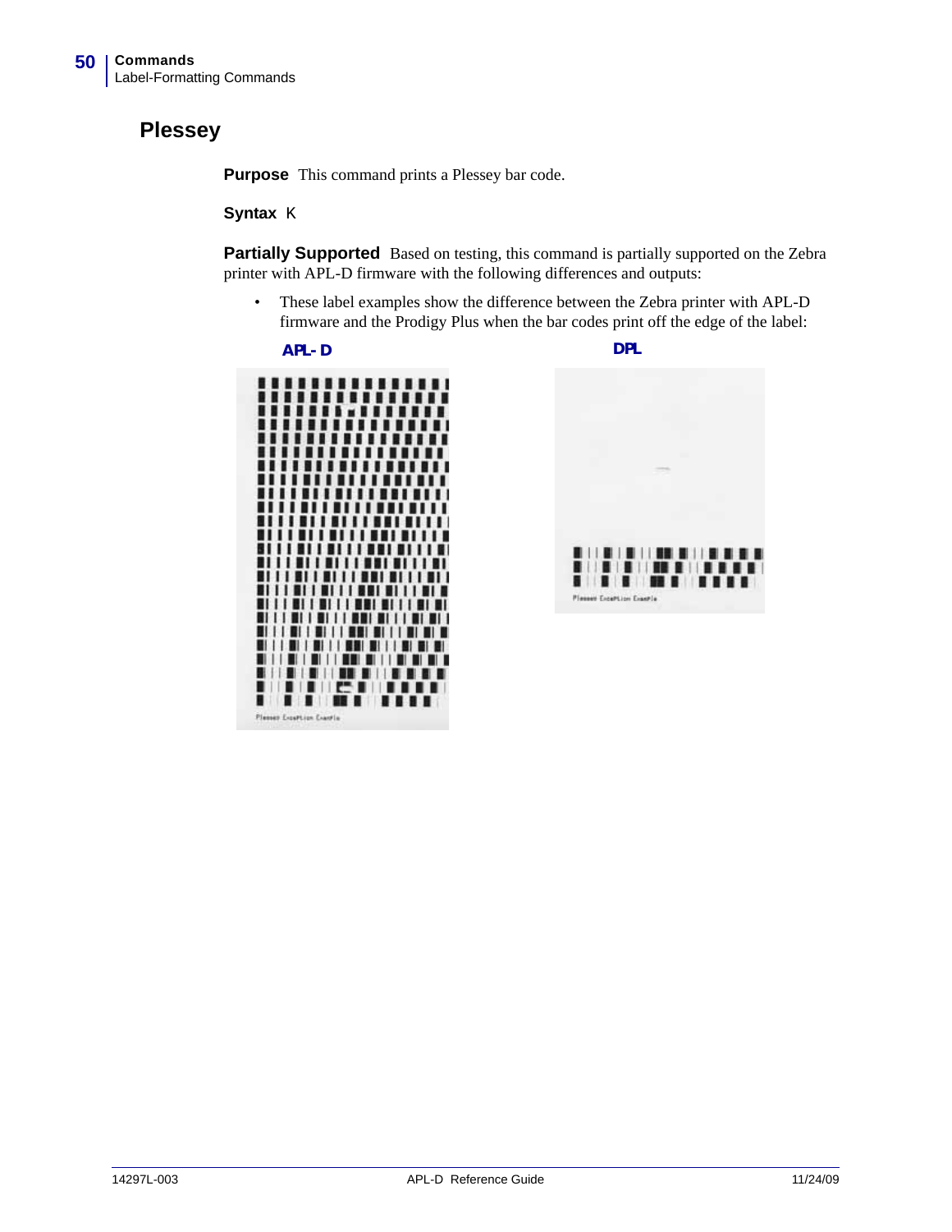## Plessey

**Purpose** This command prints a Plessey bar code.

**Syntax** K

**Partially Supported** Based on testing, this command is partially supported on the Zebra printer with APL-D firmware with the following differences and outputs:

- These label examples show the difference between the Zebra printer with APL-D firmware and the Prodigy Plus when the bar codes print off the edge of the label:

**APL- D**

**DPL**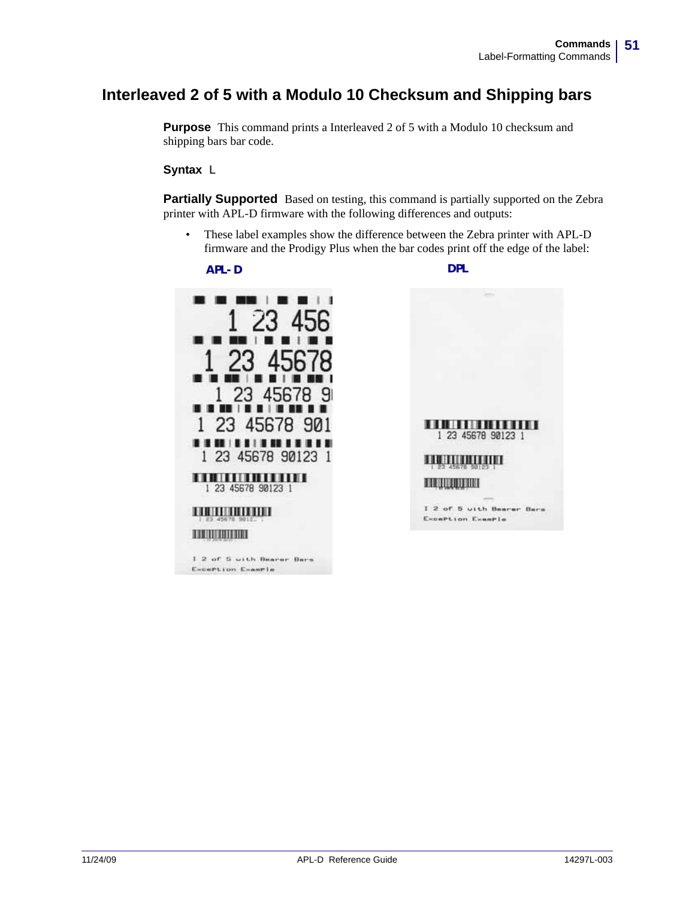## Interleaved 2 of 5 with a Modulo 10 Checksum and Shipping bars

**Purpose** This command prints a Interleaved 2 of 5 with a Modulo 10 checksum and shipping bars bar code.

**Syntax** L

**Partially Supported** Based on testing, this command is partially supported on the Zebra printer with APL-D firmware with the following differences and outputs:

- These label examples show the difference between the Zebra printer with APL-D firmware and the Prodigy Plus when the bar codes print off the edge of the label:

**APL- D** **DPL**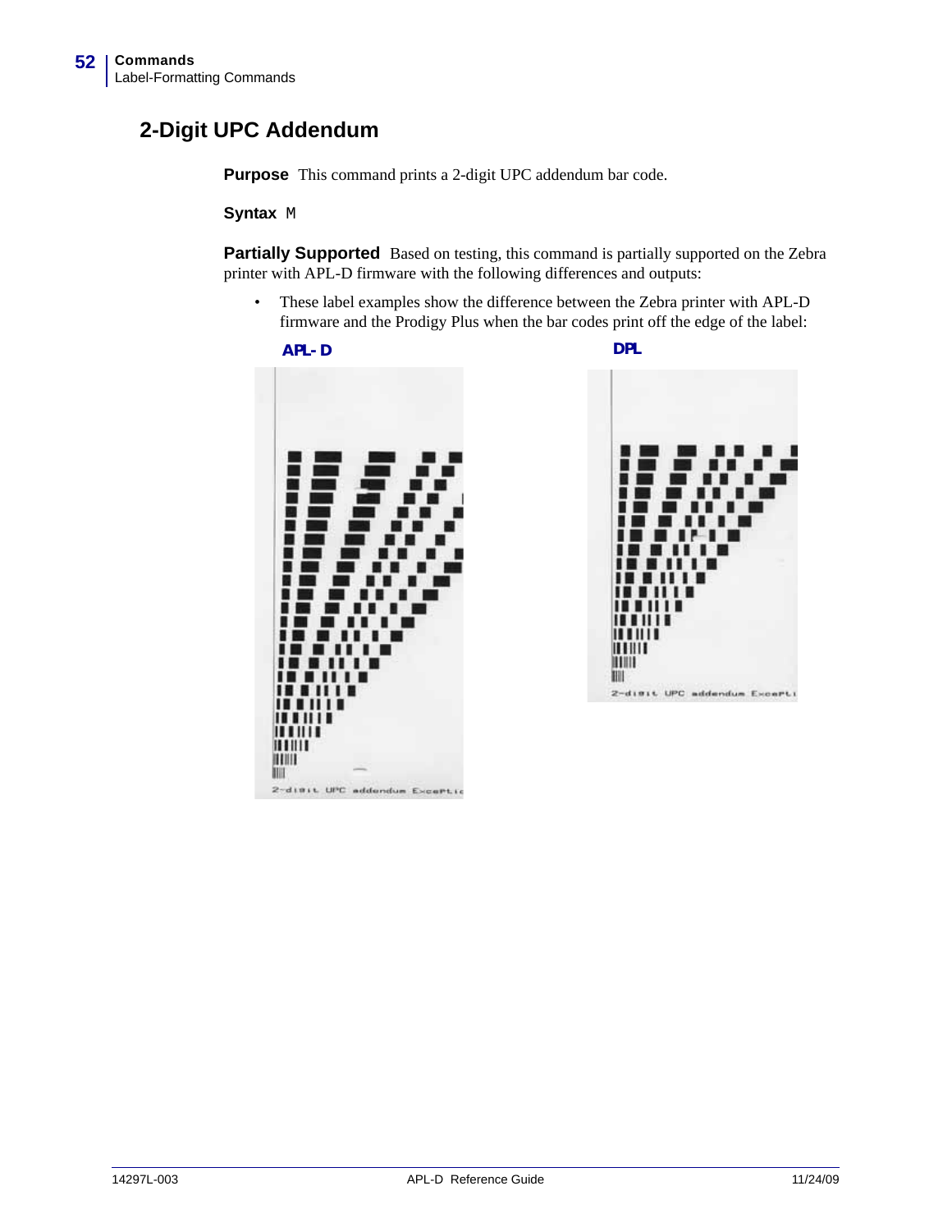## 2-Digit UPC Addendum

**Purpose** This command prints a 2-digit UPC addendum bar code.

**Syntax** `M`

**Partially Supported** Based on testing, this command is partially supported on the Zebra printer with APL-D firmware with the following differences and outputs:

- These label examples show the difference between the Zebra printer with APL-D firmware and the Prodigy Plus when the bar codes print off the edge of the label:

**APL-D**

**DPL**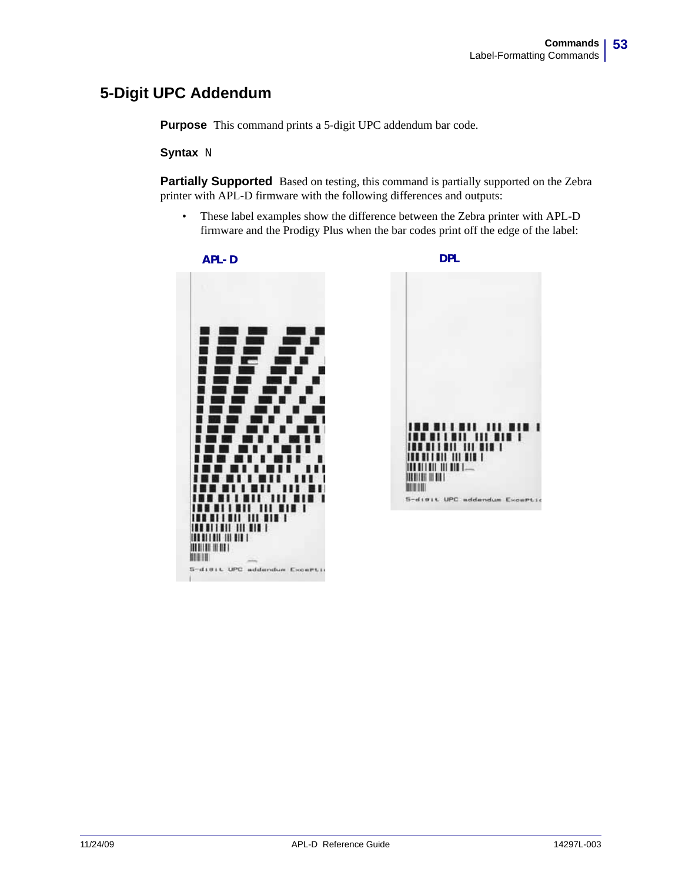## 5-Digit UPC Addendum

**Purpose** This command prints a 5-digit UPC addendum bar code.

**Syntax** N

**Partially Supported** Based on testing, this command is partially supported on the Zebra printer with APL-D firmware with the following differences and outputs:

- These label examples show the difference between the Zebra printer with APL-D firmware and the Prodigy Plus when the bar codes print off the edge of the label:

**APL- D** **DPL**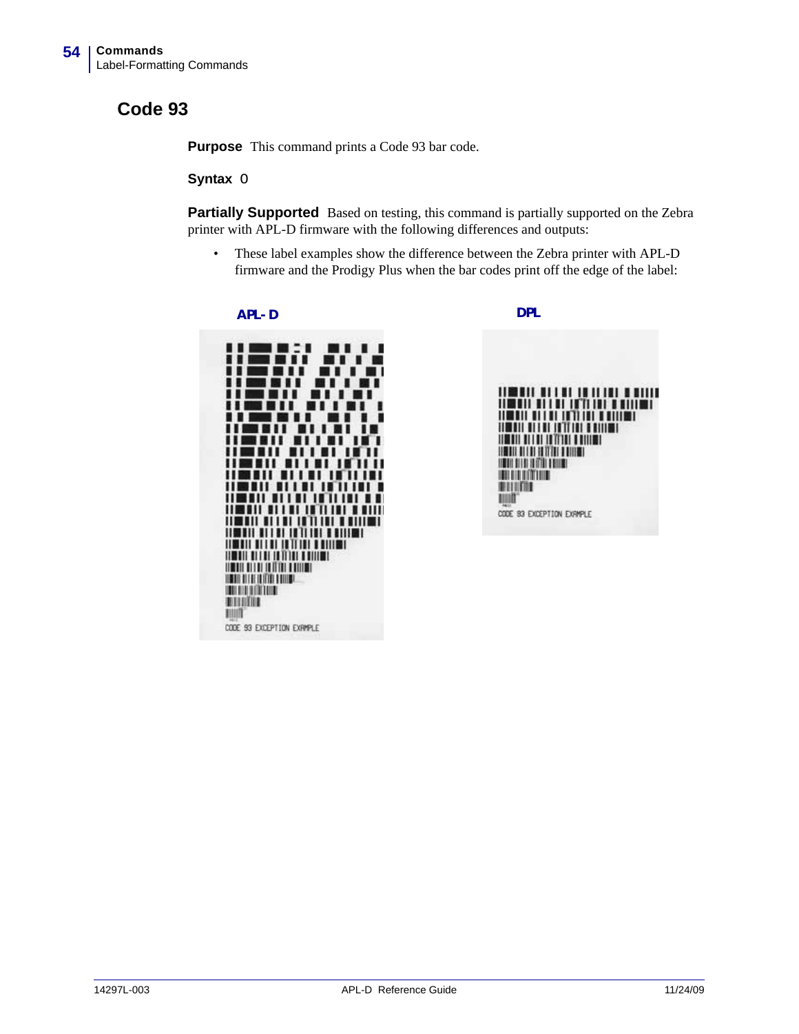# Code 93

**Purpose** This command prints a Code 93 bar code.

**Syntax** O

**Partially Supported** Based on testing, this command is partially supported on the Zebra printer with APL-D firmware with the following differences and outputs:

- These label examples show the difference between the Zebra printer with APL-D firmware and the Prodigy Plus when the bar codes print off the edge of the label:

**APL- D**

CODE 93 EXCEPTION EXAMPLE

**DPL**

CODE 93 EXCEPTION EXAMPLE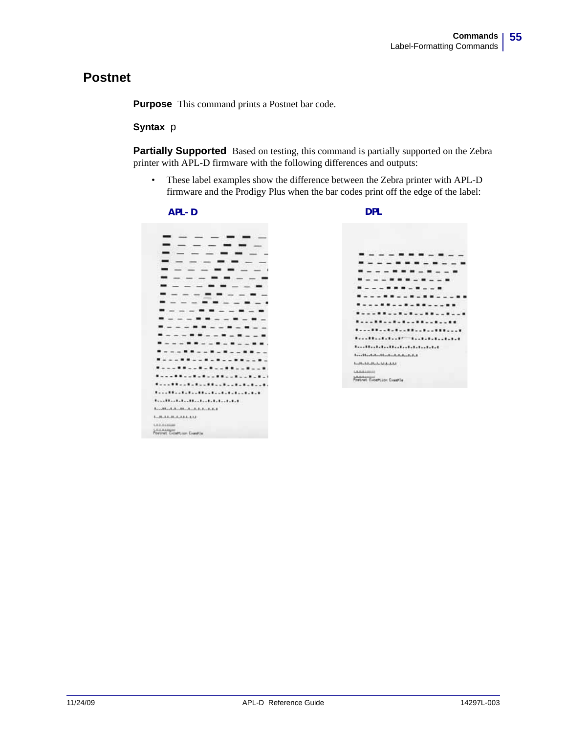# Postnet

**Purpose** This command prints a Postnet bar code.

**Syntax** p

**Partially Supported** Based on testing, this command is partially supported on the Zebra printer with APL-D firmware with the following differences and outputs:

- These label examples show the difference between the Zebra printer with APL-D firmware and the Prodigy Plus when the bar codes print off the edge of the label:

**APL-D**

**DPL**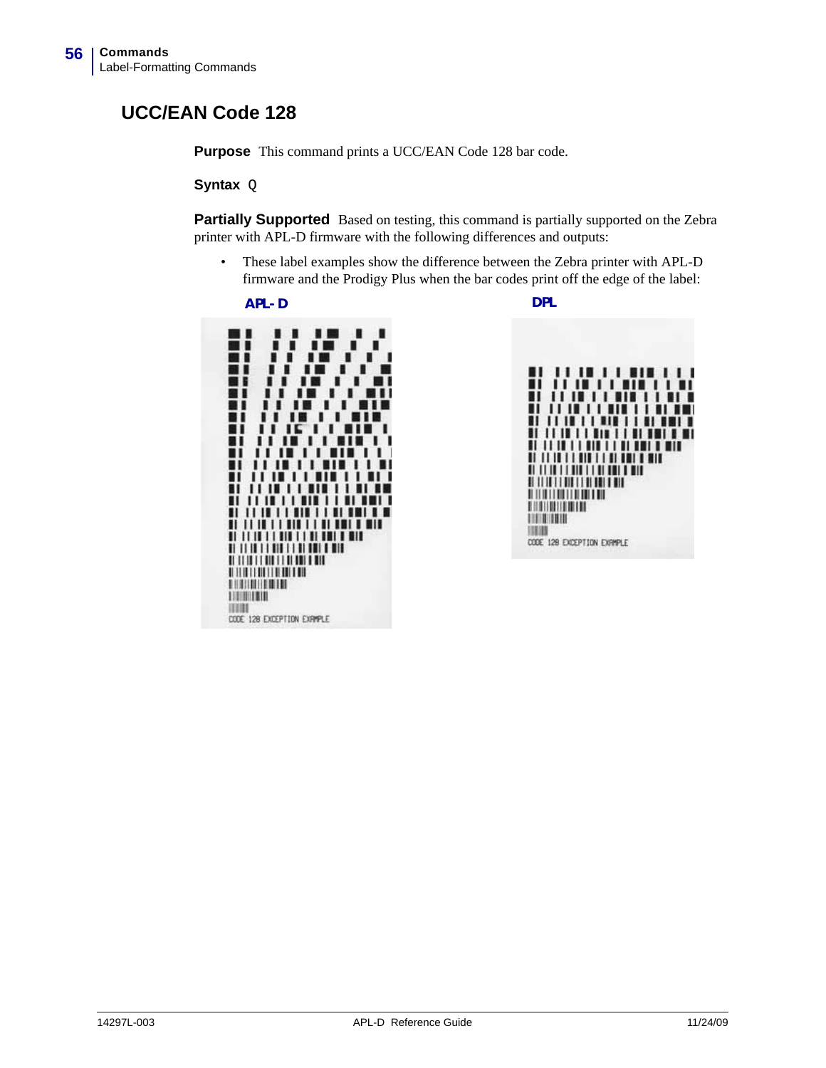## UCC/EAN Code 128

**Purpose** This command prints a UCC/EAN Code 128 bar code.

**Syntax** `Q`

**Partially Supported** Based on testing, this command is partially supported on the Zebra printer with APL-D firmware with the following differences and outputs:

- These label examples show the difference between the Zebra printer with APL-D firmware and the Prodigy Plus when the bar codes print off the edge of the label:

**APL- D**

**DPL**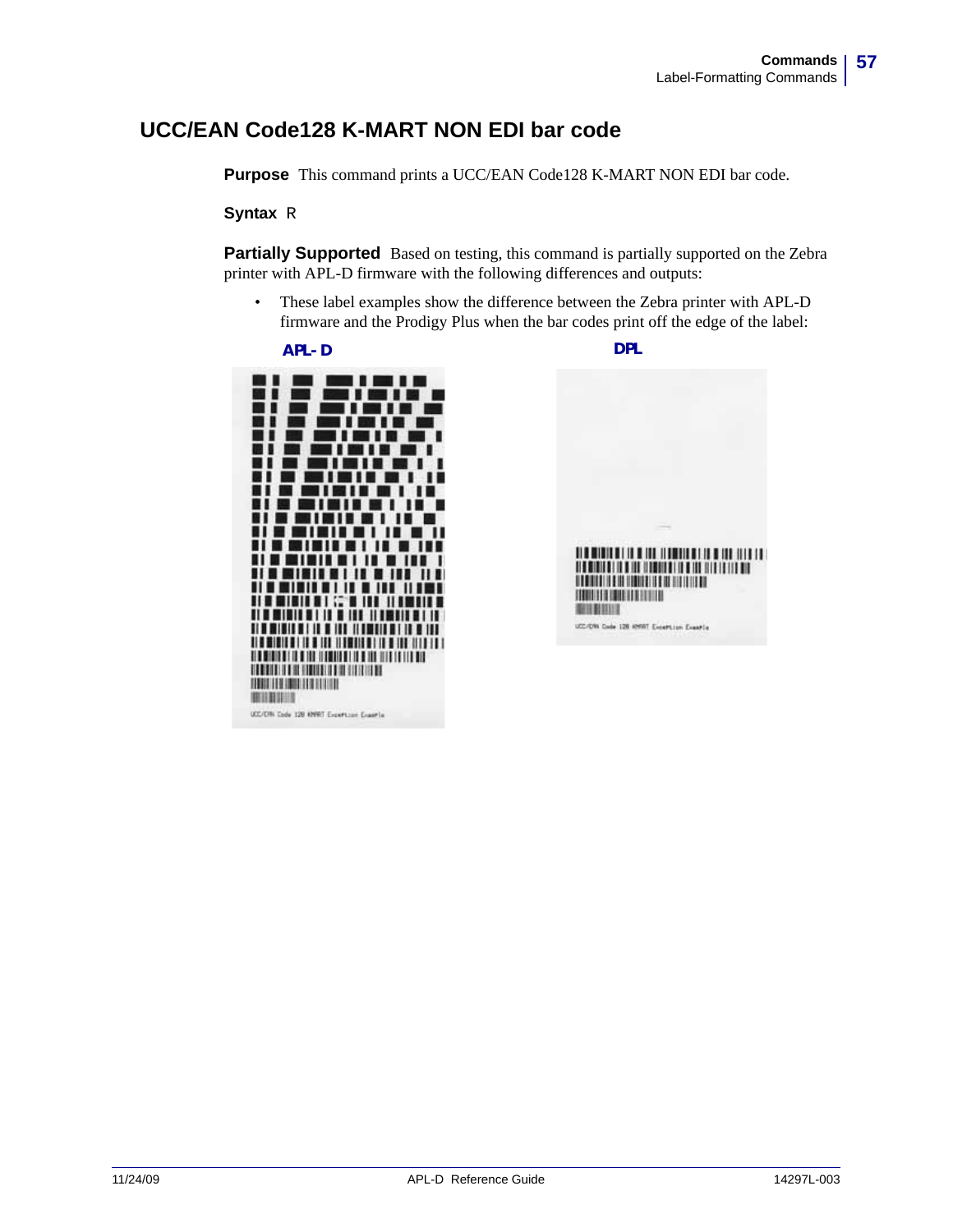## UCC/EAN Code128 K-MART NON EDI bar code

**Purpose** This command prints a UCC/EAN Code128 K-MART NON EDI bar code.

**Syntax** R

**Partially Supported** Based on testing, this command is partially supported on the Zebra printer with APL-D firmware with the following differences and outputs:

- These label examples show the difference between the Zebra printer with APL-D firmware and the Prodigy Plus when the bar codes print off the edge of the label:

APL-D

DPL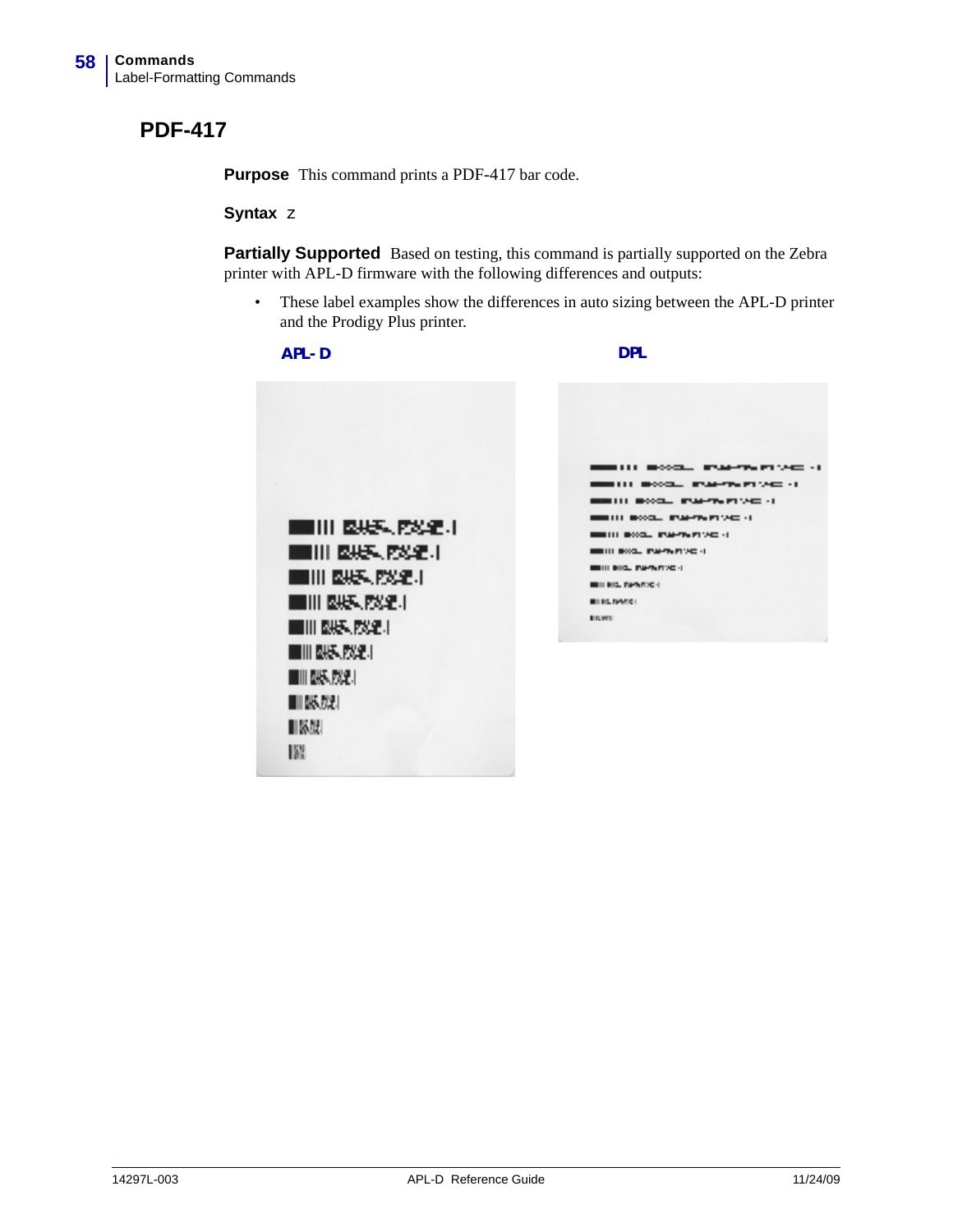## PDF-417

**Purpose** This command prints a PDF-417 bar code.

**Syntax** z

**Partially Supported** Based on testing, this command is partially supported on the Zebra printer with APL-D firmware with the following differences and outputs:

- These label examples show the differences in auto sizing between the APL-D printer and the Prodigy Plus printer.

**APL- D** **DPL**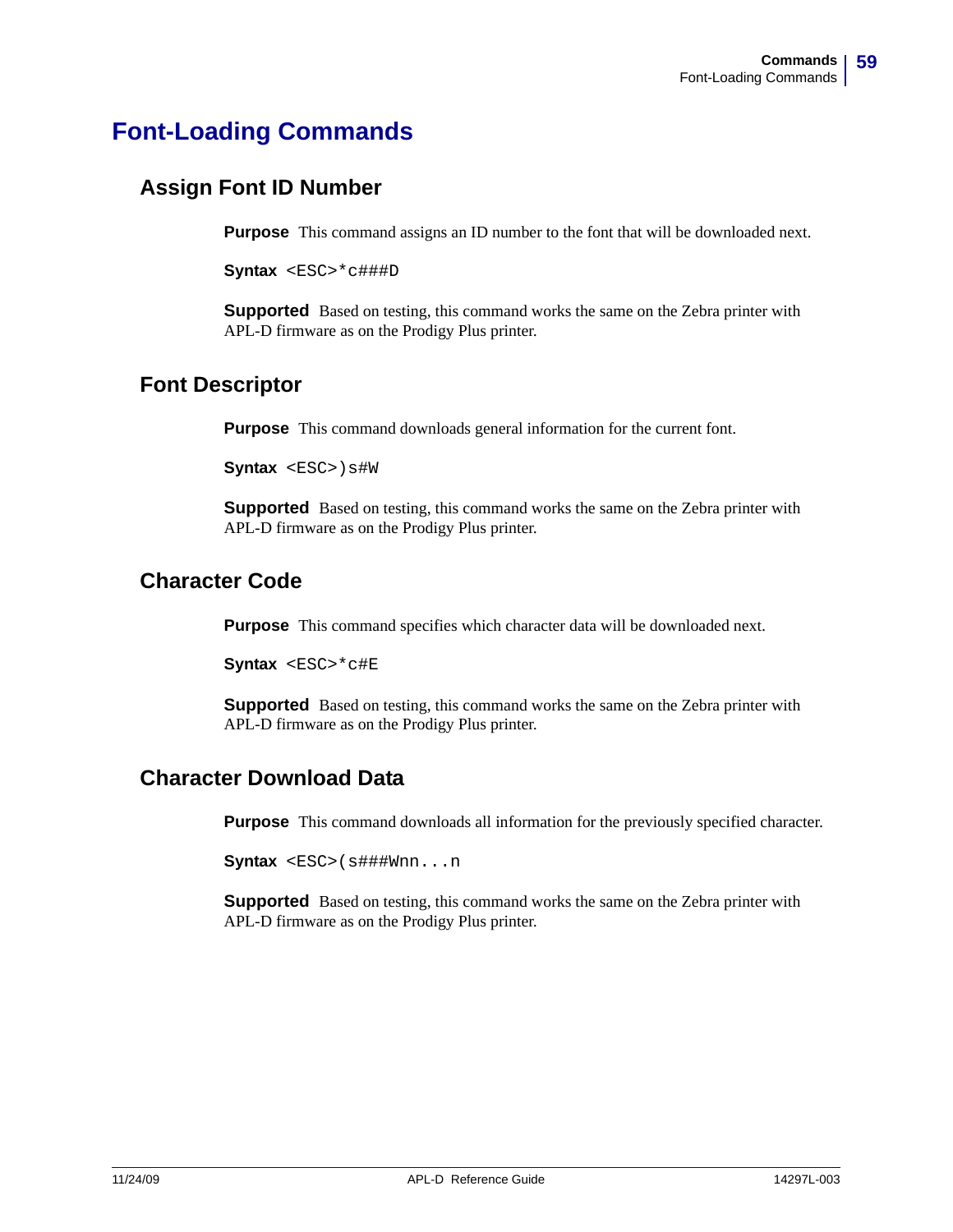# Font-Loading Commands

## Assign Font ID Number

**Purpose** This command assigns an ID number to the font that will be downloaded next.

**Syntax** `<ESC>*c###D`

**Supported** Based on testing, this command works the same on the Zebra printer with APL-D firmware as on the Prodigy Plus printer.

## Font Descriptor

**Purpose** This command downloads general information for the current font.

**Syntax** `<ESC>)s#W`

**Supported** Based on testing, this command works the same on the Zebra printer with APL-D firmware as on the Prodigy Plus printer.

## Character Code

**Purpose** This command specifies which character data will be downloaded next.

**Syntax** `<ESC>*c#E`

**Supported** Based on testing, this command works the same on the Zebra printer with APL-D firmware as on the Prodigy Plus printer.

## Character Download Data

**Purpose** This command downloads all information for the previously specified character.

**Syntax** `<ESC>(s###Wnn...n`

**Supported** Based on testing, this command works the same on the Zebra printer with APL-D firmware as on the Prodigy Plus printer.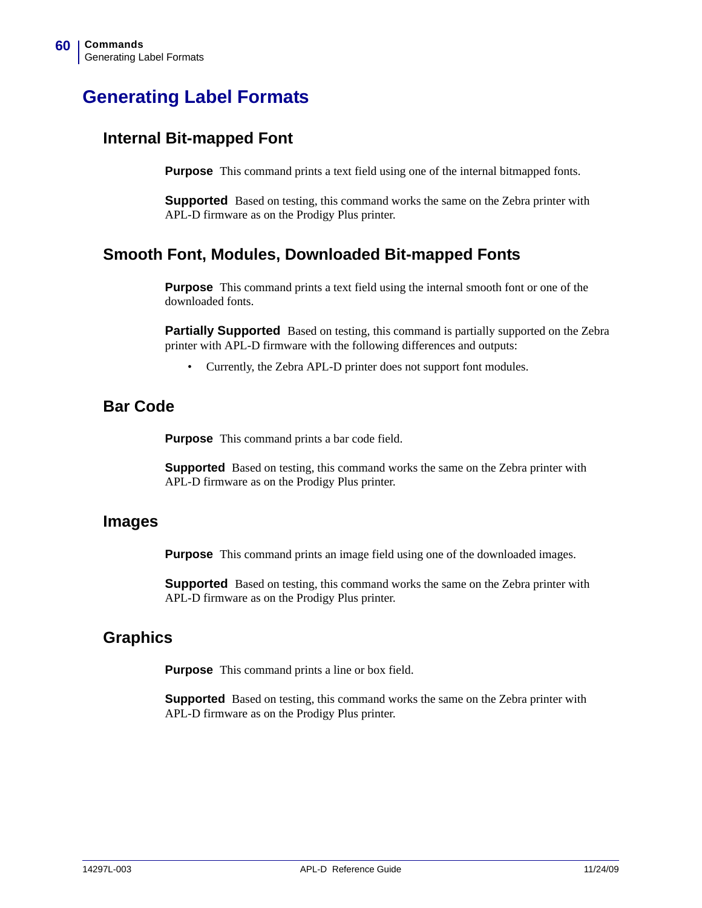# Generating Label Formats

## Internal Bit-mapped Font

**Purpose** This command prints a text field using one of the internal bitmapped fonts.

**Supported** Based on testing, this command works the same on the Zebra printer with APL-D firmware as on the Prodigy Plus printer.

## Smooth Font, Modules, Downloaded Bit-mapped Fonts

**Purpose** This command prints a text field using the internal smooth font or one of the downloaded fonts.

**Partially Supported** Based on testing, this command is partially supported on the Zebra printer with APL-D firmware with the following differences and outputs:

- Currently, the Zebra APL-D printer does not support font modules.

## Bar Code

**Purpose** This command prints a bar code field.

**Supported** Based on testing, this command works the same on the Zebra printer with APL-D firmware as on the Prodigy Plus printer.

## Images

**Purpose** This command prints an image field using one of the downloaded images.

**Supported** Based on testing, this command works the same on the Zebra printer with APL-D firmware as on the Prodigy Plus printer.

## Graphics

**Purpose** This command prints a line or box field.

**Supported** Based on testing, this command works the same on the Zebra printer with APL-D firmware as on the Prodigy Plus printer.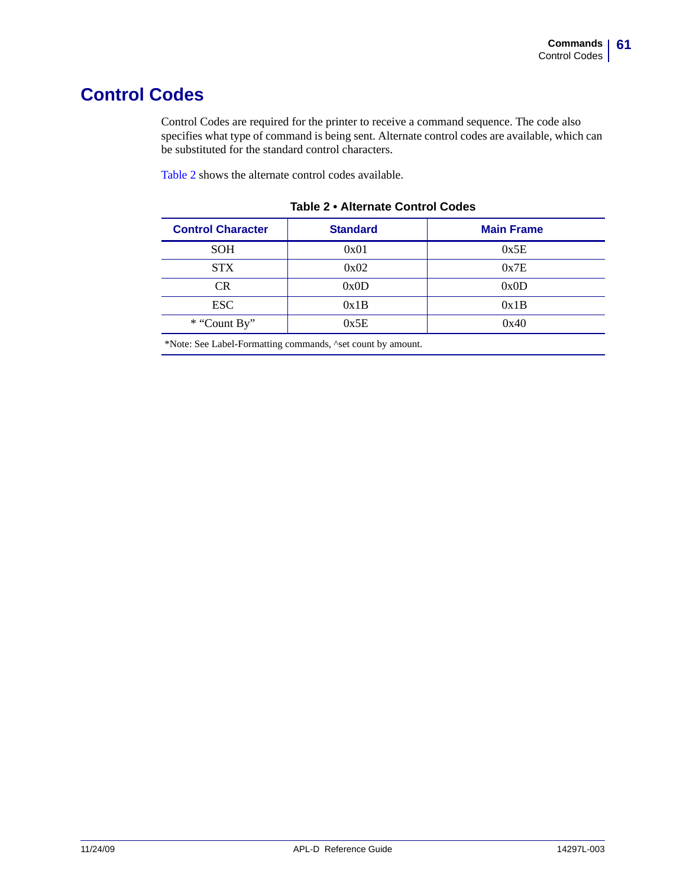# Control Codes

Control Codes are required for the printer to receive a command sequence. The code also specifies what type of command is being sent. Alternate control codes are available, which can be substituted for the standard control characters.

Table 2 shows the alternate control codes available.

**Table 2 • Alternate Control Codes**

| Control Character | Standard | Main Frame |
|---|---|---|
| SOH | 0x01 | 0x5E |
| STX | 0x02 | 0x7E |
| CR | 0x0D | 0x0D |
| ESC | 0x1B | 0x1B |
| * “Count By” | 0x5E | 0x40 |

*Note: See Label-Formatting commands, ^set count by amount.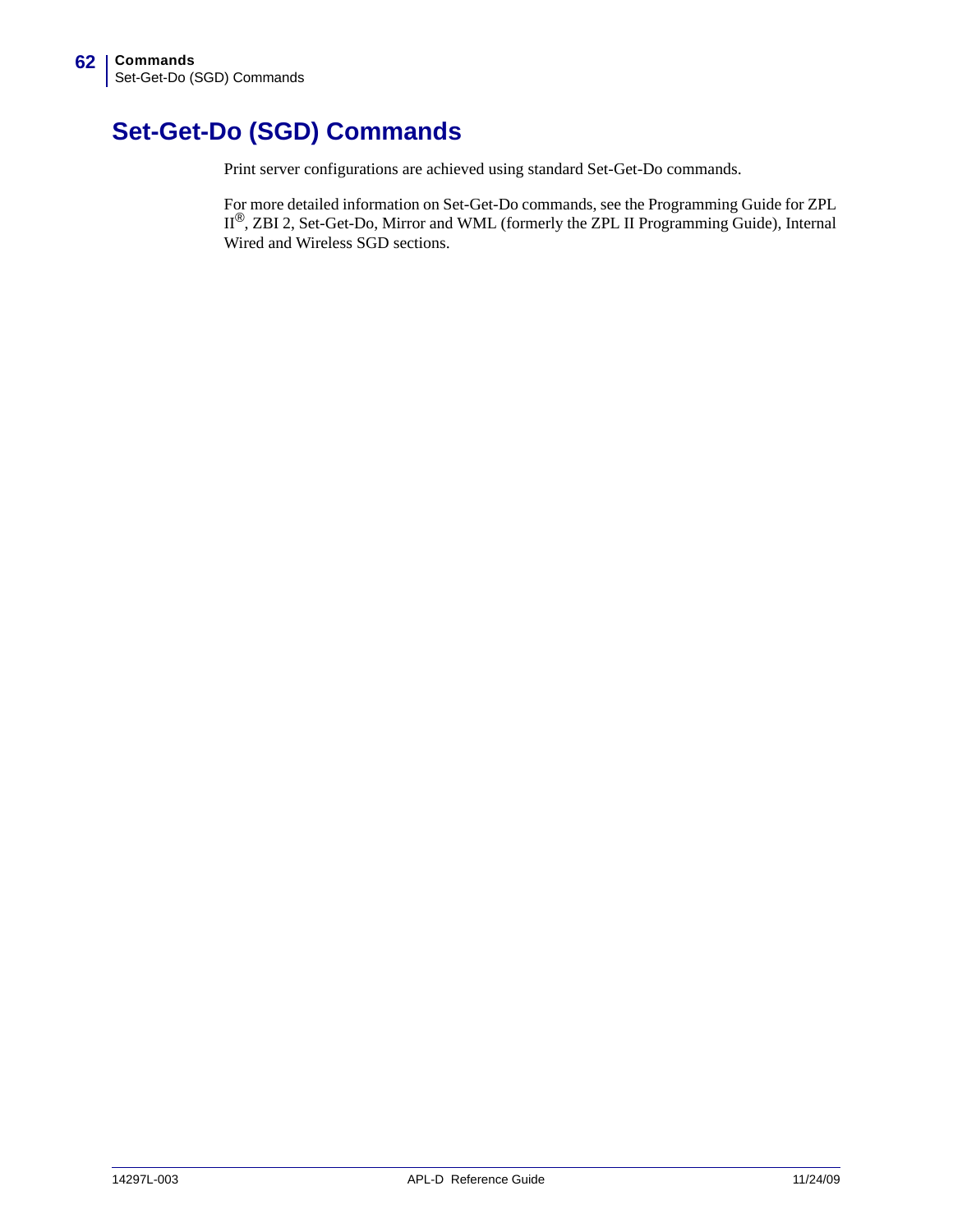# Set-Get-Do (SGD) Commands

Print server configurations are achieved using standard Set-Get-Do commands.

For more detailed information on Set-Get-Do commands, see the Programming Guide for ZPL II®, ZBI 2, Set-Get-Do, Mirror and WML (formerly the ZPL II Programming Guide), Internal Wired and Wireless SGD sections.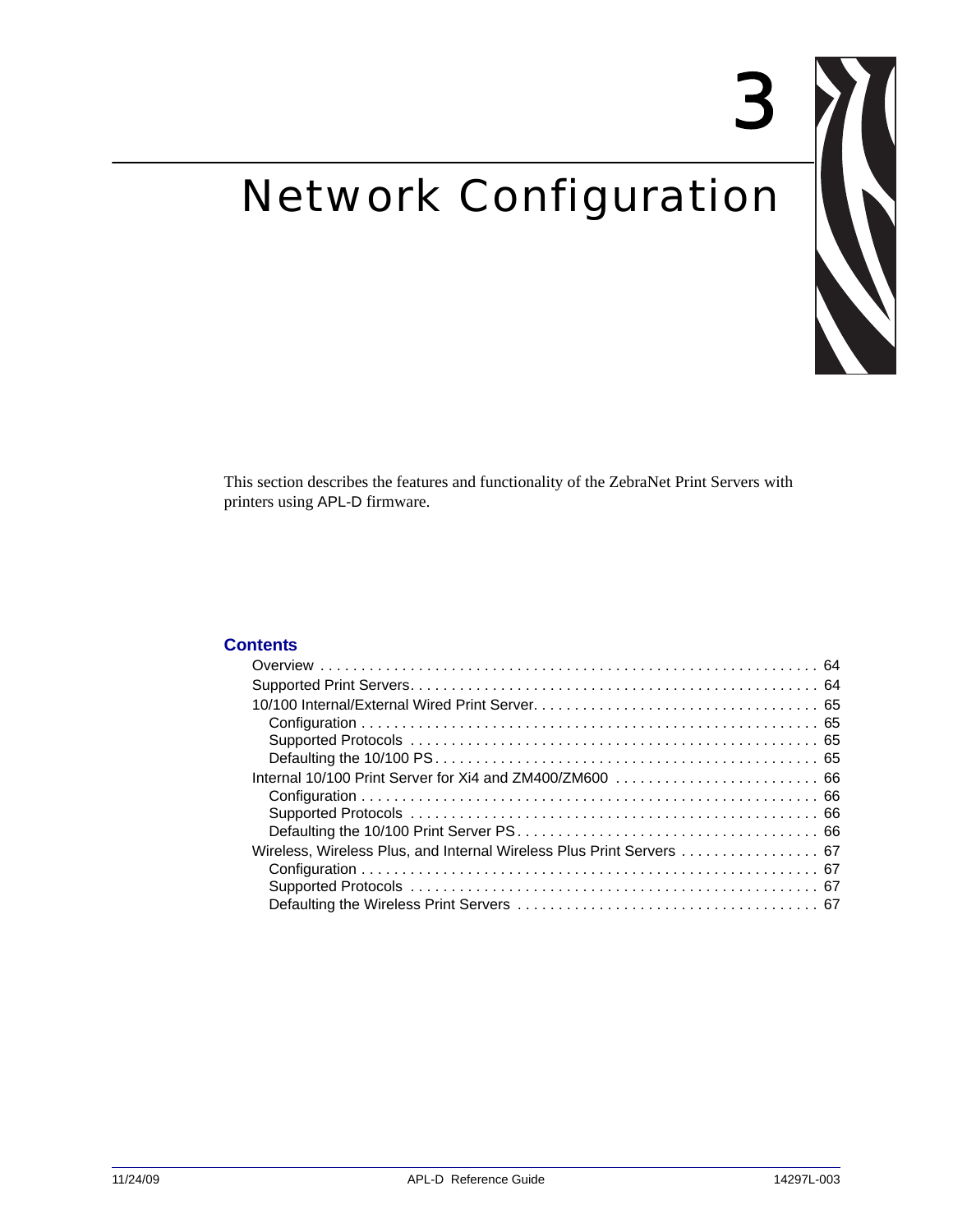# 3

# Network Configuration

This section describes the features and functionality of the ZebraNet Print Servers with printers using APL-D firmware.

## Contents

- Overview . . . . . . . . . . 64
- Supported Print Servers . . . . . . . . . . 64
- 10/100 Internal/External Wired Print Server . . . . . . . . . . 65
  - Configuration . . . . . . . . . . 65
  - Supported Protocols . . . . . . . . . . 65
  - Defaulting the 10/100 PS . . . . . . . . . . 65
- Internal 10/100 Print Server for Xi4 and ZM400/ZM600 . . . . . . . . . . 66
  - Configuration . . . . . . . . . . 66
  - Supported Protocols . . . . . . . . . . 66
  - Defaulting the 10/100 Print Server PS . . . . . . . . . . 66
- Wireless, Wireless Plus, and Internal Wireless Plus Print Servers . . . . . . . . . . 67
  - Configuration . . . . . . . . . . 67
  - Supported Protocols . . . . . . . . . . 67
  - Defaulting the Wireless Print Servers . . . . . . . . . . 67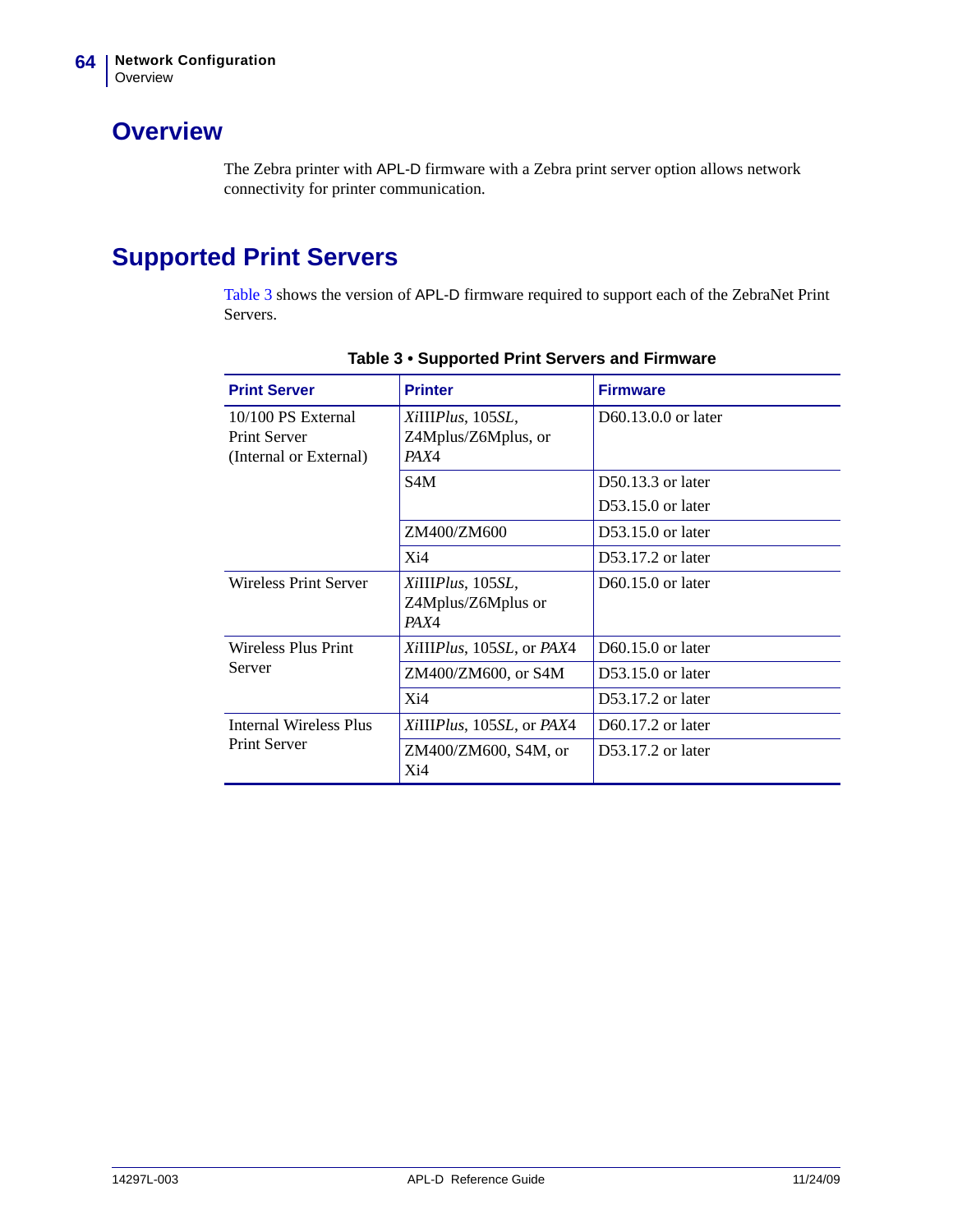## Overview

The Zebra printer with APL-D firmware with a Zebra print server option allows network connectivity for printer communication.

## Supported Print Servers

Table 3 shows the version of APL-D firmware required to support each of the ZebraNet Print Servers.

**Table 3 • Supported Print Servers and Firmware**

| Print Server | Printer | Firmware |
|---|---|---|
| 10/100 PS External Print Server (Internal or External) | *Xi*III*Plus*, 105*SL*, Z4Mplus/Z6Mplus, or *PAX*4 | D60.13.0.0 or later |
| | S4M | D50.13.3 or later<br>D53.15.0 or later |
| | ZM400/ZM600 | D53.15.0 or later |
| | Xi4 | D53.17.2 or later |
| Wireless Print Server | *Xi*III*Plus*, 105*SL*, Z4Mplus/Z6Mplus or *PAX*4 | D60.15.0 or later |
| Wireless Plus Print Server | *Xi*III*Plus*, 105*SL*, or *PAX*4 | D60.15.0 or later |
| | ZM400/ZM600, or S4M | D53.15.0 or later |
| | Xi4 | D53.17.2 or later |
| Internal Wireless Plus Print Server | *Xi*III*Plus*, 105*SL*, or *PAX*4 | D60.17.2 or later |
| | ZM400/ZM600, S4M, or Xi4 | D53.17.2 or later |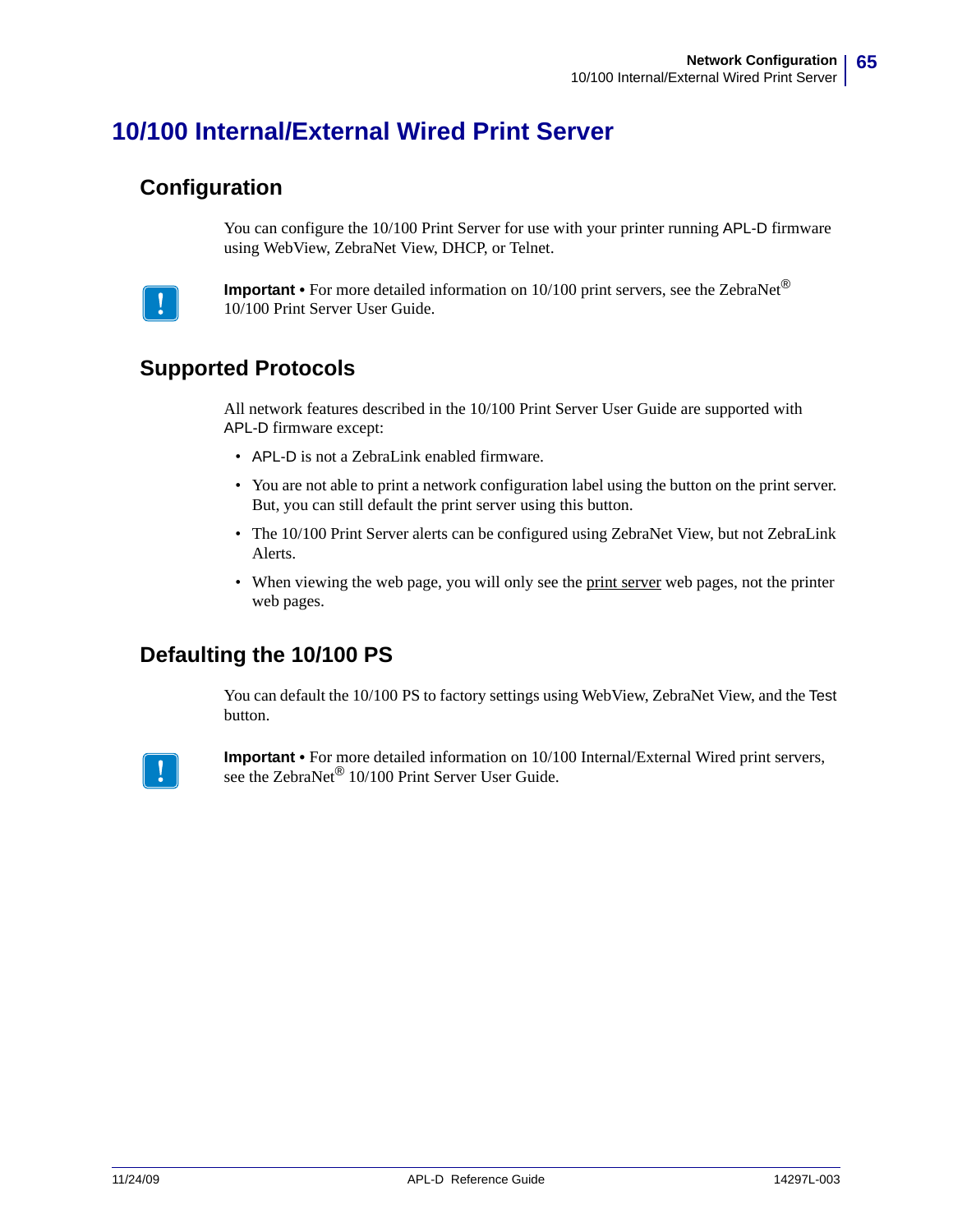# 10/100 Internal/External Wired Print Server

## Configuration

You can configure the 10/100 Print Server for use with your printer running APL-D firmware using WebView, ZebraNet View, DHCP, or Telnet.

**Important •** For more detailed information on 10/100 print servers, see the ZebraNet® 10/100 Print Server User Guide.

## Supported Protocols

All network features described in the 10/100 Print Server User Guide are supported with APL-D firmware except:

- APL-D is not a ZebraLink enabled firmware.
- You are not able to print a network configuration label using the button on the print server. But, you can still default the print server using this button.
- The 10/100 Print Server alerts can be configured using ZebraNet View, but not ZebraLink Alerts.
- When viewing the web page, you will only see the <u>print server</u> web pages, not the printer web pages.

## Defaulting the 10/100 PS

You can default the 10/100 PS to factory settings using WebView, ZebraNet View, and the Test button.

**Important •** For more detailed information on 10/100 Internal/External Wired print servers, see the ZebraNet® 10/100 Print Server User Guide.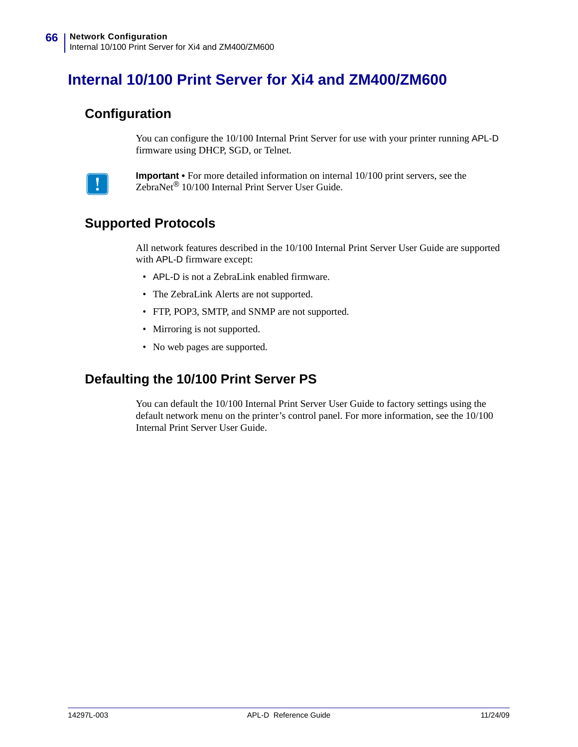# Internal 10/100 Print Server for Xi4 and ZM400/ZM600

## Configuration

You can configure the 10/100 Internal Print Server for use with your printer running APL-D firmware using DHCP, SGD, or Telnet.

**Important •** For more detailed information on internal 10/100 print servers, see the ZebraNet® 10/100 Internal Print Server User Guide.

## Supported Protocols

All network features described in the 10/100 Internal Print Server User Guide are supported with APL-D firmware except:

- APL-D is not a ZebraLink enabled firmware.
- The ZebraLink Alerts are not supported.
- FTP, POP3, SMTP, and SNMP are not supported.
- Mirroring is not supported.
- No web pages are supported.

## Defaulting the 10/100 Print Server PS

You can default the 10/100 Internal Print Server User Guide to factory settings using the default network menu on the printer's control panel. For more information, see the 10/100 Internal Print Server User Guide.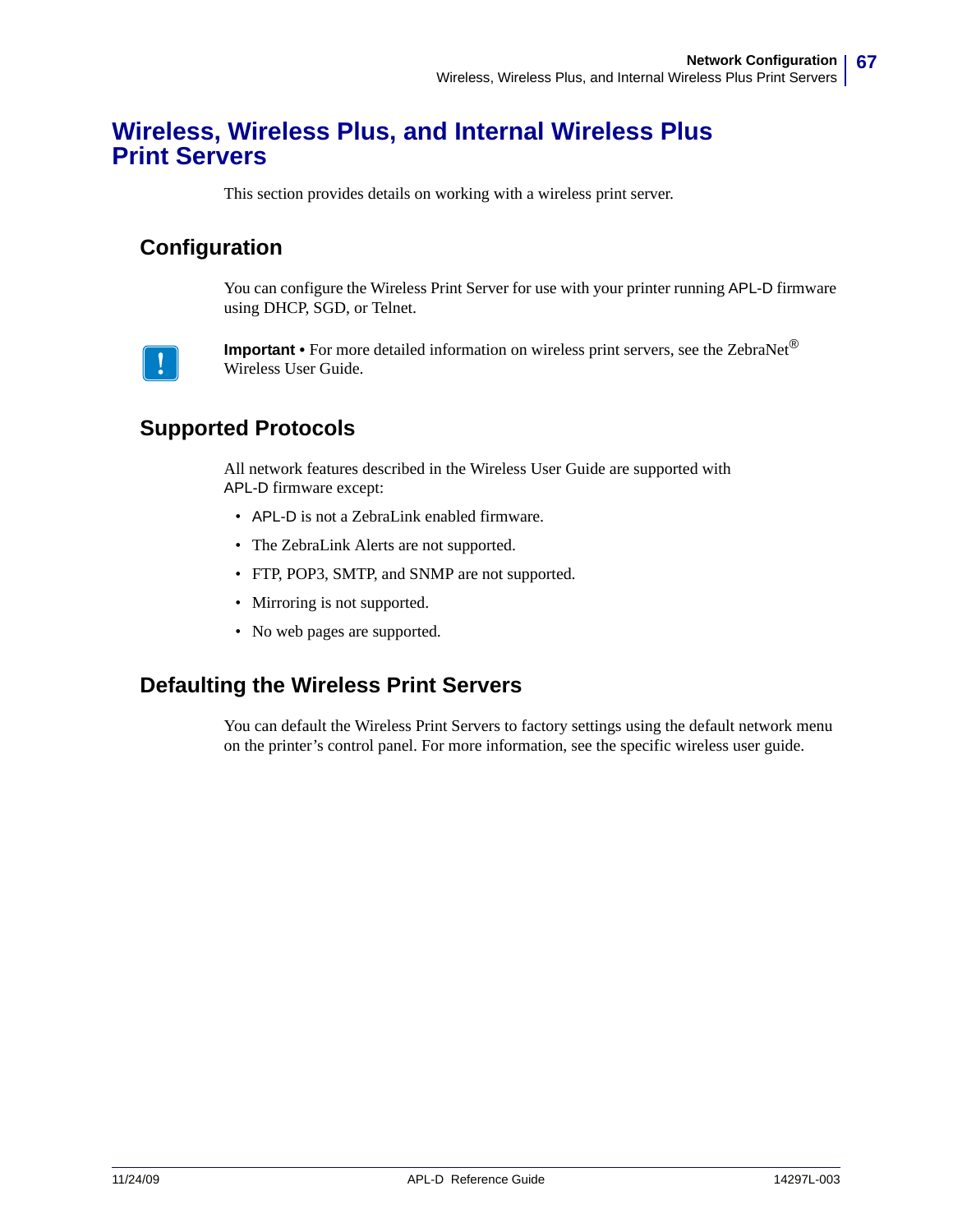# Wireless, Wireless Plus, and Internal Wireless Plus Print Servers

This section provides details on working with a wireless print server.

## Configuration

You can configure the Wireless Print Server for use with your printer running APL-D firmware using DHCP, SGD, or Telnet.

**Important •** For more detailed information on wireless print servers, see the ZebraNet® Wireless User Guide.

## Supported Protocols

All network features described in the Wireless User Guide are supported with APL-D firmware except:

- APL-D is not a ZebraLink enabled firmware.
- The ZebraLink Alerts are not supported.
- FTP, POP3, SMTP, and SNMP are not supported.
- Mirroring is not supported.
- No web pages are supported.

## Defaulting the Wireless Print Servers

You can default the Wireless Print Servers to factory settings using the default network menu on the printer's control panel. For more information, see the specific wireless user guide.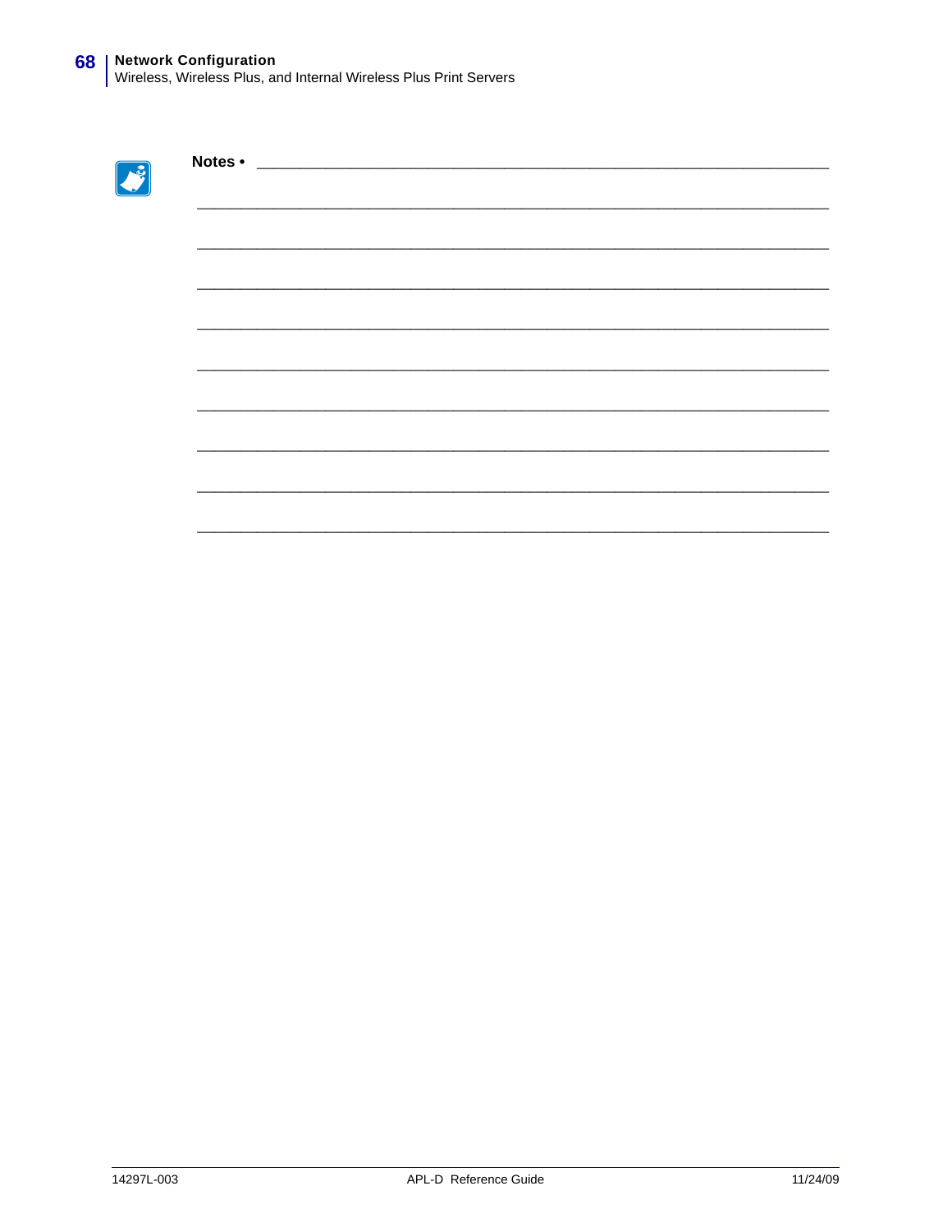**Notes •** ___________________________________________________________________

_______________________________________________________________________________

_______________________________________________________________________________

_______________________________________________________________________________

_______________________________________________________________________________

_______________________________________________________________________________

_______________________________________________________________________________

_______________________________________________________________________________

_______________________________________________________________________________

_______________________________________________________________________________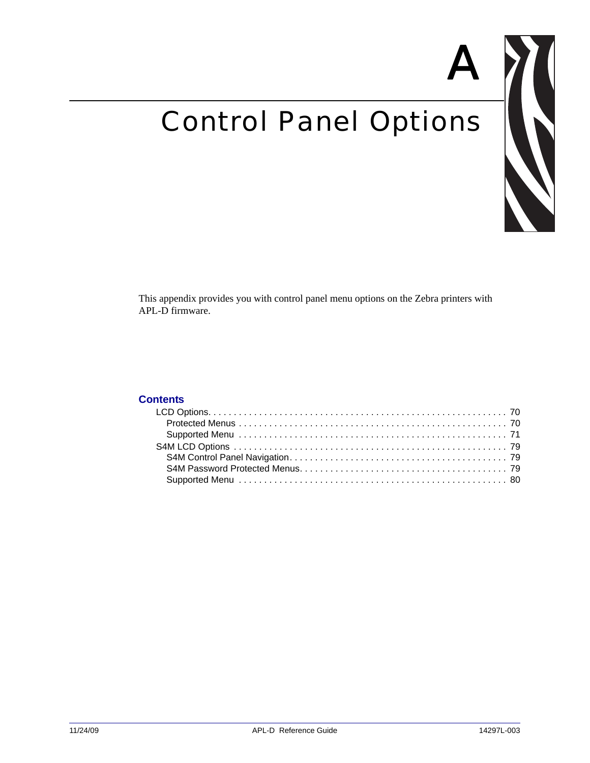# A

# Control Panel Options

This appendix provides you with control panel menu options on the Zebra printers with APL-D firmware.

**Contents**

- LCD Options. . . . . . . . . . . . . . . . . . . . . . . . . . . . . . . . . . . . . . . . . . . . . . . . . . . . . . . . . . . 70
  - Protected Menus . . . . . . . . . . . . . . . . . . . . . . . . . . . . . . . . . . . . . . . . . . . . . . . . . . . . . 70
  - Supported Menu . . . . . . . . . . . . . . . . . . . . . . . . . . . . . . . . . . . . . . . . . . . . . . . . . . . . . 71
- S4M LCD Options . . . . . . . . . . . . . . . . . . . . . . . . . . . . . . . . . . . . . . . . . . . . . . . . . . . . . . 79
  - S4M Control Panel Navigation. . . . . . . . . . . . . . . . . . . . . . . . . . . . . . . . . . . . . . . . . . . 79
  - S4M Password Protected Menus. . . . . . . . . . . . . . . . . . . . . . . . . . . . . . . . . . . . . . . . . 79
  - Supported Menu . . . . . . . . . . . . . . . . . . . . . . . . . . . . . . . . . . . . . . . . . . . . . . . . . . . . . 80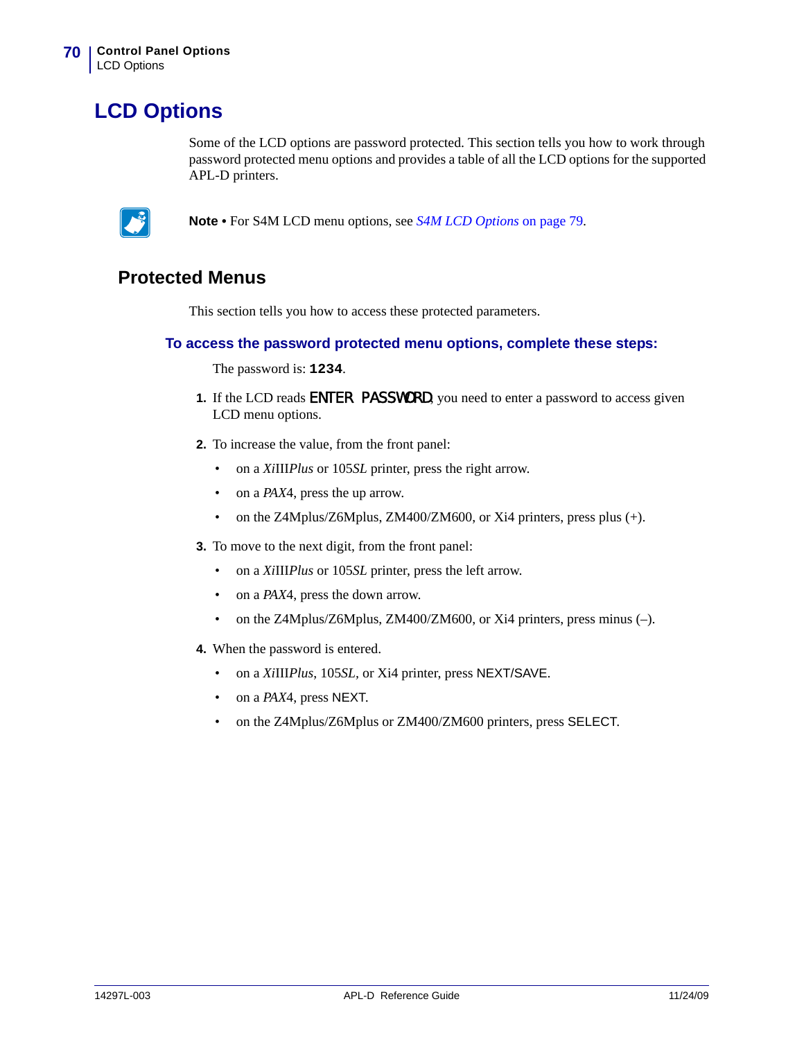# LCD Options

Some of the LCD options are password protected. This section tells you how to work through password protected menu options and provides a table of all the LCD options for the supported APL-D printers.

**Note •** For S4M LCD menu options, see *S4M LCD Options* on page 79.

## Protected Menus

This section tells you how to access these protected parameters.

### To access the password protected menu options, complete these steps:

The password is: **`1234`**.

1. If the LCD reads `ENTER PASSWORD`, you need to enter a password to access given LCD menu options.
2. To increase the value, from the front panel:
   - on a *Xi*III*Plus* or 105*SL* printer, press the right arrow.
   - on a *PAX*4, press the up arrow.
   - on the Z4Mplus/Z6Mplus, ZM400/ZM600, or Xi4 printers, press plus (+).
3. To move to the next digit, from the front panel:
   - on a *Xi*III*Plus* or 105*SL* printer, press the left arrow.
   - on a *PAX*4, press the down arrow.
   - on the Z4Mplus/Z6Mplus, ZM400/ZM600, or Xi4 printers, press minus (–).
4. When the password is entered.
   - on a *Xi*III*Plus*, 105*SL*, or Xi4 printer, press NEXT/SAVE.
   - on a *PAX*4, press NEXT.
   - on the Z4Mplus/Z6Mplus or ZM400/ZM600 printers, press SELECT.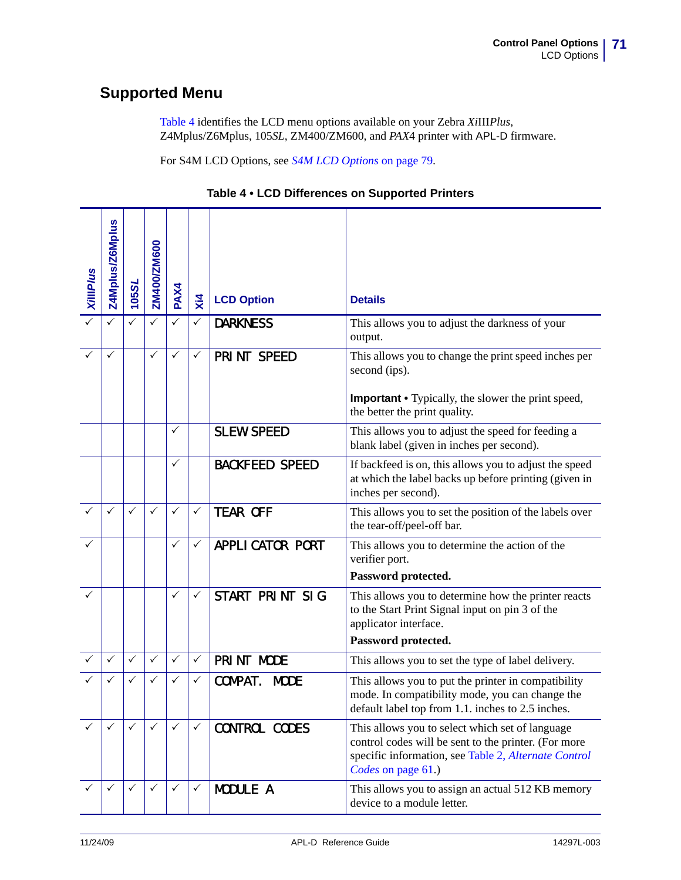## Supported Menu

Table 4 identifies the LCD menu options available on your Zebra *Xi*III*Plus*, Z4Mplus/Z6Mplus, 105*SL*, ZM400/ZM600, and *PAX*4 printer with APL-D firmware.

For S4M LCD Options, see *S4M LCD Options* on page 79.

**Table 4 • LCD Differences on Supported Printers**

| *Xi*III*Plus* | Z4Mplus/Z6Mplus | 105*SL* | ZM400/ZM600 | PAX4 | Xi4 | LCD Option | Details |
|---|---|---|---|---|---|---|---|
| ✓ | ✓ | ✓ | ✓ | ✓ | ✓ | DARKNESS | This allows you to adjust the darkness of your output. |
| ✓ | ✓ | | ✓ | ✓ | ✓ | PRINT SPEED | This allows you to change the print speed inches per second (ips).<br><br>**Important •** Typically, the slower the print speed, the better the print quality. |
| | | | | ✓ | | SLEW SPEED | This allows you to adjust the speed for feeding a blank label (given in inches per second). |
| | | | | ✓ | | BACKFEED SPEED | If backfeed is on, this allows you to adjust the speed at which the label backs up before printing (given in inches per second). |
| ✓ | ✓ | ✓ | ✓ | ✓ | ✓ | TEAR OFF | This allows you to set the position of the labels over the tear-off/peel-off bar. |
| ✓ | | | | ✓ | ✓ | APPLICATOR PORT | This allows you to determine the action of the verifier port.<br>**Password protected.** |
| ✓ | | | | ✓ | ✓ | START PRINT SIG | This allows you to determine how the printer reacts to the Start Print Signal input on pin 3 of the applicator interface.<br>**Password protected.** |
| ✓ | ✓ | ✓ | ✓ | ✓ | ✓ | PRINT MODE | This allows you to set the type of label delivery. |
| ✓ | ✓ | ✓ | ✓ | ✓ | ✓ | COMPAT. MODE | This allows you to put the printer in compatibility mode. In compatibility mode, you can change the default label top from 1.1. inches to 2.5 inches. |
| ✓ | ✓ | ✓ | ✓ | ✓ | ✓ | CONTROL CODES | This allows you to select which set of language control codes will be sent to the printer. (For more specific information, see Table 2, *Alternate Control Codes* on page 61.) |
| ✓ | ✓ | ✓ | ✓ | ✓ | ✓ | MODULE A | This allows you to assign an actual 512 KB memory device to a module letter. |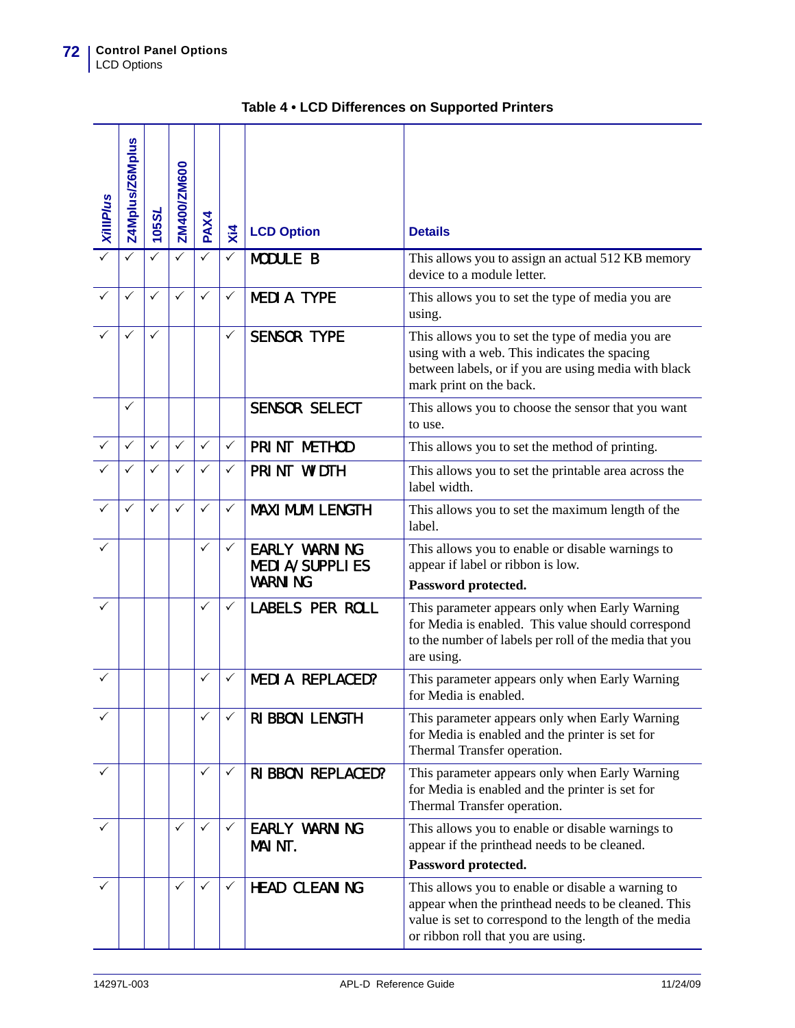**Table 4 • LCD Differences on Supported Printers**

| *XiIIIPlus* | Z4Mplus/Z6Mplus | 105*SL* | ZM400/ZM600 | PAX4 | Xi4 | LCD Option | Details |
|---|---|---|---|---|---|---|---|
| ✓ | ✓ | ✓ | ✓ | ✓ | ✓ | MODULE B | This allows you to assign an actual 512 KB memory device to a module letter. |
| ✓ | ✓ | ✓ | ✓ | ✓ | ✓ | MEDIA TYPE | This allows you to set the type of media you are using. |
| ✓ | ✓ | ✓ | | | ✓ | SENSOR TYPE | This allows you to set the type of media you are using with a web. This indicates the spacing between labels, or if you are using media with black mark print on the back. |
| | ✓ | | | | | SENSOR SELECT | This allows you to choose the sensor that you want to use. |
| ✓ | ✓ | ✓ | ✓ | ✓ | ✓ | PRINT METHOD | This allows you to set the method of printing. |
| ✓ | ✓ | ✓ | ✓ | ✓ | ✓ | PRINT WIDTH | This allows you to set the printable area across the label width. |
| ✓ | ✓ | ✓ | ✓ | ✓ | ✓ | MAXIMUM LENGTH | This allows you to set the maximum length of the label. |
| ✓ | | | | ✓ | ✓ | EARLY WARNING MEDIA/SUPPLIES WARNING | This allows you to enable or disable warnings to appear if label or ribbon is low. **Password protected.** |
| ✓ | | | | ✓ | ✓ | LABELS PER ROLL | This parameter appears only when Early Warning for Media is enabled. This value should correspond to the number of labels per roll of the media that you are using. |
| ✓ | | | | ✓ | ✓ | MEDIA REPLACED? | This parameter appears only when Early Warning for Media is enabled. |
| ✓ | | | | ✓ | ✓ | RIBBON LENGTH | This parameter appears only when Early Warning for Media is enabled and the printer is set for Thermal Transfer operation. |
| ✓ | | | | ✓ | ✓ | RIBBON REPLACED? | This parameter appears only when Early Warning for Media is enabled and the printer is set for Thermal Transfer operation. |
| ✓ | | | ✓ | ✓ | ✓ | EARLY WARNING MAINT. | This allows you to enable or disable warnings to appear if the printhead needs to be cleaned. **Password protected.** |
| ✓ | | | ✓ | ✓ | ✓ | HEAD CLEANING | This allows you to enable or disable a warning to appear when the printhead needs to be cleaned. This value is set to correspond to the length of the media or ribbon roll that you are using. |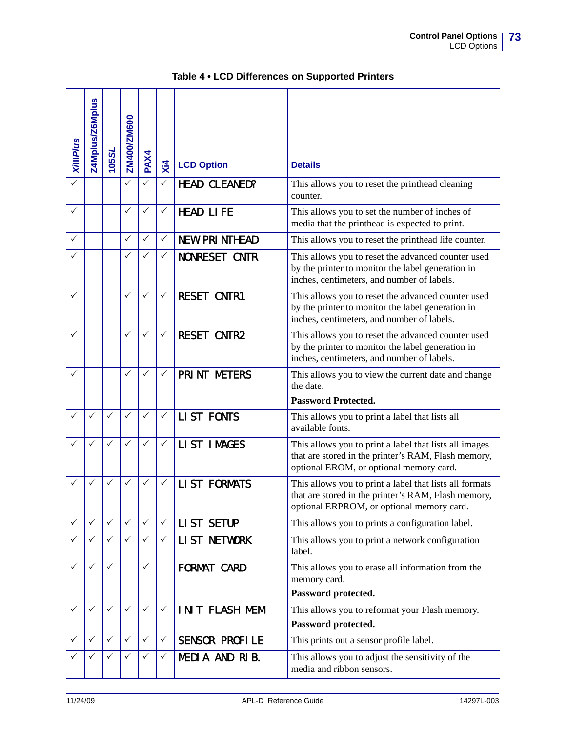**Table 4 • LCD Differences on Supported Printers**

| *XiIIIPlus* | Z4Mplus/Z6Mplus | 105*SL* | ZM400/ZM600 | PAX4 | Xi4 | LCD Option | Details |
|---|---|---|---|---|---|---|---|
| ✓ | | | ✓ | ✓ | ✓ | HEAD CLEANED? | This allows you to reset the printhead cleaning counter. |
| ✓ | | | ✓ | ✓ | ✓ | HEAD LIFE | This allows you to set the number of inches of media that the printhead is expected to print. |
| ✓ | | | ✓ | ✓ | ✓ | NEW PRINTHEAD | This allows you to reset the printhead life counter. |
| ✓ | | | ✓ | ✓ | ✓ | NONRESET CNTR | This allows you to reset the advanced counter used by the printer to monitor the label generation in inches, centimeters, and number of labels. |
| ✓ | | | ✓ | ✓ | ✓ | RESET CNTR1 | This allows you to reset the advanced counter used by the printer to monitor the label generation in inches, centimeters, and number of labels. |
| ✓ | | | ✓ | ✓ | ✓ | RESET CNTR2 | This allows you to reset the advanced counter used by the printer to monitor the label generation in inches, centimeters, and number of labels. |
| ✓ | | | ✓ | ✓ | ✓ | PRINT METERS | This allows you to view the current date and change the date.<br>**Password Protected.** |
| ✓ | ✓ | ✓ | ✓ | ✓ | ✓ | LIST FONTS | This allows you to print a label that lists all available fonts. |
| ✓ | ✓ | ✓ | ✓ | ✓ | ✓ | LIST IMAGES | This allows you to print a label that lists all images that are stored in the printer's RAM, Flash memory, optional EROM, or optional memory card. |
| ✓ | ✓ | ✓ | ✓ | ✓ | ✓ | LIST FORMATS | This allows you to print a label that lists all formats that are stored in the printer's RAM, Flash memory, optional ERPROM, or optional memory card. |
| ✓ | ✓ | ✓ | ✓ | ✓ | ✓ | LIST SETUP | This allows you to prints a configuration label. |
| ✓ | ✓ | ✓ | ✓ | ✓ | ✓ | LIST NETWORK | This allows you to print a network configuration label. |
| ✓ | ✓ | ✓ | | ✓ | | FORMAT CARD | This allows you to erase all information from the memory card.<br>**Password protected.** |
| ✓ | ✓ | ✓ | ✓ | ✓ | ✓ | INIT FLASH MEM | This allows you to reformat your Flash memory.<br>**Password protected.** |
| ✓ | ✓ | ✓ | ✓ | ✓ | ✓ | SENSOR PROFILE | This prints out a sensor profile label. |
| ✓ | ✓ | ✓ | ✓ | ✓ | ✓ | MEDIA AND RIB. | This allows you to adjust the sensitivity of the media and ribbon sensors. |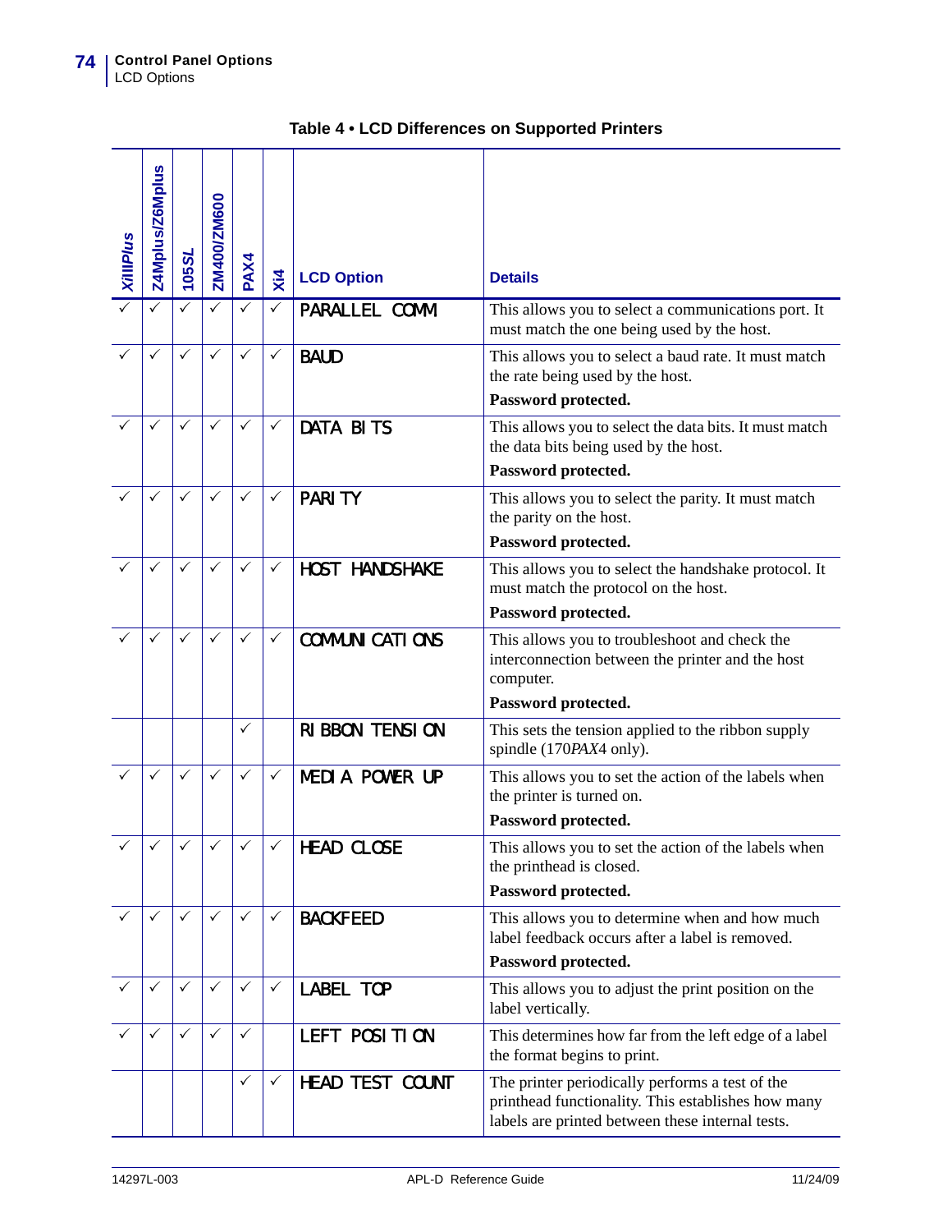**Table 4 • LCD Differences on Supported Printers**

| *XiIIIPlus* | Z4Mplus/Z6Mplus | 105*SL* | ZM400/ZM600 | PAX4 | Xi4 | LCD Option | Details |
|---|---|---|---|---|---|---|---|
| ✓ | ✓ | ✓ | ✓ | ✓ | ✓ | PARALLEL COMM | This allows you to select a communications port. It must match the one being used by the host. |
| ✓ | ✓ | ✓ | ✓ | ✓ | ✓ | BAUD | This allows you to select a baud rate. It must match the rate being used by the host.<br>**Password protected.** |
| ✓ | ✓ | ✓ | ✓ | ✓ | ✓ | DATA BITS | This allows you to select the data bits. It must match the data bits being used by the host.<br>**Password protected.** |
| ✓ | ✓ | ✓ | ✓ | ✓ | ✓ | PARITY | This allows you to select the parity. It must match the parity on the host.<br>**Password protected.** |
| ✓ | ✓ | ✓ | ✓ | ✓ | ✓ | HOST HANDSHAKE | This allows you to select the handshake protocol. It must match the protocol on the host.<br>**Password protected.** |
| ✓ | ✓ | ✓ | ✓ | ✓ | ✓ | COMMUNICATIONS | This allows you to troubleshoot and check the interconnection between the printer and the host computer.<br>**Password protected.** |
| | | | | ✓ | | RIBBON TENSION | This sets the tension applied to the ribbon supply spindle (170*PAX*4 only). |
| ✓ | ✓ | ✓ | ✓ | ✓ | ✓ | MEDIA POWER UP | This allows you to set the action of the labels when the printer is turned on.<br>**Password protected.** |
| ✓ | ✓ | ✓ | ✓ | ✓ | ✓ | HEAD CLOSE | This allows you to set the action of the labels when the printhead is closed.<br>**Password protected.** |
| ✓ | ✓ | ✓ | ✓ | ✓ | ✓ | BACKFEED | This allows you to determine when and how much label feedback occurs after a label is removed.<br>**Password protected.** |
| ✓ | ✓ | ✓ | ✓ | ✓ | ✓ | LABEL TOP | This allows you to adjust the print position on the label vertically. |
| ✓ | ✓ | ✓ | ✓ | ✓ | | LEFT POSITION | This determines how far from the left edge of a label the format begins to print. |
| | | | | ✓ | ✓ | HEAD TEST COUNT | The printer periodically performs a test of the printhead functionality. This establishes how many labels are printed between these internal tests. |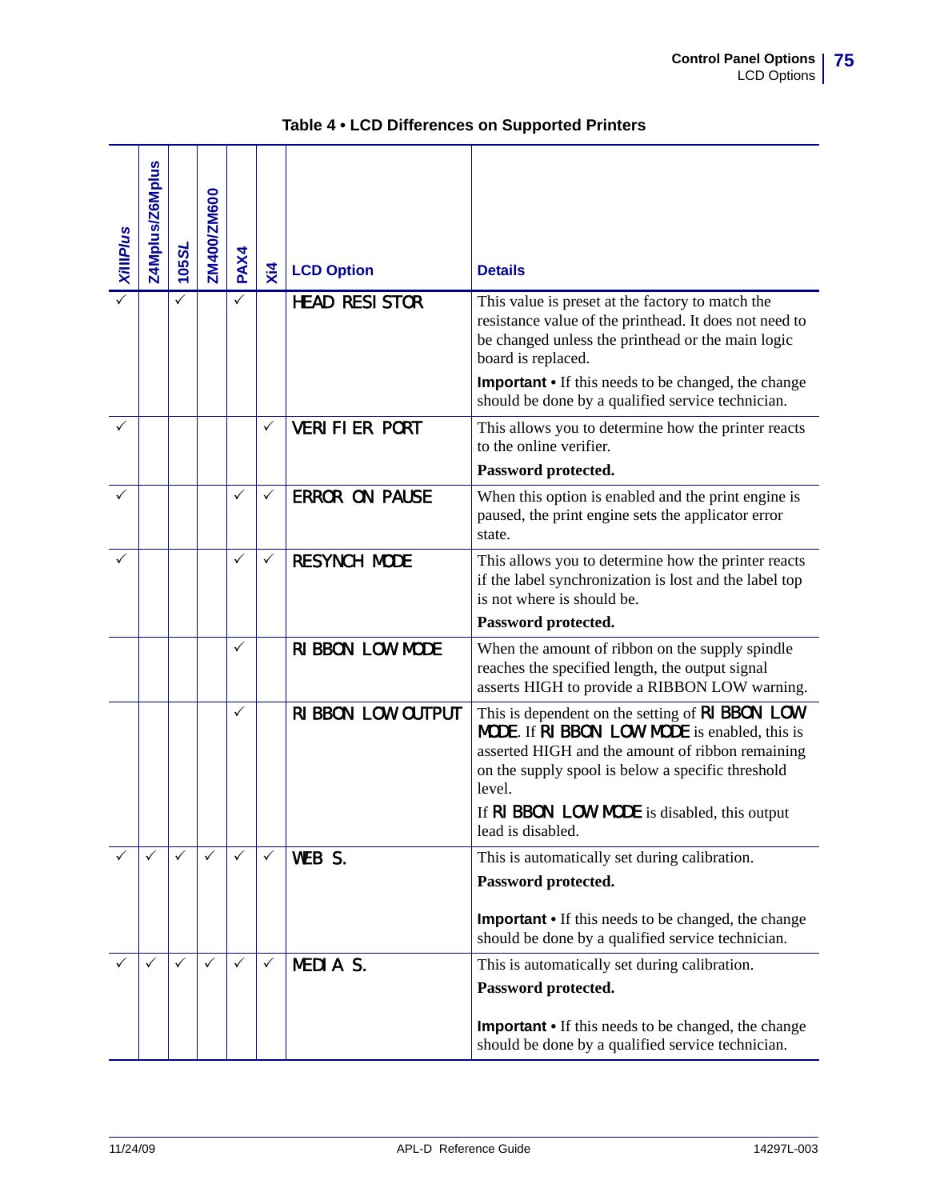**Table 4 • LCD Differences on Supported Printers**

| *XiIIIPlus* | Z4Mplus/Z6Mplus | 105*SL* | ZM400/ZM600 | PAX4 | Xi4 | LCD Option | Details |
|---|---|---|---|---|---|---|---|
| ✓ | | ✓ | | ✓ | | HEAD RESISTOR | This value is preset at the factory to match the resistance value of the printhead. It does not need to be changed unless the printhead or the main logic board is replaced.<br><br>**Important •** If this needs to be changed, the change should be done by a qualified service technician. |
| ✓ | | | | | ✓ | VERIFIER PORT | This allows you to determine how the printer reacts to the online verifier.<br><br>**Password protected.** |
| ✓ | | | | ✓ | ✓ | ERROR ON PAUSE | When this option is enabled and the print engine is paused, the print engine sets the applicator error state. |
| ✓ | | | | ✓ | ✓ | RESYNCH MODE | This allows you to determine how the printer reacts if the label synchronization is lost and the label top is not where is should be.<br><br>**Password protected.** |
| | | | | ✓ | | RIBBON LOW MODE | When the amount of ribbon on the supply spindle reaches the specified length, the output signal asserts HIGH to provide a RIBBON LOW warning. |
| | | | | ✓ | | RIBBON LOW OUTPUT | This is dependent on the setting of RIBBON LOW MODE. If RIBBON LOW MODE is enabled, this is asserted HIGH and the amount of ribbon remaining on the supply spool is below a specific threshold level.<br><br>If RIBBON LOW MODE is disabled, this output lead is disabled. |
| ✓ | ✓ | ✓ | ✓ | ✓ | ✓ | WEB S. | This is automatically set during calibration.<br><br>**Password protected.**<br><br>**Important •** If this needs to be changed, the change should be done by a qualified service technician. |
| ✓ | ✓ | ✓ | ✓ | ✓ | ✓ | MEDIA S. | This is automatically set during calibration.<br><br>**Password protected.**<br><br>**Important •** If this needs to be changed, the change should be done by a qualified service technician. |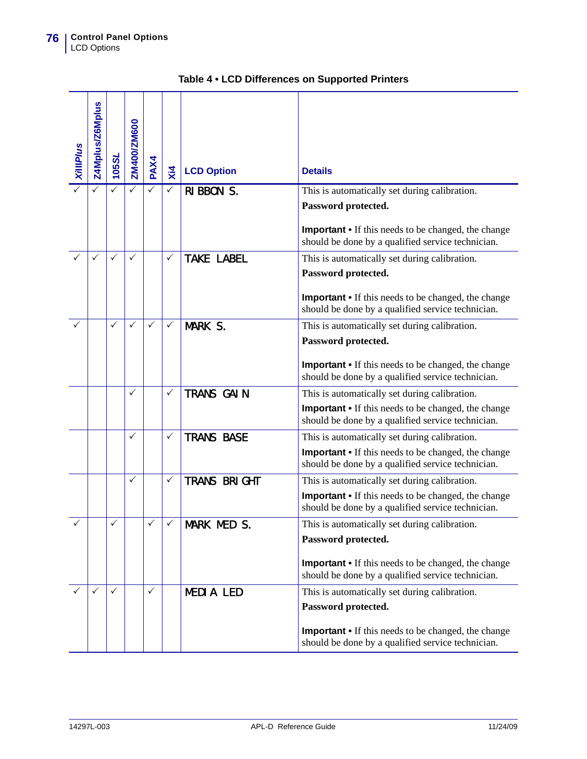**Table 4 • LCD Differences on Supported Printers**

| *XiIIIPlus* | Z4Mplus/Z6Mplus | 105*SL* | ZM400/ZM600 | PAX4 | Xi4 | LCD Option | Details |
|---|---|---|---|---|---|---|---|
| ✓ | ✓ | ✓ | ✓ | ✓ | ✓ | RIBBON S. | This is automatically set during calibration. **Password protected.** **Important •** If this needs to be changed, the change should be done by a qualified service technician. |
| ✓ | ✓ | ✓ | ✓ | | ✓ | TAKE LABEL | This is automatically set during calibration. **Password protected.** **Important •** If this needs to be changed, the change should be done by a qualified service technician. |
| ✓ | | ✓ | ✓ | ✓ | ✓ | MARK S. | This is automatically set during calibration. **Password protected.** **Important •** If this needs to be changed, the change should be done by a qualified service technician. |
| | | | ✓ | | ✓ | TRANS GAIN | This is automatically set during calibration. **Important •** If this needs to be changed, the change should be done by a qualified service technician. |
| | | | ✓ | | ✓ | TRANS BASE | This is automatically set during calibration. **Important •** If this needs to be changed, the change should be done by a qualified service technician. |
| | | | ✓ | | ✓ | TRANS BRIGHT | This is automatically set during calibration. **Important •** If this needs to be changed, the change should be done by a qualified service technician. |
| ✓ | | ✓ | | ✓ | ✓ | MARK MED S. | This is automatically set during calibration. **Password protected.** **Important •** If this needs to be changed, the change should be done by a qualified service technician. |
| ✓ | ✓ | ✓ | | ✓ | | MEDIA LED | This is automatically set during calibration. **Password protected.** **Important •** If this needs to be changed, the change should be done by a qualified service technician. |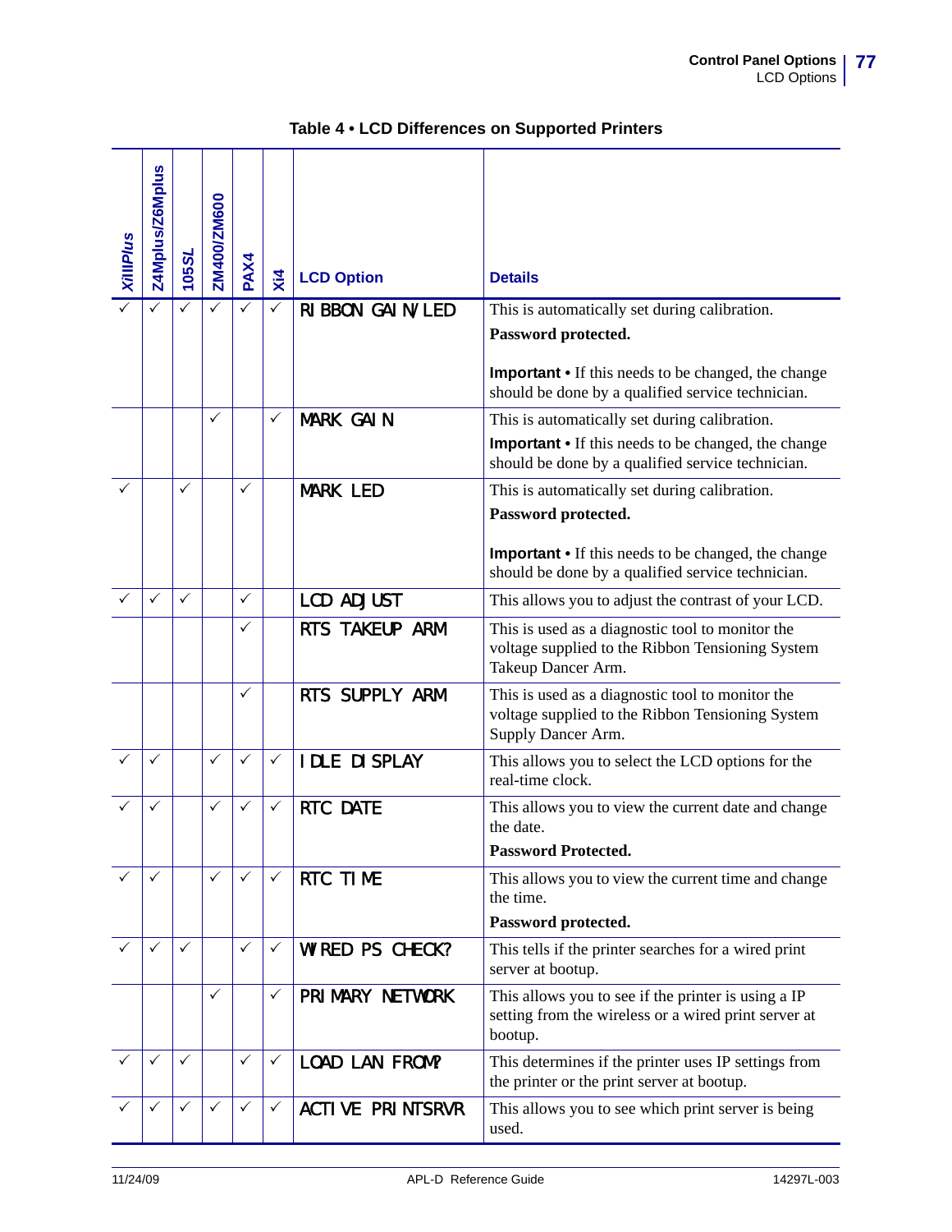**Table 4 • LCD Differences on Supported Printers**

| *XiIIIPlus* | Z4Mplus/Z6Mplus | 105*SL* | ZM400/ZM600 | PAX4 | Xi4 | LCD Option | Details |
|---|---|---|---|---|---|---|---|
| ✓ | ✓ | ✓ | ✓ | ✓ | ✓ | RIBBON GAIN/LED | This is automatically set during calibration. **Password protected.** **Important •** If this needs to be changed, the change should be done by a qualified service technician. |
| | | | ✓ | | ✓ | MARK GAIN | This is automatically set during calibration. **Important •** If this needs to be changed, the change should be done by a qualified service technician. |
| ✓ | | ✓ | | ✓ | | MARK LED | This is automatically set during calibration. **Password protected.** **Important •** If this needs to be changed, the change should be done by a qualified service technician. |
| ✓ | ✓ | ✓ | | ✓ | | LCD ADJUST | This allows you to adjust the contrast of your LCD. |
| | | | | ✓ | | RTS TAKEUP ARM | This is used as a diagnostic tool to monitor the voltage supplied to the Ribbon Tensioning System Takeup Dancer Arm. |
| | | | | ✓ | | RTS SUPPLY ARM | This is used as a diagnostic tool to monitor the voltage supplied to the Ribbon Tensioning System Supply Dancer Arm. |
| ✓ | ✓ | | ✓ | ✓ | ✓ | IDLE DISPLAY | This allows you to select the LCD options for the real-time clock. |
| ✓ | ✓ | | ✓ | ✓ | ✓ | RTC DATE | This allows you to view the current date and change the date. **Password Protected.** |
| ✓ | ✓ | | ✓ | ✓ | ✓ | RTC TIME | This allows you to view the current time and change the time. **Password protected.** |
| ✓ | ✓ | ✓ | | ✓ | ✓ | WIRED PS CHECK? | This tells if the printer searches for a wired print server at bootup. |
| | | | ✓ | | ✓ | PRIMARY NETWORK | This allows you to see if the printer is using a IP setting from the wireless or a wired print server at bootup. |
| ✓ | ✓ | ✓ | | ✓ | ✓ | LOAD LAN FROM? | This determines if the printer uses IP settings from the printer or the print server at bootup. |
| ✓ | ✓ | ✓ | ✓ | ✓ | ✓ | ACTIVE PRINTSRVR | This allows you to see which print server is being used. |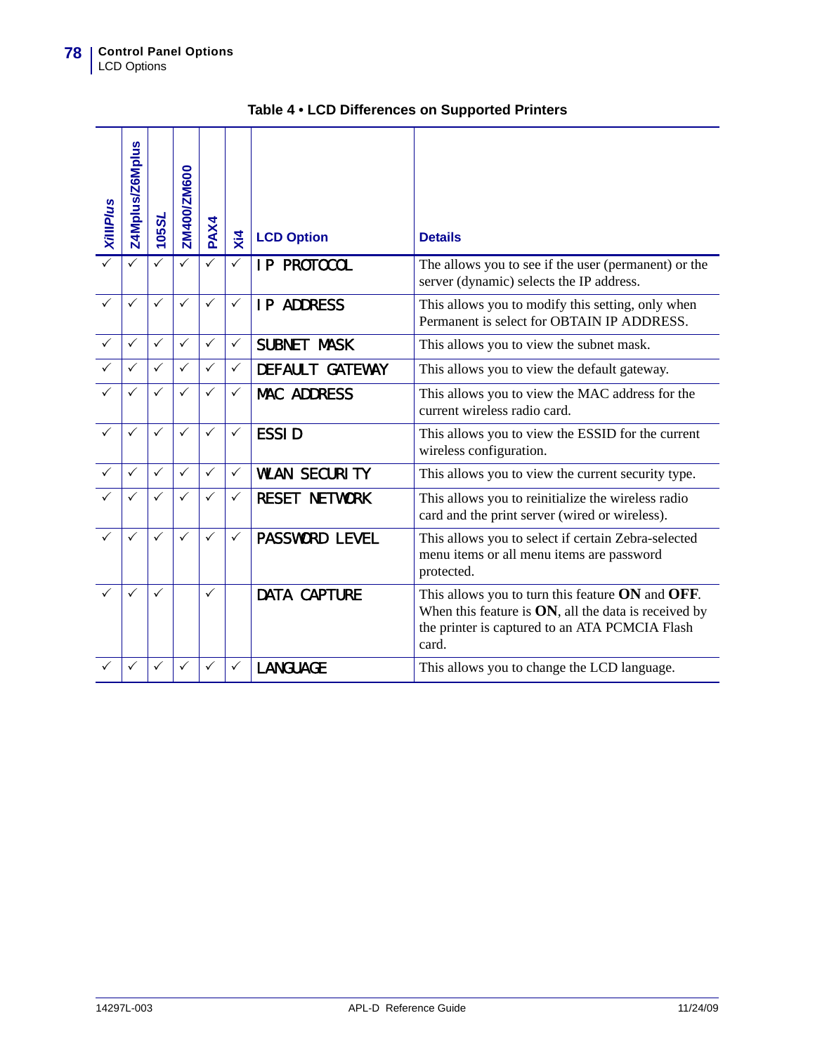**Table 4 • LCD Differences on Supported Printers**

| *XiIIIPlus* | Z4Mplus/Z6Mplus | 105*SL* | ZM400/ZM600 | PAX4 | Xi4 | LCD Option | Details |
|---|---|---|---|---|---|---|---|
| ✓ | ✓ | ✓ | ✓ | ✓ | ✓ | IP PROTOCOL | The allows you to see if the user (permanent) or the server (dynamic) selects the IP address. |
| ✓ | ✓ | ✓ | ✓ | ✓ | ✓ | IP ADDRESS | This allows you to modify this setting, only when Permanent is select for OBTAIN IP ADDRESS. |
| ✓ | ✓ | ✓ | ✓ | ✓ | ✓ | SUBNET MASK | This allows you to view the subnet mask. |
| ✓ | ✓ | ✓ | ✓ | ✓ | ✓ | DEFAULT GATEWAY | This allows you to view the default gateway. |
| ✓ | ✓ | ✓ | ✓ | ✓ | ✓ | MAC ADDRESS | This allows you to view the MAC address for the current wireless radio card. |
| ✓ | ✓ | ✓ | ✓ | ✓ | ✓ | ESSID | This allows you to view the ESSID for the current wireless configuration. |
| ✓ | ✓ | ✓ | ✓ | ✓ | ✓ | WLAN SECURITY | This allows you to view the current security type. |
| ✓ | ✓ | ✓ | ✓ | ✓ | ✓ | RESET NETWORK | This allows you to reinitialize the wireless radio card and the print server (wired or wireless). |
| ✓ | ✓ | ✓ | ✓ | ✓ | ✓ | PASSWORD LEVEL | This allows you to select if certain Zebra-selected menu items or all menu items are password protected. |
| ✓ | ✓ | ✓ | | ✓ | | DATA CAPTURE | This allows you to turn this feature **ON** and **OFF**. When this feature is **ON**, all the data is received by the printer is captured to an ATA PCMCIA Flash card. |
| ✓ | ✓ | ✓ | ✓ | ✓ | ✓ | LANGUAGE | This allows you to change the LCD language. |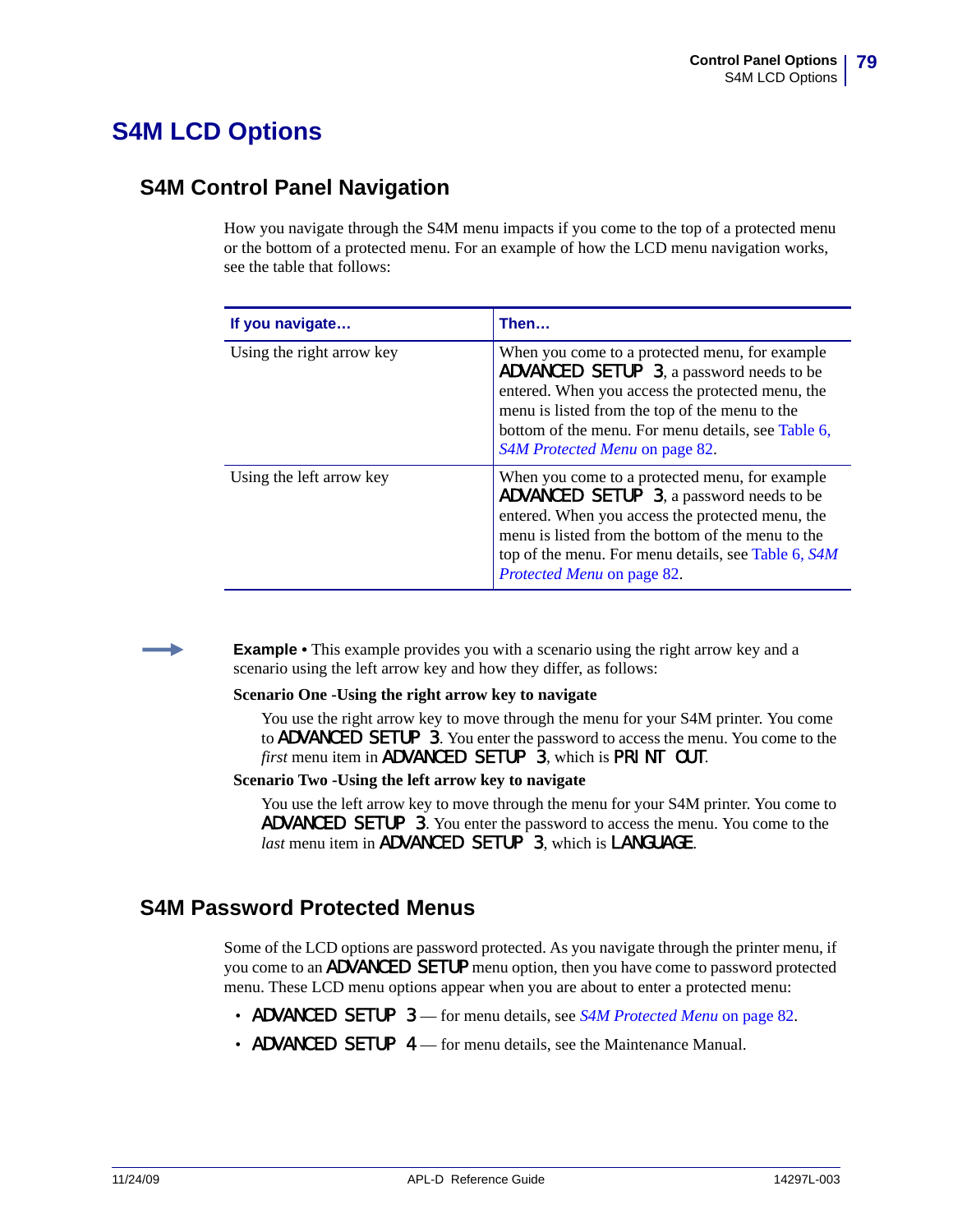# S4M LCD Options

## S4M Control Panel Navigation

How you navigate through the S4M menu impacts if you come to the top of a protected menu or the bottom of a protected menu. For an example of how the LCD menu navigation works, see the table that follows:

| If you navigate… | Then… |
|---|---|
| Using the right arrow key | When you come to a protected menu, for example ADVANCED SETUP 3, a password needs to be entered. When you access the protected menu, the menu is listed from the top of the menu to the bottom of the menu. For menu details, see Table 6, *S4M Protected Menu* on page 82. |
| Using the left arrow key | When you come to a protected menu, for example ADVANCED SETUP 3, a password needs to be entered. When you access the protected menu, the menu is listed from the bottom of the menu to the top of the menu. For menu details, see Table 6, *S4M Protected Menu* on page 82. |

**Example •** This example provides you with a scenario using the right arrow key and a scenario using the left arrow key and how they differ, as follows:

**Scenario One -Using the right arrow key to navigate**

You use the right arrow key to move through the menu for your S4M printer. You come to ADVANCED SETUP 3. You enter the password to access the menu. You come to the *first* menu item in ADVANCED SETUP 3, which is PRINT OUT.

**Scenario Two -Using the left arrow key to navigate**

You use the left arrow key to move through the menu for your S4M printer. You come to ADVANCED SETUP 3. You enter the password to access the menu. You come to the *last* menu item in ADVANCED SETUP 3, which is LANGUAGE.

## S4M Password Protected Menus

Some of the LCD options are password protected. As you navigate through the printer menu, if you come to an ADVANCED SETUP menu option, then you have come to password protected menu. These LCD menu options appear when you are about to enter a protected menu:

- ADVANCED SETUP 3 — for menu details, see *S4M Protected Menu* on page 82.
- ADVANCED SETUP 4 — for menu details, see the Maintenance Manual.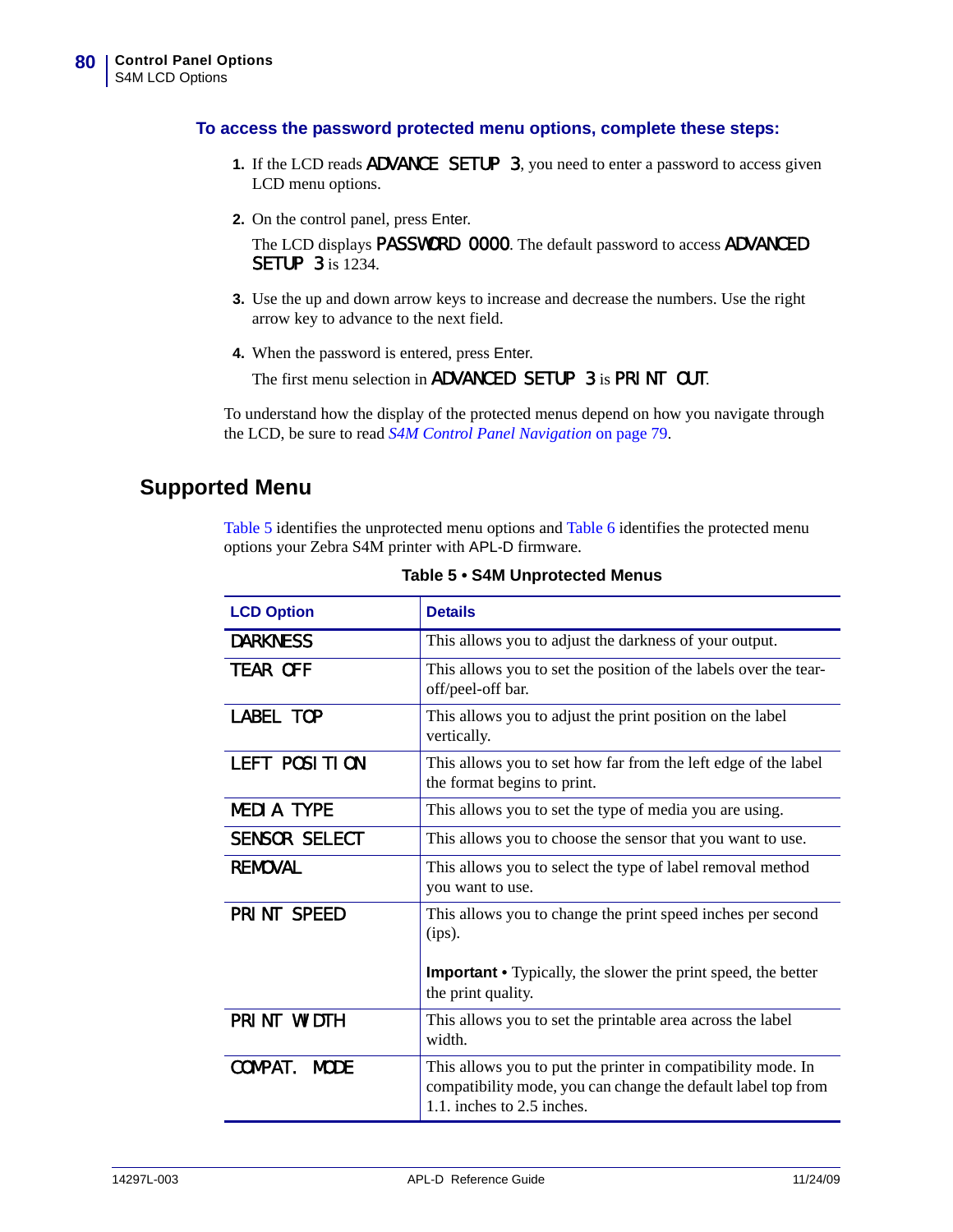### To access the password protected menu options, complete these steps:

1. If the LCD reads ADVANCE SETUP 3, you need to enter a password to access given LCD menu options.
2. On the control panel, press Enter.

   The LCD displays PASSWORD 0000. The default password to access ADVANCED SETUP 3 is 1234.
3. Use the up and down arrow keys to increase and decrease the numbers. Use the right arrow key to advance to the next field.
4. When the password is entered, press Enter.

   The first menu selection in ADVANCED SETUP 3 is PRINT OUT.

To understand how the display of the protected menus depend on how you navigate through the LCD, be sure to read *S4M Control Panel Navigation* on page 79.

## Supported Menu

Table 5 identifies the unprotected menu options and Table 6 identifies the protected menu options your Zebra S4M printer with APL-D firmware.

**Table 5 • S4M Unprotected Menus**

| LCD Option | Details |
|---|---|
| DARKNESS | This allows you to adjust the darkness of your output. |
| TEAR OFF | This allows you to set the position of the labels over the tear-off/peel-off bar. |
| LABEL TOP | This allows you to adjust the print position on the label vertically. |
| LEFT POSITION | This allows you to set how far from the left edge of the label the format begins to print. |
| MEDIA TYPE | This allows you to set the type of media you are using. |
| SENSOR SELECT | This allows you to choose the sensor that you want to use. |
| REMOVAL | This allows you to select the type of label removal method you want to use. |
| PRINT SPEED | This allows you to change the print speed inches per second (ips).<br><br>**Important •** Typically, the slower the print speed, the better the print quality. |
| PRINT WIDTH | This allows you to set the printable area across the label width. |
| COMPAT. MODE | This allows you to put the printer in compatibility mode. In compatibility mode, you can change the default label top from 1.1. inches to 2.5 inches. |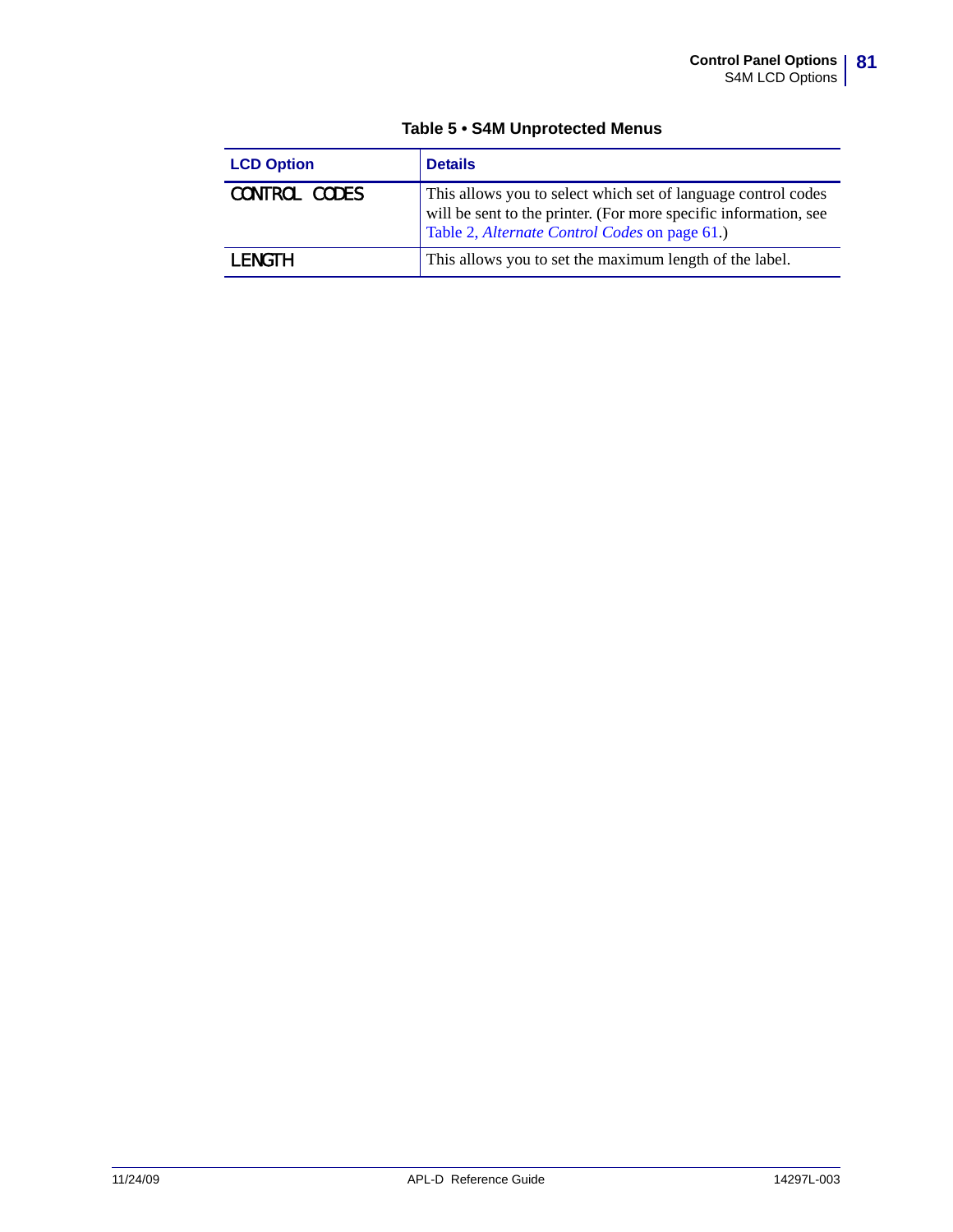**Table 5 • S4M Unprotected Menus**

| LCD Option | Details |
|---|---|
| CONTROL CODES | This allows you to select which set of language control codes will be sent to the printer. (For more specific information, see Table 2, *Alternate Control Codes* on page 61.) |
| LENGTH | This allows you to set the maximum length of the label. |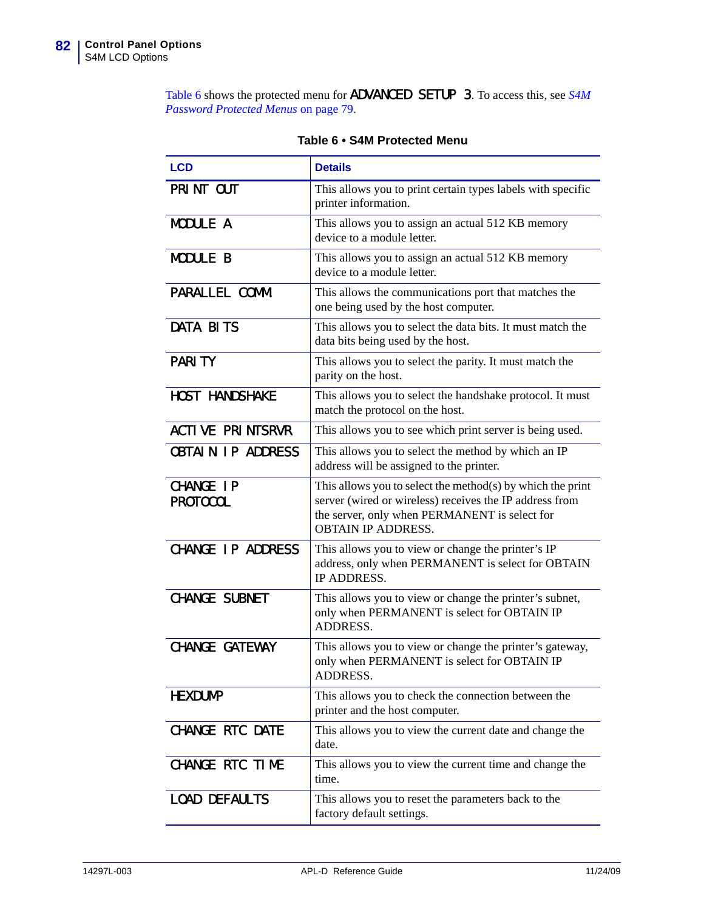Table 6 shows the protected menu for ADVANCED SETUP 3. To access this, see *S4M Password Protected Menus* on page 79.

**Table 6 • S4M Protected Menu**

| LCD | Details |
|---|---|
| PRINT OUT | This allows you to print certain types labels with specific printer information. |
| MODULE A | This allows you to assign an actual 512 KB memory device to a module letter. |
| MODULE B | This allows you to assign an actual 512 KB memory device to a module letter. |
| PARALLEL COMM | This allows the communications port that matches the one being used by the host computer. |
| DATA BITS | This allows you to select the data bits. It must match the data bits being used by the host. |
| PARITY | This allows you to select the parity. It must match the parity on the host. |
| HOST HANDSHAKE | This allows you to select the handshake protocol. It must match the protocol on the host. |
| ACTIVE PRINTSRVR | This allows you to see which print server is being used. |
| OBTAIN IP ADDRESS | This allows you to select the method by which an IP address will be assigned to the printer. |
| CHANGE IP PROTOCOL | This allows you to select the method(s) by which the print server (wired or wireless) receives the IP address from the server, only when PERMANENT is select for OBTAIN IP ADDRESS. |
| CHANGE IP ADDRESS | This allows you to view or change the printer's IP address, only when PERMANENT is select for OBTAIN IP ADDRESS. |
| CHANGE SUBNET | This allows you to view or change the printer's subnet, only when PERMANENT is select for OBTAIN IP ADDRESS. |
| CHANGE GATEWAY | This allows you to view or change the printer's gateway, only when PERMANENT is select for OBTAIN IP ADDRESS. |
| HEXDUMP | This allows you to check the connection between the printer and the host computer. |
| CHANGE RTC DATE | This allows you to view the current date and change the date. |
| CHANGE RTC TIME | This allows you to view the current time and change the time. |
| LOAD DEFAULTS | This allows you to reset the parameters back to the factory default settings. |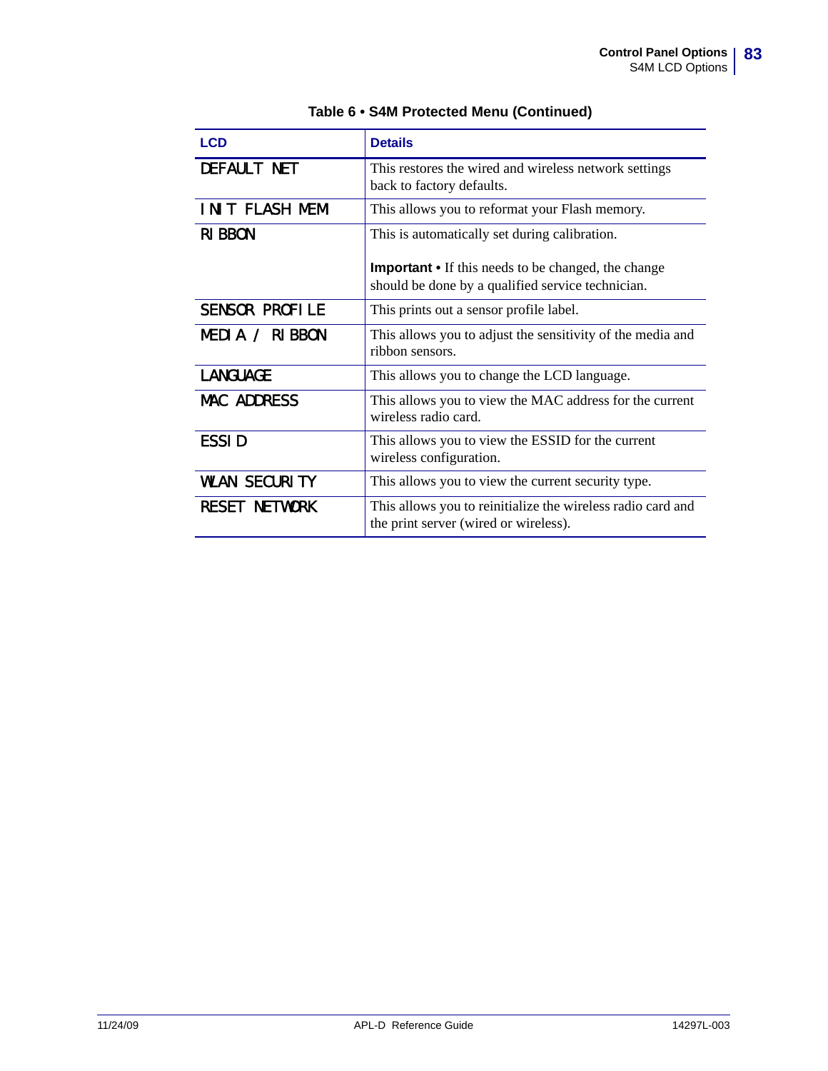**Table 6 • S4M Protected Menu (Continued)**

| LCD | Details |
| --- | --- |
| DEFAULT NET | This restores the wired and wireless network settings back to factory defaults. |
| INIT FLASH MEM | This allows you to reformat your Flash memory. |
| RIBBON | This is automatically set during calibration.<br><br>**Important •** If this needs to be changed, the change should be done by a qualified service technician. |
| SENSOR PROFILE | This prints out a sensor profile label. |
| MEDIA / RIBBON | This allows you to adjust the sensitivity of the media and ribbon sensors. |
| LANGUAGE | This allows you to change the LCD language. |
| MAC ADDRESS | This allows you to view the MAC address for the current wireless radio card. |
| ESSID | This allows you to view the ESSID for the current wireless configuration. |
| WLAN SECURITY | This allows you to view the current security type. |
| RESET NETWORK | This allows you to reinitialize the wireless radio card and the print server (wired or wireless). |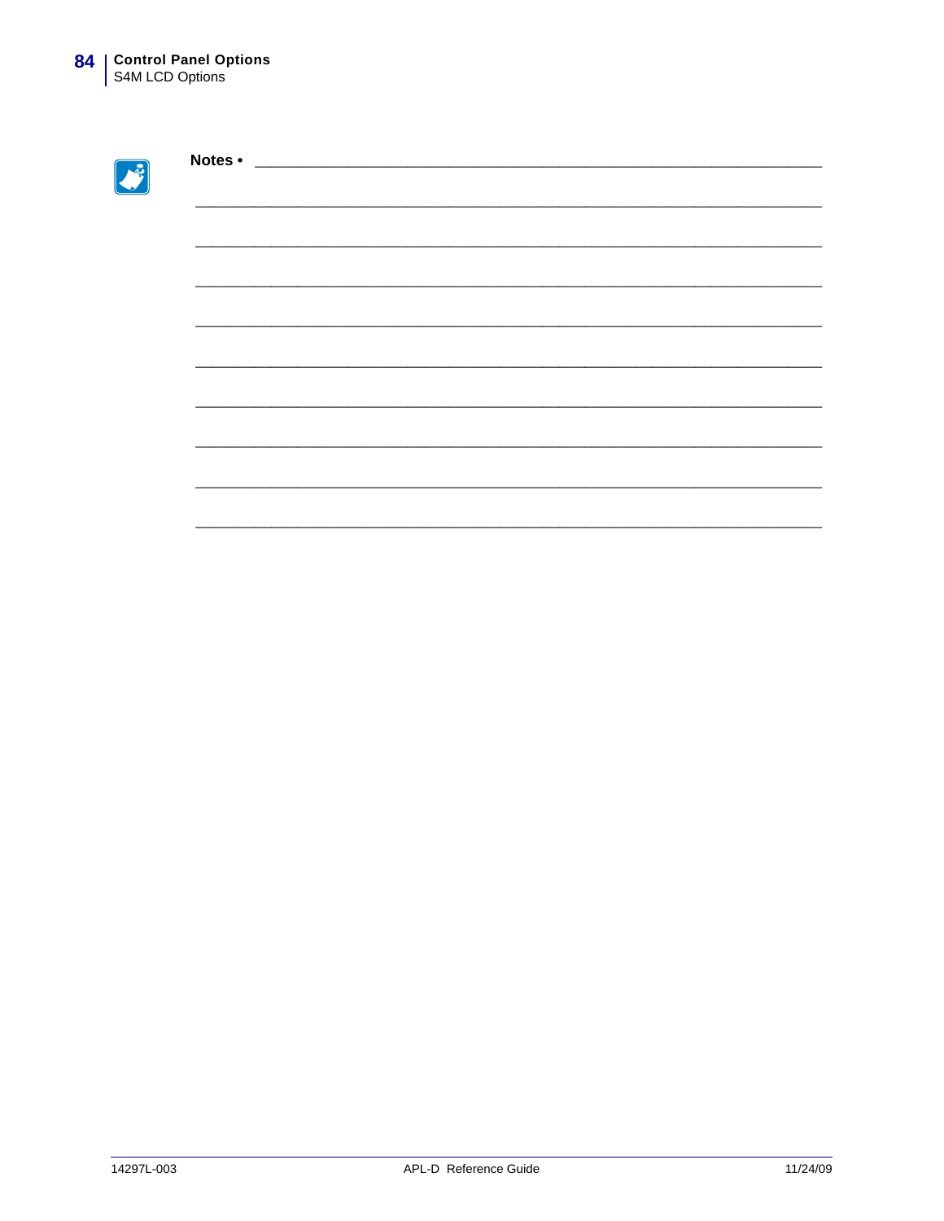**Notes •** ___________________________________________________________________

______________________________________________________________________________

______________________________________________________________________________

______________________________________________________________________________

______________________________________________________________________________

______________________________________________________________________________

______________________________________________________________________________

______________________________________________________________________________

______________________________________________________________________________

______________________________________________________________________________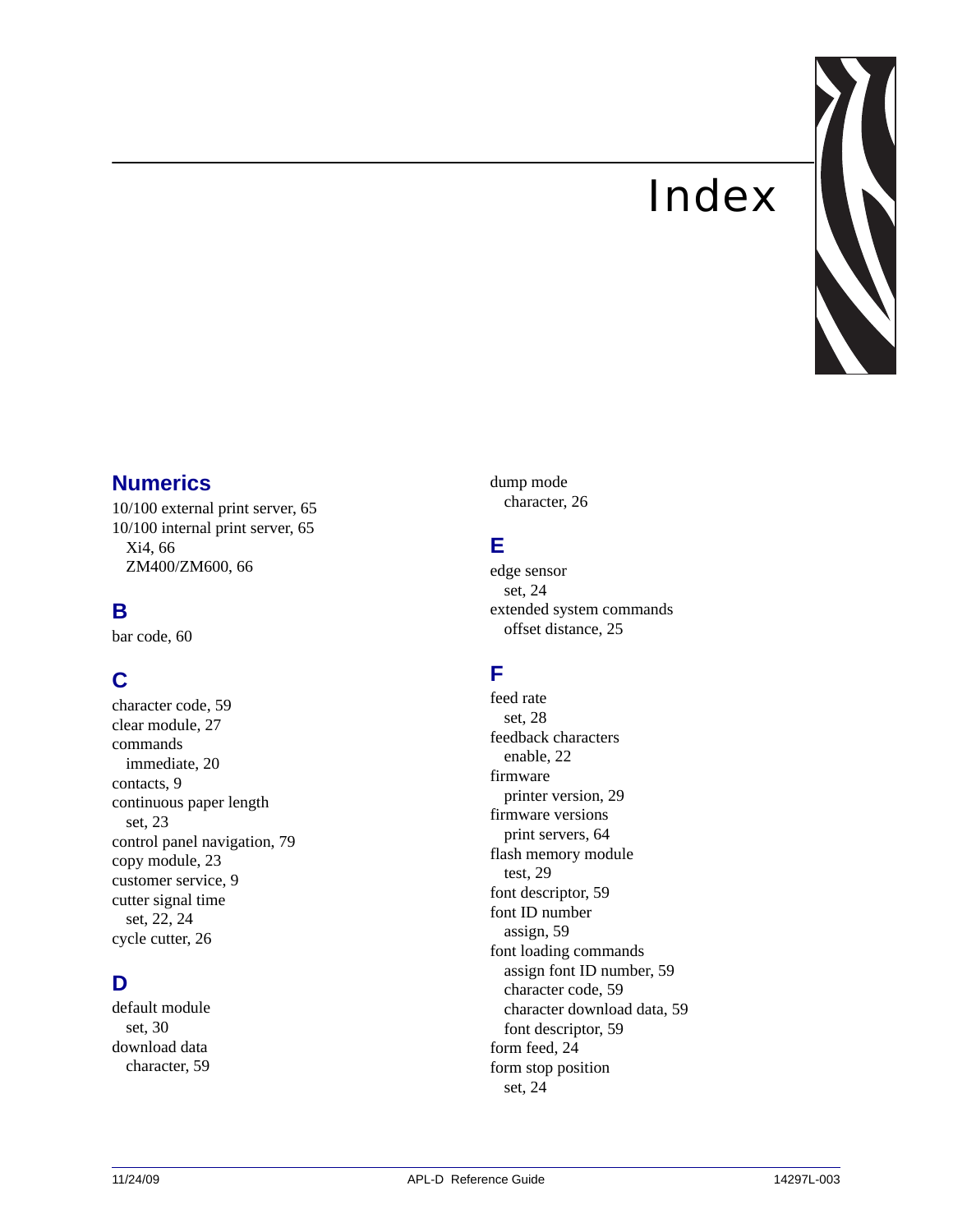# Index

## Numerics

10/100 external print server, 65
10/100 internal print server, 65
  Xi4, 66
  ZM400/ZM600, 66

## B

bar code, 60

## C

character code, 59
clear module, 27
commands
  immediate, 20
contacts, 9
continuous paper length
  set, 23
control panel navigation, 79
copy module, 23
customer service, 9
cutter signal time
  set, 22, 24
cycle cutter, 26

## D

default module
  set, 30
download data
  character, 59
dump mode
  character, 26

## E

edge sensor
  set, 24
extended system commands
  offset distance, 25

## F

feed rate
  set, 28
feedback characters
  enable, 22
firmware
  printer version, 29
firmware versions
  print servers, 64
flash memory module
  test, 29
font descriptor, 59
font ID number
  assign, 59
font loading commands
  assign font ID number, 59
  character code, 59
  character download data, 59
  font descriptor, 59
form feed, 24
form stop position
  set, 24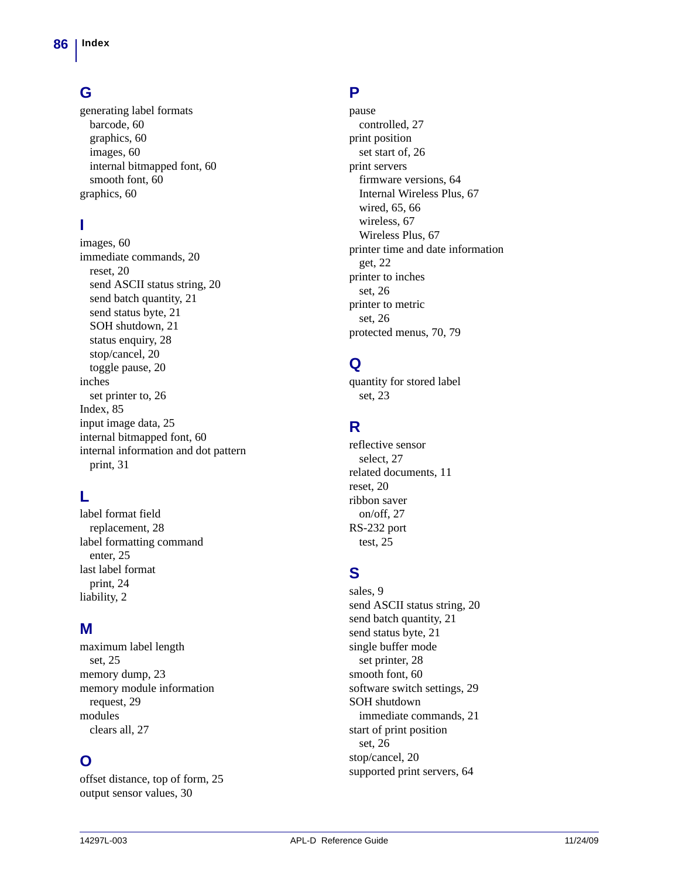## G

generating label formats
- barcode, 60
- graphics, 60
- images, 60
- internal bitmapped font, 60
- smooth font, 60

graphics, 60

## I

images, 60
immediate commands, 20
- reset, 20
- send ASCII status string, 20
- send batch quantity, 21
- send status byte, 21
- SOH shutdown, 21
- status enquiry, 28
- stop/cancel, 20
- toggle pause, 20

inches
- set printer to, 26

Index, 85
input image data, 25
internal bitmapped font, 60
internal information and dot pattern
- print, 31

## L

label format field
- replacement, 28

label formatting command
- enter, 25

last label format
- print, 24

liability, 2

## M

maximum label length
- set, 25

memory dump, 23
memory module information
- request, 29

modules
- clears all, 27

## O

offset distance, top of form, 25
output sensor values, 30

## P

pause
- controlled, 27

print position
- set start of, 26

print servers
- firmware versions, 64
- Internal Wireless Plus, 67
- wired, 65, 66
- wireless, 67
- Wireless Plus, 67

printer time and date information
- get, 22

printer to inches
- set, 26

printer to metric
- set, 26

protected menus, 70, 79

## Q

quantity for stored label
- set, 23

## R

reflective sensor
- select, 27

related documents, 11
reset, 20
ribbon saver
- on/off, 27

RS-232 port
- test, 25

## S

sales, 9
send ASCII status string, 20
send batch quantity, 21
send status byte, 21
single buffer mode
- set printer, 28

smooth font, 60
software switch settings, 29
SOH shutdown
- immediate commands, 21

start of print position
- set, 26

stop/cancel, 20
supported print servers, 64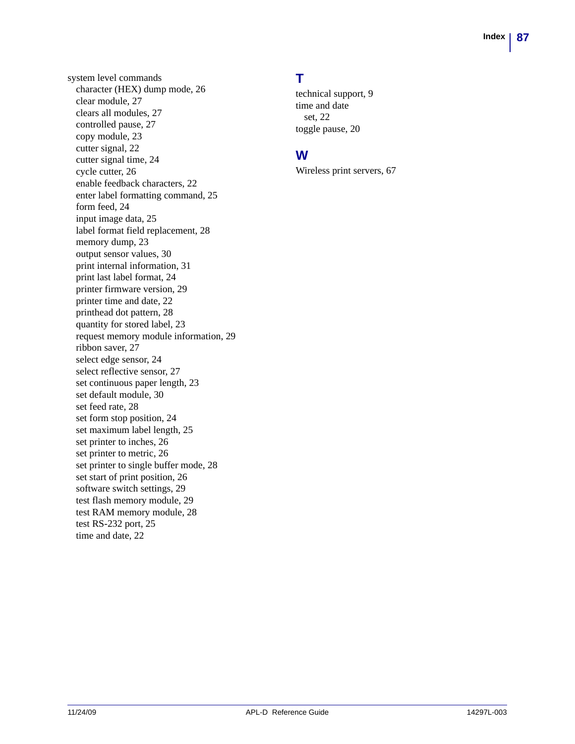system level commands
- character (HEX) dump mode, 26
- clear module, 27
- clears all modules, 27
- controlled pause, 27
- copy module, 23
- cutter signal, 22
- cutter signal time, 24
- cycle cutter, 26
- enable feedback characters, 22
- enter label formatting command, 25
- form feed, 24
- input image data, 25
- label format field replacement, 28
- memory dump, 23
- output sensor values, 30
- print internal information, 31
- print last label format, 24
- printer firmware version, 29
- printer time and date, 22
- printhead dot pattern, 28
- quantity for stored label, 23
- request memory module information, 29
- ribbon saver, 27
- select edge sensor, 24
- select reflective sensor, 27
- set continuous paper length, 23
- set default module, 30
- set feed rate, 28
- set form stop position, 24
- set maximum label length, 25
- set printer to inches, 26
- set printer to metric, 26
- set printer to single buffer mode, 28
- set start of print position, 26
- software switch settings, 29
- test flash memory module, 29
- test RAM memory module, 28
- test RS-232 port, 25
- time and date, 22

## T

technical support, 9
time and date
- set, 22

toggle pause, 20

## W

Wireless print servers, 67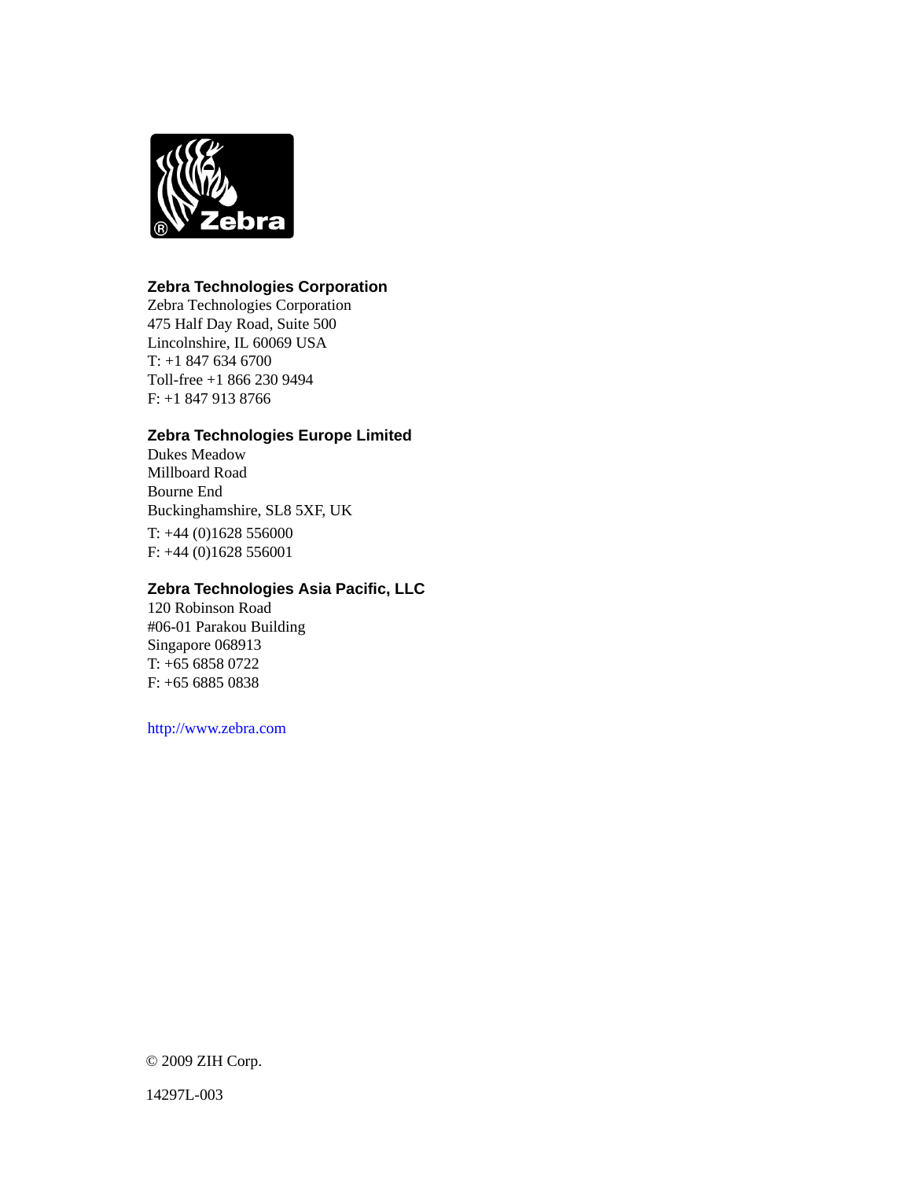**Zebra Technologies Corporation**
Zebra Technologies Corporation
475 Half Day Road, Suite 500
Lincolnshire, IL 60069 USA
T: +1 847 634 6700
Toll-free +1 866 230 9494
F: +1 847 913 8766

**Zebra Technologies Europe Limited**
Dukes Meadow
Millboard Road
Bourne End
Buckinghamshire, SL8 5XF, UK
T: +44 (0)1628 556000
F: +44 (0)1628 556001

**Zebra Technologies Asia Pacific, LLC**
120 Robinson Road
#06-01 Parakou Building
Singapore 068913
T: +65 6858 0722
F: +65 6885 0838

http://www.zebra.com

© 2009 ZIH Corp.

14297L-003